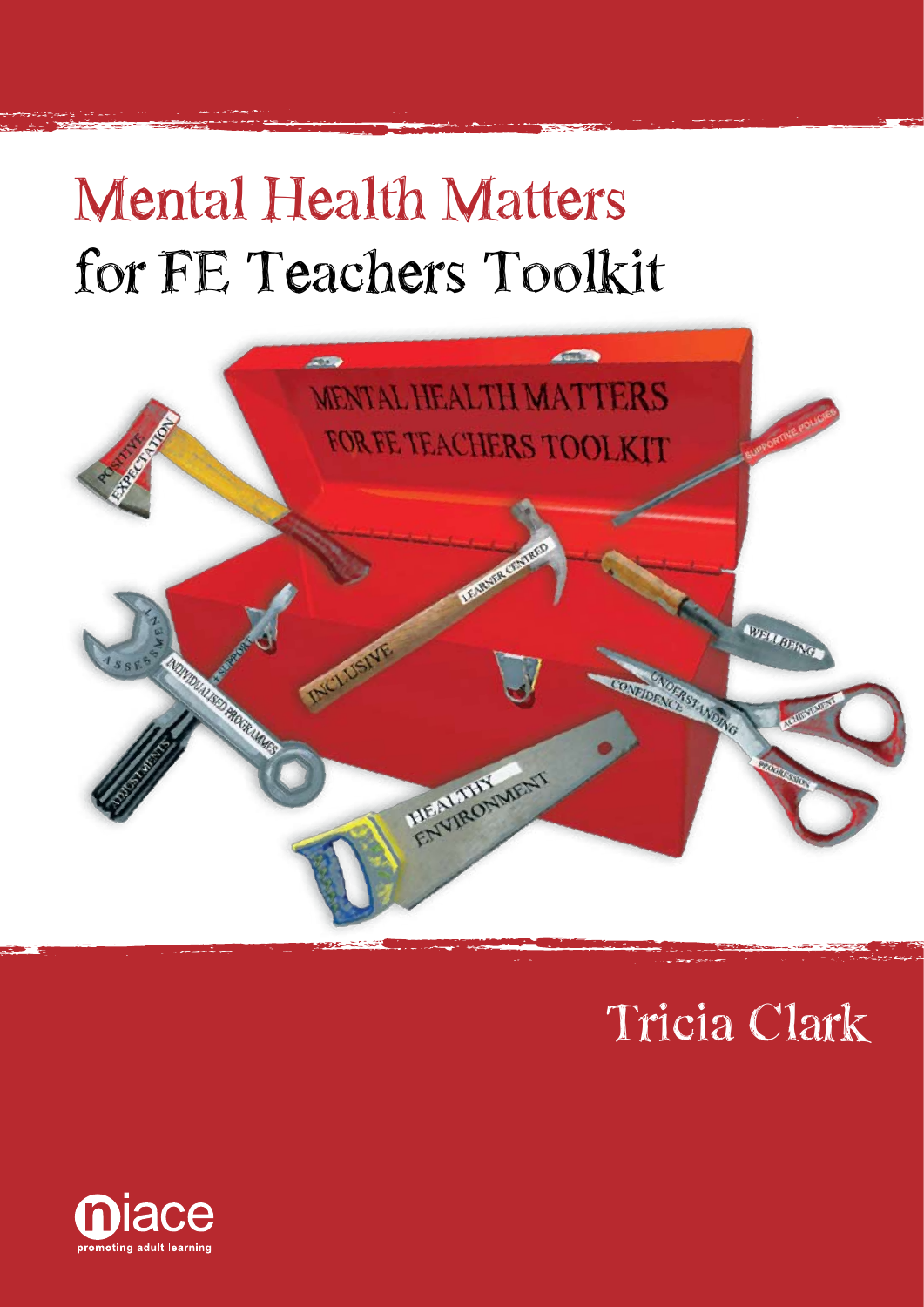# Mental Health Matters
# for FE Teachers Toolkit

Tricia Clark

niace
promoting adult learning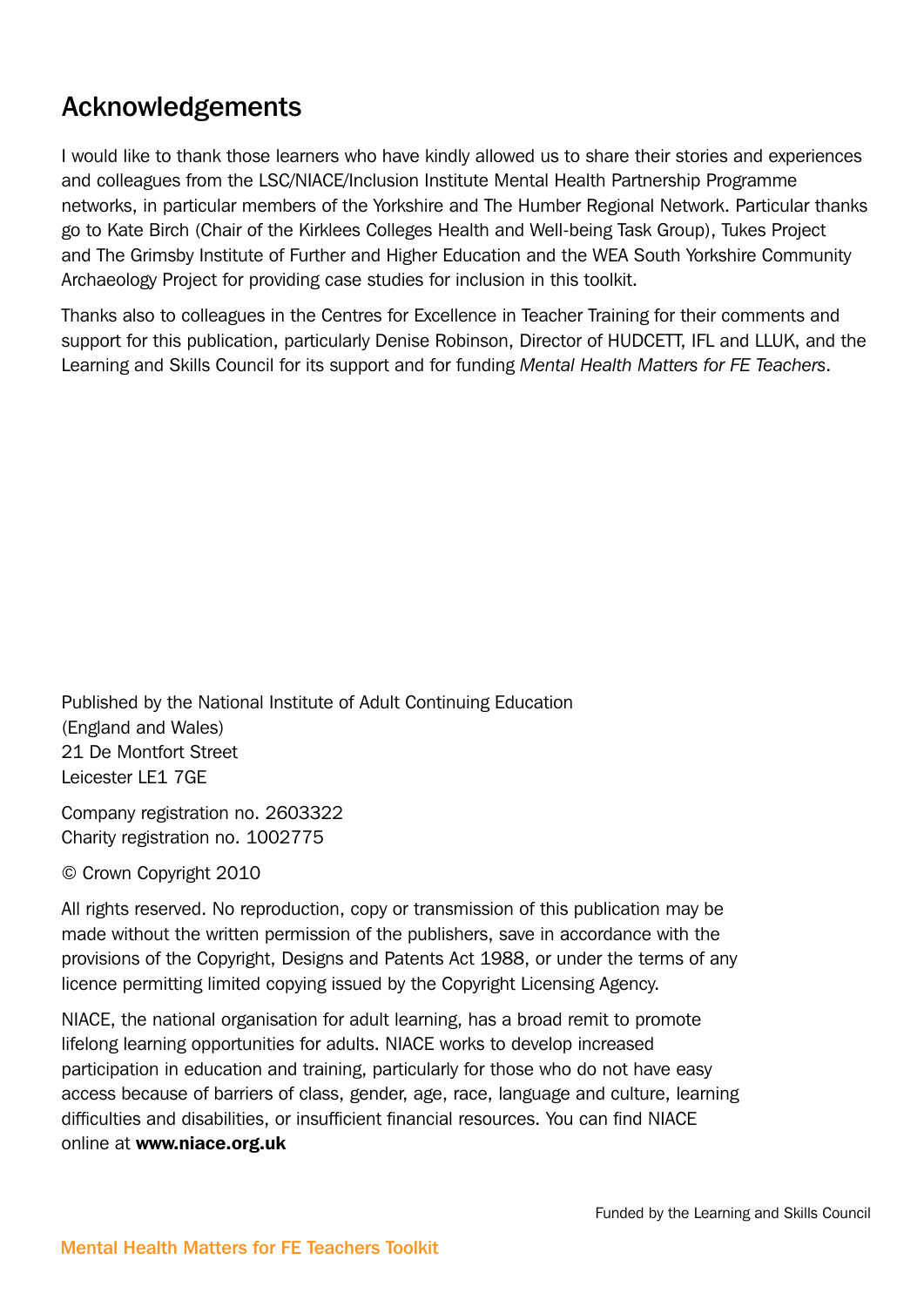## Acknowledgements

I would like to thank those learners who have kindly allowed us to share their stories and experiences and colleagues from the LSC/NIACE/Inclusion Institute Mental Health Partnership Programme networks, in particular members of the Yorkshire and The Humber Regional Network. Particular thanks go to Kate Birch (Chair of the Kirklees Colleges Health and Well-being Task Group), Tukes Project and The Grimsby Institute of Further and Higher Education and the WEA South Yorkshire Community Archaeology Project for providing case studies for inclusion in this toolkit.

Thanks also to colleagues in the Centres for Excellence in Teacher Training for their comments and support for this publication, particularly Denise Robinson, Director of HUDCETT, IFL and LLUK, and the Learning and Skills Council for its support and for funding *Mental Health Matters for FE Teachers*.

Published by the National Institute of Adult Continuing Education
(England and Wales)
21 De Montfort Street
Leicester LE1 7GE

Company registration no. 2603322
Charity registration no. 1002775

© Crown Copyright 2010

All rights reserved. No reproduction, copy or transmission of this publication may be made without the written permission of the publishers, save in accordance with the provisions of the Copyright, Designs and Patents Act 1988, or under the terms of any licence permitting limited copying issued by the Copyright Licensing Agency.

NIACE, the national organisation for adult learning, has a broad remit to promote lifelong learning opportunities for adults. NIACE works to develop increased participation in education and training, particularly for those who do not have easy access because of barriers of class, gender, age, race, language and culture, learning difficulties and disabilities, or insufficient financial resources. You can find NIACE online at **www.niace.org.uk**

Funded by the Learning and Skills Council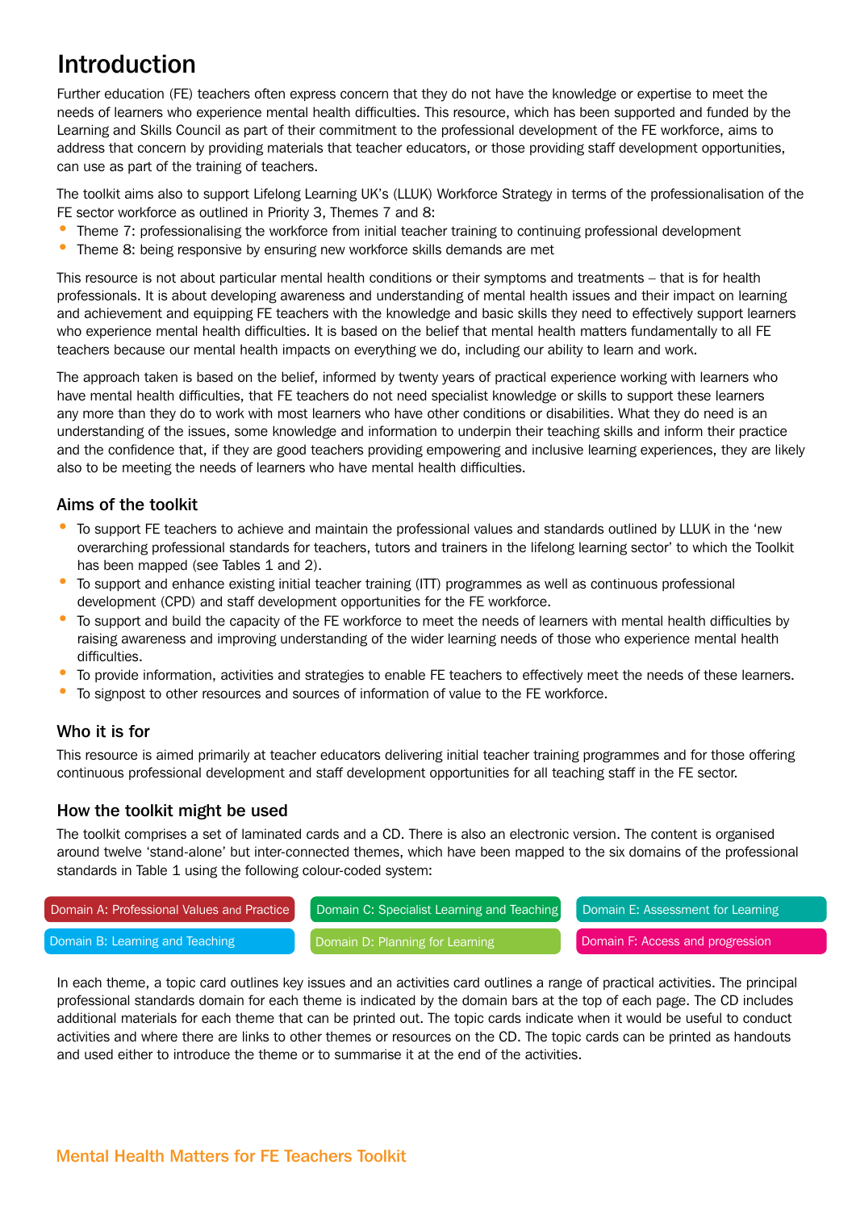# Introduction

Further education (FE) teachers often express concern that they do not have the knowledge or expertise to meet the needs of learners who experience mental health difficulties. This resource, which has been supported and funded by the Learning and Skills Council as part of their commitment to the professional development of the FE workforce, aims to address that concern by providing materials that teacher educators, or those providing staff development opportunities, can use as part of the training of teachers.

The toolkit aims also to support Lifelong Learning UK's (LLUK) Workforce Strategy in terms of the professionalisation of the FE sector workforce as outlined in Priority 3, Themes 7 and 8:

- Theme 7: professionalising the workforce from initial teacher training to continuing professional development
- Theme 8: being responsive by ensuring new workforce skills demands are met

This resource is not about particular mental health conditions or their symptoms and treatments – that is for health professionals. It is about developing awareness and understanding of mental health issues and their impact on learning and achievement and equipping FE teachers with the knowledge and basic skills they need to effectively support learners who experience mental health difficulties. It is based on the belief that mental health matters fundamentally to all FE teachers because our mental health impacts on everything we do, including our ability to learn and work.

The approach taken is based on the belief, informed by twenty years of practical experience working with learners who have mental health difficulties, that FE teachers do not need specialist knowledge or skills to support these learners any more than they do to work with most learners who have other conditions or disabilities. What they do need is an understanding of the issues, some knowledge and information to underpin their teaching skills and inform their practice and the confidence that, if they are good teachers providing empowering and inclusive learning experiences, they are likely also to be meeting the needs of learners who have mental health difficulties.

## Aims of the toolkit

- To support FE teachers to achieve and maintain the professional values and standards outlined by LLUK in the 'new overarching professional standards for teachers, tutors and trainers in the lifelong learning sector' to which the Toolkit has been mapped (see Tables 1 and 2).
- To support and enhance existing initial teacher training (ITT) programmes as well as continuous professional development (CPD) and staff development opportunities for the FE workforce.
- To support and build the capacity of the FE workforce to meet the needs of learners with mental health difficulties by raising awareness and improving understanding of the wider learning needs of those who experience mental health difficulties.
- To provide information, activities and strategies to enable FE teachers to effectively meet the needs of these learners.
- To signpost to other resources and sources of information of value to the FE workforce.

## Who it is for

This resource is aimed primarily at teacher educators delivering initial teacher training programmes and for those offering continuous professional development and staff development opportunities for all teaching staff in the FE sector.

## How the toolkit might be used

The toolkit comprises a set of laminated cards and a CD. There is also an electronic version. The content is organised around twelve 'stand-alone' but inter-connected themes, which have been mapped to the six domains of the professional standards in Table 1 using the following colour-coded system:

| | | |
|---|---|---|
| Domain A: Professional Values and Practice | Domain C: Specialist Learning and Teaching | Domain E: Assessment for Learning |
| Domain B: Learning and Teaching | Domain D: Planning for Learning | Domain F: Access and progression |

In each theme, a topic card outlines key issues and an activities card outlines a range of practical activities. The principal professional standards domain for each theme is indicated by the domain bars at the top of each page. The CD includes additional materials for each theme that can be printed out. The topic cards indicate when it would be useful to conduct activities and where there are links to other themes or resources on the CD. The topic cards can be printed as handouts and used either to introduce the theme or to summarise it at the end of the activities.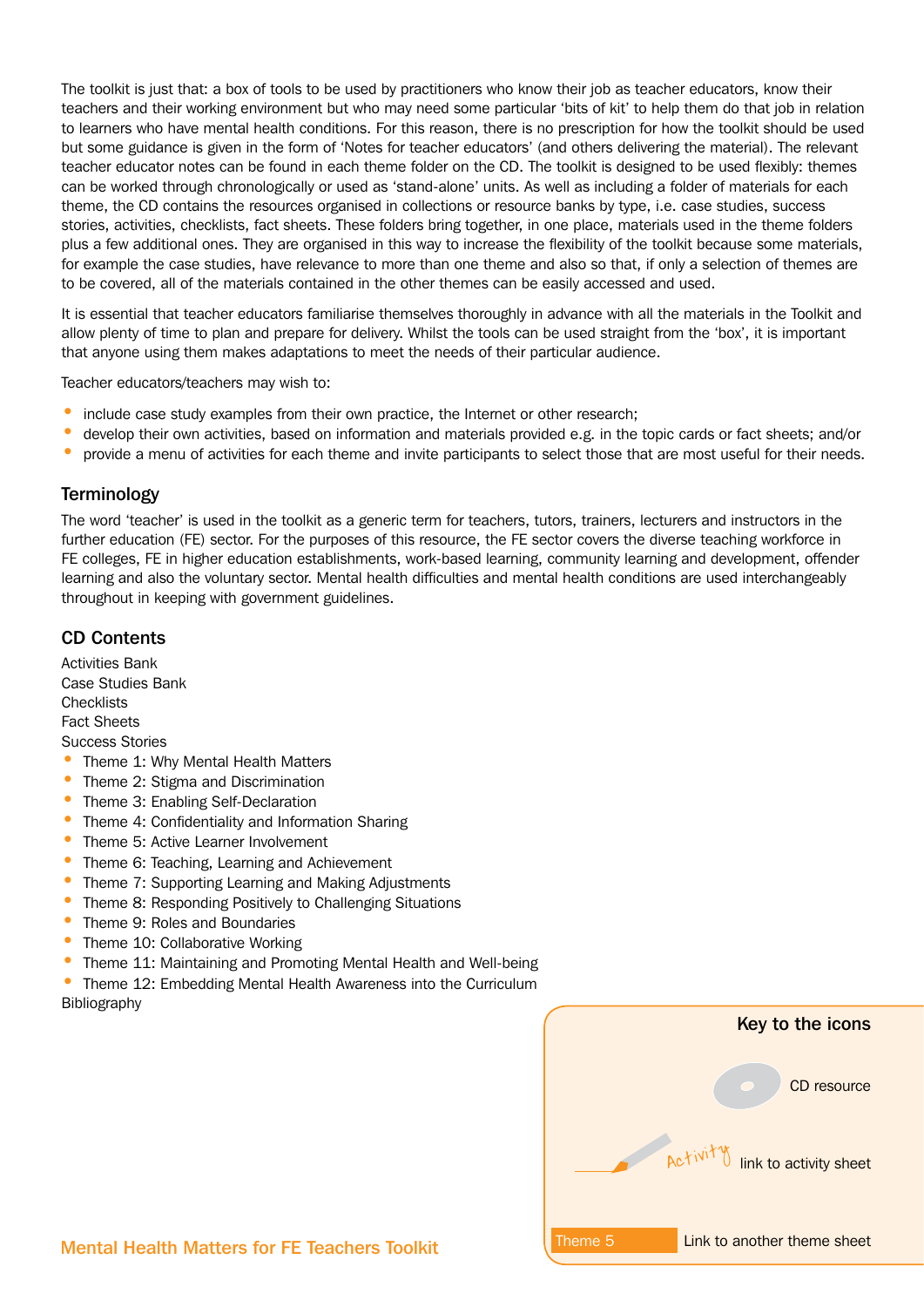The toolkit is just that: a box of tools to be used by practitioners who know their job as teacher educators, know their teachers and their working environment but who may need some particular 'bits of kit' to help them do that job in relation to learners who have mental health conditions. For this reason, there is no prescription for how the toolkit should be used but some guidance is given in the form of 'Notes for teacher educators' (and others delivering the material). The relevant teacher educator notes can be found in each theme folder on the CD. The toolkit is designed to be used flexibly: themes can be worked through chronologically or used as 'stand-alone' units. As well as including a folder of materials for each theme, the CD contains the resources organised in collections or resource banks by type, i.e. case studies, success stories, activities, checklists, fact sheets. These folders bring together, in one place, materials used in the theme folders plus a few additional ones. They are organised in this way to increase the flexibility of the toolkit because some materials, for example the case studies, have relevance to more than one theme and also so that, if only a selection of themes are to be covered, all of the materials contained in the other themes can be easily accessed and used.

It is essential that teacher educators familiarise themselves thoroughly in advance with all the materials in the Toolkit and allow plenty of time to plan and prepare for delivery. Whilst the tools can be used straight from the 'box', it is important that anyone using them makes adaptations to meet the needs of their particular audience.

Teacher educators/teachers may wish to:

- include case study examples from their own practice, the Internet or other research;
- develop their own activities, based on information and materials provided e.g. in the topic cards or fact sheets; and/or
- provide a menu of activities for each theme and invite participants to select those that are most useful for their needs.

## Terminology

The word 'teacher' is used in the toolkit as a generic term for teachers, tutors, trainers, lecturers and instructors in the further education (FE) sector. For the purposes of this resource, the FE sector covers the diverse teaching workforce in FE colleges, FE in higher education establishments, work-based learning, community learning and development, offender learning and also the voluntary sector. Mental health difficulties and mental health conditions are used interchangeably throughout in keeping with government guidelines.

## CD Contents

Activities Bank
Case Studies Bank
Checklists
Fact Sheets
Success Stories

- Theme 1: Why Mental Health Matters
- Theme 2: Stigma and Discrimination
- Theme 3: Enabling Self-Declaration
- Theme 4: Confidentiality and Information Sharing
- Theme 5: Active Learner Involvement
- Theme 6: Teaching, Learning and Achievement
- Theme 7: Supporting Learning and Making Adjustments
- Theme 8: Responding Positively to Challenging Situations
- Theme 9: Roles and Boundaries
- Theme 10: Collaborative Working
- Theme 11: Maintaining and Promoting Mental Health and Well-being
- Theme 12: Embedding Mental Health Awareness into the Curriculum

Bibliography

### Key to the icons

CD resource

Activity — link to activity sheet

Theme 5 — Link to another theme sheet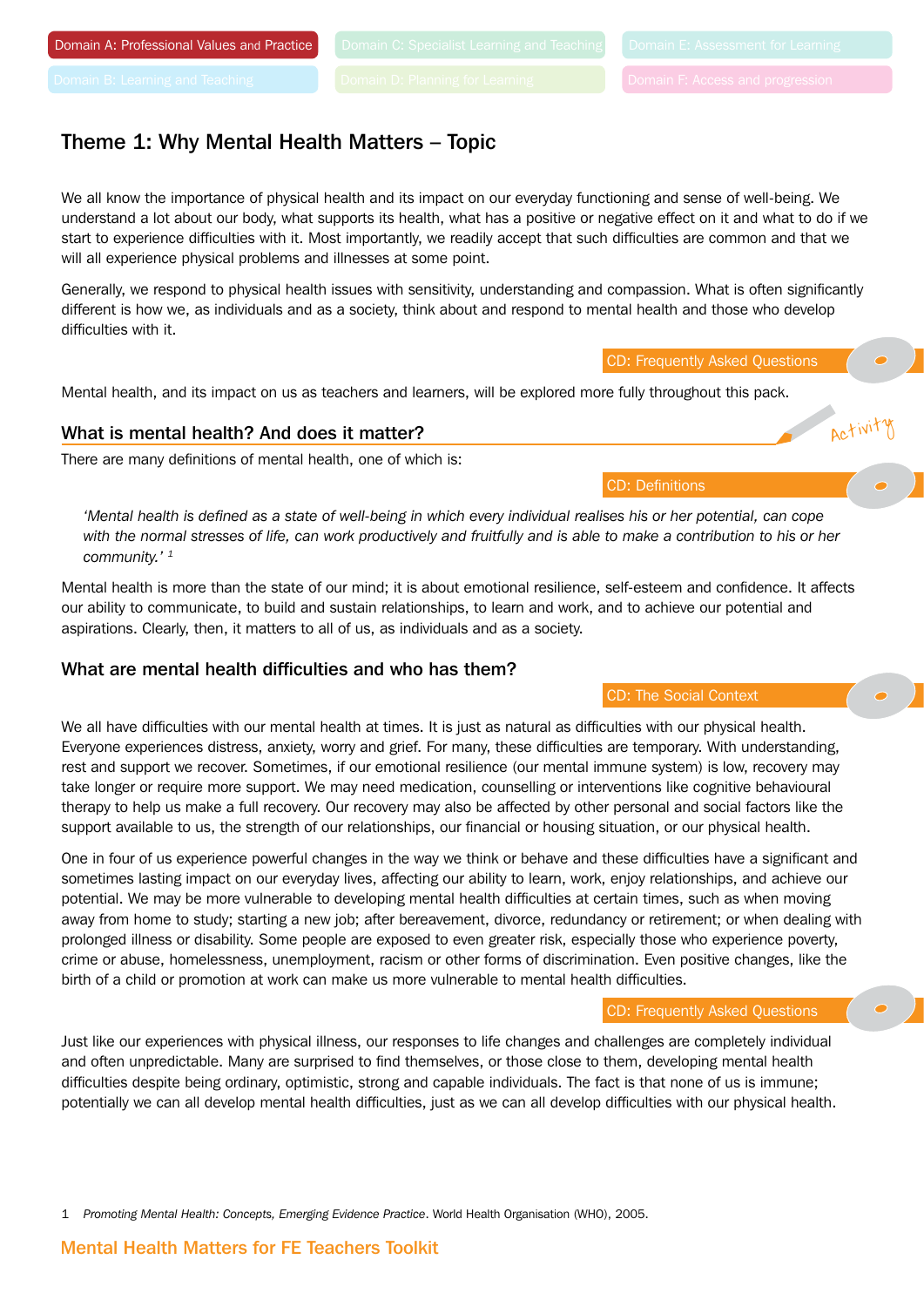Domain A: Professional Values and Practice

## Theme 1: Why Mental Health Matters – Topic

We all know the importance of physical health and its impact on our everyday functioning and sense of well-being. We understand a lot about our body, what supports its health, what has a positive or negative effect on it and what to do if we start to experience difficulties with it. Most importantly, we readily accept that such difficulties are common and that we will all experience physical problems and illnesses at some point.

Generally, we respond to physical health issues with sensitivity, understanding and compassion. What is often significantly different is how we, as individuals and as a society, think about and respond to mental health and those who develop difficulties with it.

CD: Frequently Asked Questions

Mental health, and its impact on us as teachers and learners, will be explored more fully throughout this pack.

### What is mental health? And does it matter?

Activity

There are many definitions of mental health, one of which is:

CD: Definitions

> *'Mental health is defined as a state of well-being in which every individual realises his or her potential, can cope with the normal stresses of life, can work productively and fruitfully and is able to make a contribution to his or her community.'* [1]

Mental health is more than the state of our mind; it is about emotional resilience, self-esteem and confidence. It affects our ability to communicate, to build and sustain relationships, to learn and work, and to achieve our potential and aspirations. Clearly, then, it matters to all of us, as individuals and as a society.

### What are mental health difficulties and who has them?

CD: The Social Context

We all have difficulties with our mental health at times. It is just as natural as difficulties with our physical health. Everyone experiences distress, anxiety, worry and grief. For many, these difficulties are temporary. With understanding, rest and support we recover. Sometimes, if our emotional resilience (our mental immune system) is low, recovery may take longer or require more support. We may need medication, counselling or interventions like cognitive behavioural therapy to help us make a full recovery. Our recovery may also be affected by other personal and social factors like the support available to us, the strength of our relationships, our financial or housing situation, or our physical health.

One in four of us experience powerful changes in the way we think or behave and these difficulties have a significant and sometimes lasting impact on our everyday lives, affecting our ability to learn, work, enjoy relationships, and achieve our potential. We may be more vulnerable to developing mental health difficulties at certain times, such as when moving away from home to study; starting a new job; after bereavement, divorce, redundancy or retirement; or when dealing with prolonged illness or disability. Some people are exposed to even greater risk, especially those who experience poverty, crime or abuse, homelessness, unemployment, racism or other forms of discrimination. Even positive changes, like the birth of a child or promotion at work can make us more vulnerable to mental health difficulties.

CD: Frequently Asked Questions

Just like our experiences with physical illness, our responses to life changes and challenges are completely individual and often unpredictable. Many are surprised to find themselves, or those close to them, developing mental health difficulties despite being ordinary, optimistic, strong and capable individuals. The fact is that none of us is immune; potentially we can all develop mental health difficulties, just as we can all develop difficulties with our physical health.

1 *Promoting Mental Health: Concepts, Emerging Evidence Practice*. World Health Organisation (WHO), 2005.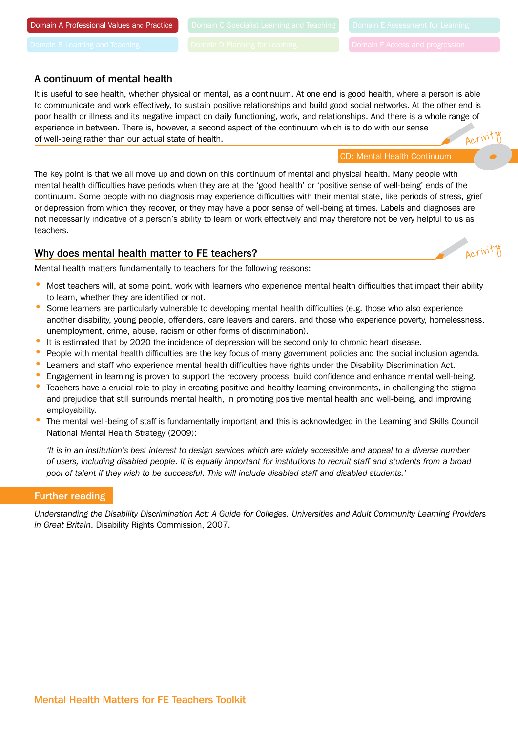## A continuum of mental health

It is useful to see health, whether physical or mental, as a continuum. At one end is good health, where a person is able to communicate and work effectively, to sustain positive relationships and build good social networks. At the other end is poor health or illness and its negative impact on daily functioning, work, and relationships. And there is a whole range of experience in between. There is, however, a second aspect of the continuum which is to do with our sense of well-being rather than our actual state of health.

Activity

CD: Mental Health Continuum

The key point is that we all move up and down on this continuum of mental and physical health. Many people with mental health difficulties have periods when they are at the 'good health' or 'positive sense of well-being' ends of the continuum. Some people with no diagnosis may experience difficulties with their mental state, like periods of stress, grief or depression from which they recover, or they may have a poor sense of well-being at times. Labels and diagnoses are not necessarily indicative of a person's ability to learn or work effectively and may therefore not be very helpful to us as teachers.

## Why does mental health matter to FE teachers?

Activity

Mental health matters fundamentally to teachers for the following reasons:

- Most teachers will, at some point, work with learners who experience mental health difficulties that impact their ability to learn, whether they are identified or not.
- Some learners are particularly vulnerable to developing mental health difficulties (e.g. those who also experience another disability, young people, offenders, care leavers and carers, and those who experience poverty, homelessness, unemployment, crime, abuse, racism or other forms of discrimination).
- It is estimated that by 2020 the incidence of depression will be second only to chronic heart disease.
- People with mental health difficulties are the key focus of many government policies and the social inclusion agenda.
- Learners and staff who experience mental health difficulties have rights under the Disability Discrimination Act.
- Engagement in learning is proven to support the recovery process, build confidence and enhance mental well-being.
- Teachers have a crucial role to play in creating positive and healthy learning environments, in challenging the stigma and prejudice that still surrounds mental health, in promoting positive mental health and well-being, and improving employability.
- The mental well-being of staff is fundamentally important and this is acknowledged in the Learning and Skills Council National Mental Health Strategy (2009):

  *'It is in an institution's best interest to design services which are widely accessible and appeal to a diverse number of users, including disabled people. It is equally important for institutions to recruit staff and students from a broad pool of talent if they wish to be successful. This will include disabled staff and disabled students.'*

## Further reading

*Understanding the Disability Discrimination Act: A Guide for Colleges, Universities and Adult Community Learning Providers in Great Britain*. Disability Rights Commission, 2007.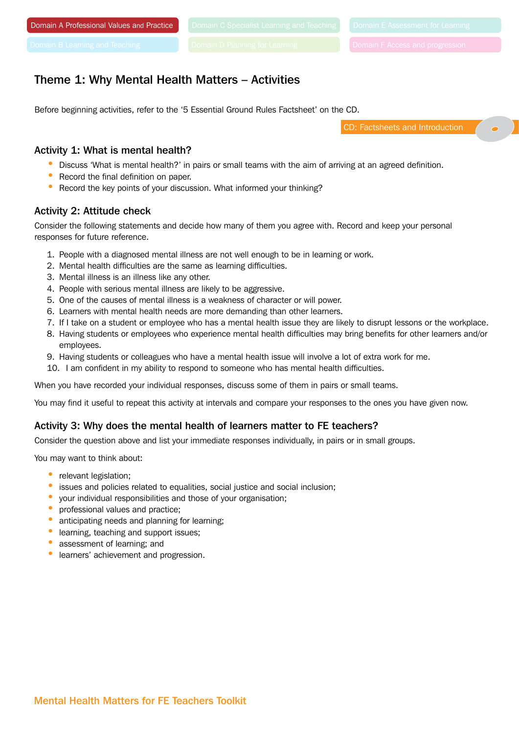Domain A Professional Values and Practice

Domain B Learning and Teaching

Domain C Specialist Learning and Teaching

Domain D Planning for Learning

Domain E Assessment for Learning

Domain F Access and progression

## Theme 1: Why Mental Health Matters – Activities

Before beginning activities, refer to the '5 Essential Ground Rules Factsheet' on the CD.

CD: Factsheets and Introduction

### Activity 1: What is mental health?

- Discuss 'What is mental health?' in pairs or small teams with the aim of arriving at an agreed definition.
- Record the final definition on paper.
- Record the key points of your discussion. What informed your thinking?

### Activity 2: Attitude check

Consider the following statements and decide how many of them you agree with. Record and keep your personal responses for future reference.

1. People with a diagnosed mental illness are not well enough to be in learning or work.
2. Mental health difficulties are the same as learning difficulties.
3. Mental illness is an illness like any other.
4. People with serious mental illness are likely to be aggressive.
5. One of the causes of mental illness is a weakness of character or will power.
6. Learners with mental health needs are more demanding than other learners.
7. If I take on a student or employee who has a mental health issue they are likely to disrupt lessons or the workplace.
8. Having students or employees who experience mental health difficulties may bring benefits for other learners and/or employees.
9. Having students or colleagues who have a mental health issue will involve a lot of extra work for me.
10. I am confident in my ability to respond to someone who has mental health difficulties.

When you have recorded your individual responses, discuss some of them in pairs or small teams.

You may find it useful to repeat this activity at intervals and compare your responses to the ones you have given now.

### Activity 3: Why does the mental health of learners matter to FE teachers?

Consider the question above and list your immediate responses individually, in pairs or in small groups.

You may want to think about:

- relevant legislation;
- issues and policies related to equalities, social justice and social inclusion;
- your individual responsibilities and those of your organisation;
- professional values and practice;
- anticipating needs and planning for learning;
- learning, teaching and support issues;
- assessment of learning; and
- learners' achievement and progression.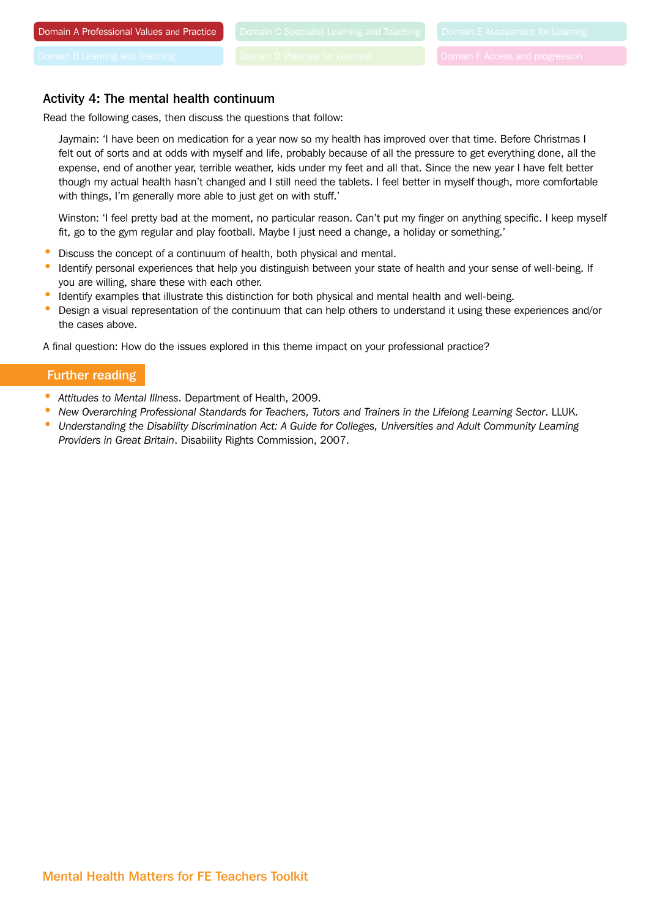## Activity 4: The mental health continuum

Read the following cases, then discuss the questions that follow:

> Jaymain: 'I have been on medication for a year now so my health has improved over that time. Before Christmas I felt out of sorts and at odds with myself and life, probably because of all the pressure to get everything done, all the expense, end of another year, terrible weather, kids under my feet and all that. Since the new year I have felt better though my actual health hasn't changed and I still need the tablets. I feel better in myself though, more comfortable with things, I'm generally more able to just get on with stuff.'

> Winston: 'I feel pretty bad at the moment, no particular reason. Can't put my finger on anything specific. I keep myself fit, go to the gym regular and play football. Maybe I just need a change, a holiday or something.'

- Discuss the concept of a continuum of health, both physical and mental.
- Identify personal experiences that help you distinguish between your state of health and your sense of well-being. If you are willing, share these with each other.
- Identify examples that illustrate this distinction for both physical and mental health and well-being.
- Design a visual representation of the continuum that can help others to understand it using these experiences and/or the cases above.

A final question: How do the issues explored in this theme impact on your professional practice?

## Further reading

- *Attitudes to Mental Illness*. Department of Health, 2009.
- *New Overarching Professional Standards for Teachers, Tutors and Trainers in the Lifelong Learning Sector*. LLUK.
- *Understanding the Disability Discrimination Act: A Guide for Colleges, Universities and Adult Community Learning Providers in Great Britain*. Disability Rights Commission, 2007.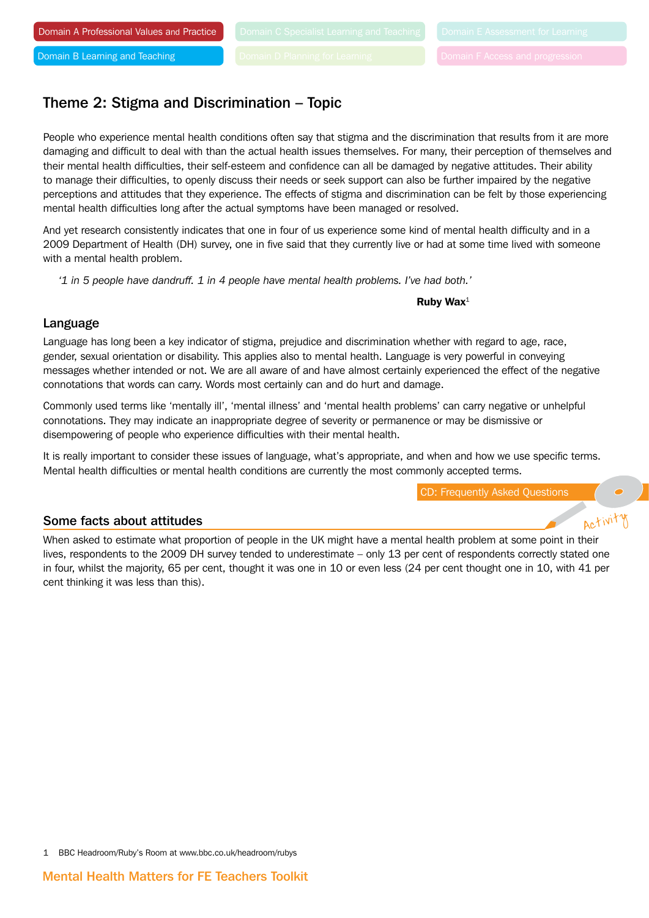Domain A Professional Values and Practice

Domain B Learning and Teaching

## Theme 2: Stigma and Discrimination – Topic

People who experience mental health conditions often say that stigma and the discrimination that results from it are more damaging and difficult to deal with than the actual health issues themselves. For many, their perception of themselves and their mental health difficulties, their self-esteem and confidence can all be damaged by negative attitudes. Their ability to manage their difficulties, to openly discuss their needs or seek support can also be further impaired by the negative perceptions and attitudes that they experience. The effects of stigma and discrimination can be felt by those experiencing mental health difficulties long after the actual symptoms have been managed or resolved.

And yet research consistently indicates that one in four of us experience some kind of mental health difficulty and in a 2009 Department of Health (DH) survey, one in five said that they currently live or had at some time lived with someone with a mental health problem.

> *'1 in 5 people have dandruff. 1 in 4 people have mental health problems. I've had both.'*
>
> **Ruby Wax**[1]

### Language

Language has long been a key indicator of stigma, prejudice and discrimination whether with regard to age, race, gender, sexual orientation or disability. This applies also to mental health. Language is very powerful in conveying messages whether intended or not. We are all aware of and have almost certainly experienced the effect of the negative connotations that words can carry. Words most certainly can and do hurt and damage.

Commonly used terms like 'mentally ill', 'mental illness' and 'mental health problems' can carry negative or unhelpful connotations. They may indicate an inappropriate degree of severity or permanence or may be dismissive or disempowering of people who experience difficulties with their mental health.

It is really important to consider these issues of language, what's appropriate, and when and how we use specific terms. Mental health difficulties or mental health conditions are currently the most commonly accepted terms.

CD: Frequently Asked Questions

Activity

### Some facts about attitudes

When asked to estimate what proportion of people in the UK might have a mental health problem at some point in their lives, respondents to the 2009 DH survey tended to underestimate – only 13 per cent of respondents correctly stated one in four, whilst the majority, 65 per cent, thought it was one in 10 or even less (24 per cent thought one in 10, with 41 per cent thinking it was less than this).

1 BBC Headroom/Ruby's Room at www.bbc.co.uk/headroom/rubys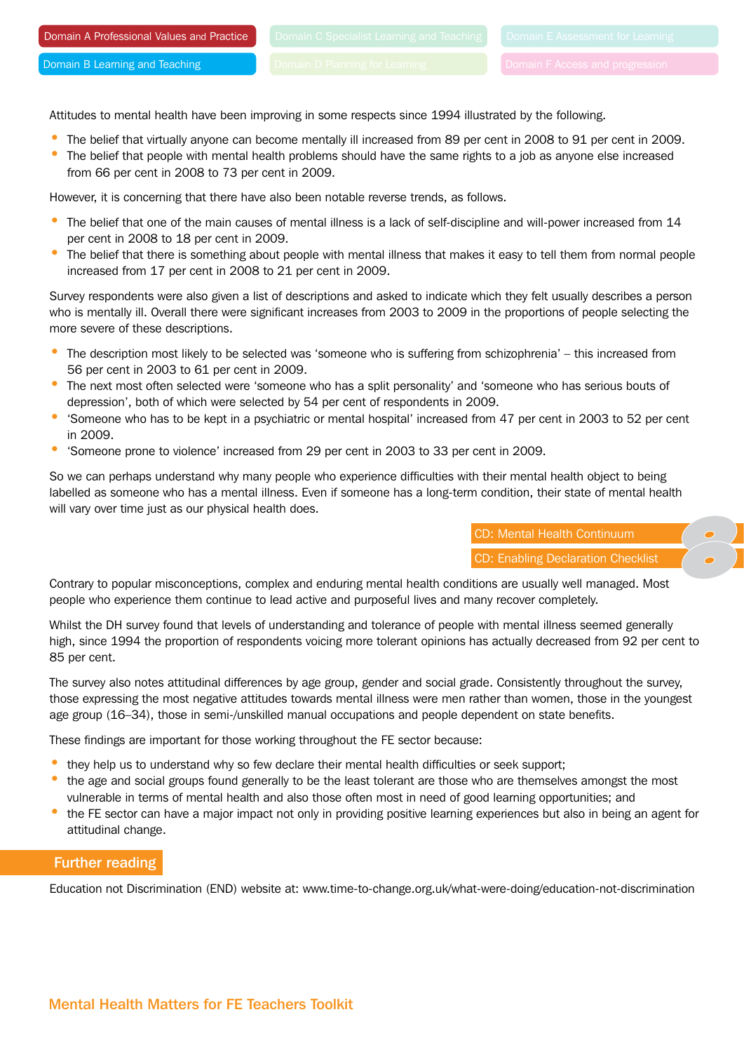Attitudes to mental health have been improving in some respects since 1994 illustrated by the following.

- The belief that virtually anyone can become mentally ill increased from 89 per cent in 2008 to 91 per cent in 2009.
- The belief that people with mental health problems should have the same rights to a job as anyone else increased from 66 per cent in 2008 to 73 per cent in 2009.

However, it is concerning that there have also been notable reverse trends, as follows.

- The belief that one of the main causes of mental illness is a lack of self-discipline and will-power increased from 14 per cent in 2008 to 18 per cent in 2009.
- The belief that there is something about people with mental illness that makes it easy to tell them from normal people increased from 17 per cent in 2008 to 21 per cent in 2009.

Survey respondents were also given a list of descriptions and asked to indicate which they felt usually describes a person who is mentally ill. Overall there were significant increases from 2003 to 2009 in the proportions of people selecting the more severe of these descriptions.

- The description most likely to be selected was 'someone who is suffering from schizophrenia' – this increased from 56 per cent in 2003 to 61 per cent in 2009.
- The next most often selected were 'someone who has a split personality' and 'someone who has serious bouts of depression', both of which were selected by 54 per cent of respondents in 2009.
- 'Someone who has to be kept in a psychiatric or mental hospital' increased from 47 per cent in 2003 to 52 per cent in 2009.
- 'Someone prone to violence' increased from 29 per cent in 2003 to 33 per cent in 2009.

So we can perhaps understand why many people who experience difficulties with their mental health object to being labelled as someone who has a mental illness. Even if someone has a long-term condition, their state of mental health will vary over time just as our physical health does.

CD: Mental Health Continuum

CD: Enabling Declaration Checklist

Contrary to popular misconceptions, complex and enduring mental health conditions are usually well managed. Most people who experience them continue to lead active and purposeful lives and many recover completely.

Whilst the DH survey found that levels of understanding and tolerance of people with mental illness seemed generally high, since 1994 the proportion of respondents voicing more tolerant opinions has actually decreased from 92 per cent to 85 per cent.

The survey also notes attitudinal differences by age group, gender and social grade. Consistently throughout the survey, those expressing the most negative attitudes towards mental illness were men rather than women, those in the youngest age group (16–34), those in semi-/unskilled manual occupations and people dependent on state benefits.

These findings are important for those working throughout the FE sector because:

- they help us to understand why so few declare their mental health difficulties or seek support;
- the age and social groups found generally to be the least tolerant are those who are themselves amongst the most vulnerable in terms of mental health and also those often most in need of good learning opportunities; and
- the FE sector can have a major impact not only in providing positive learning experiences but also in being an agent for attitudinal change.

## Further reading

Education not Discrimination (END) website at: www.time-to-change.org.uk/what-were-doing/education-not-discrimination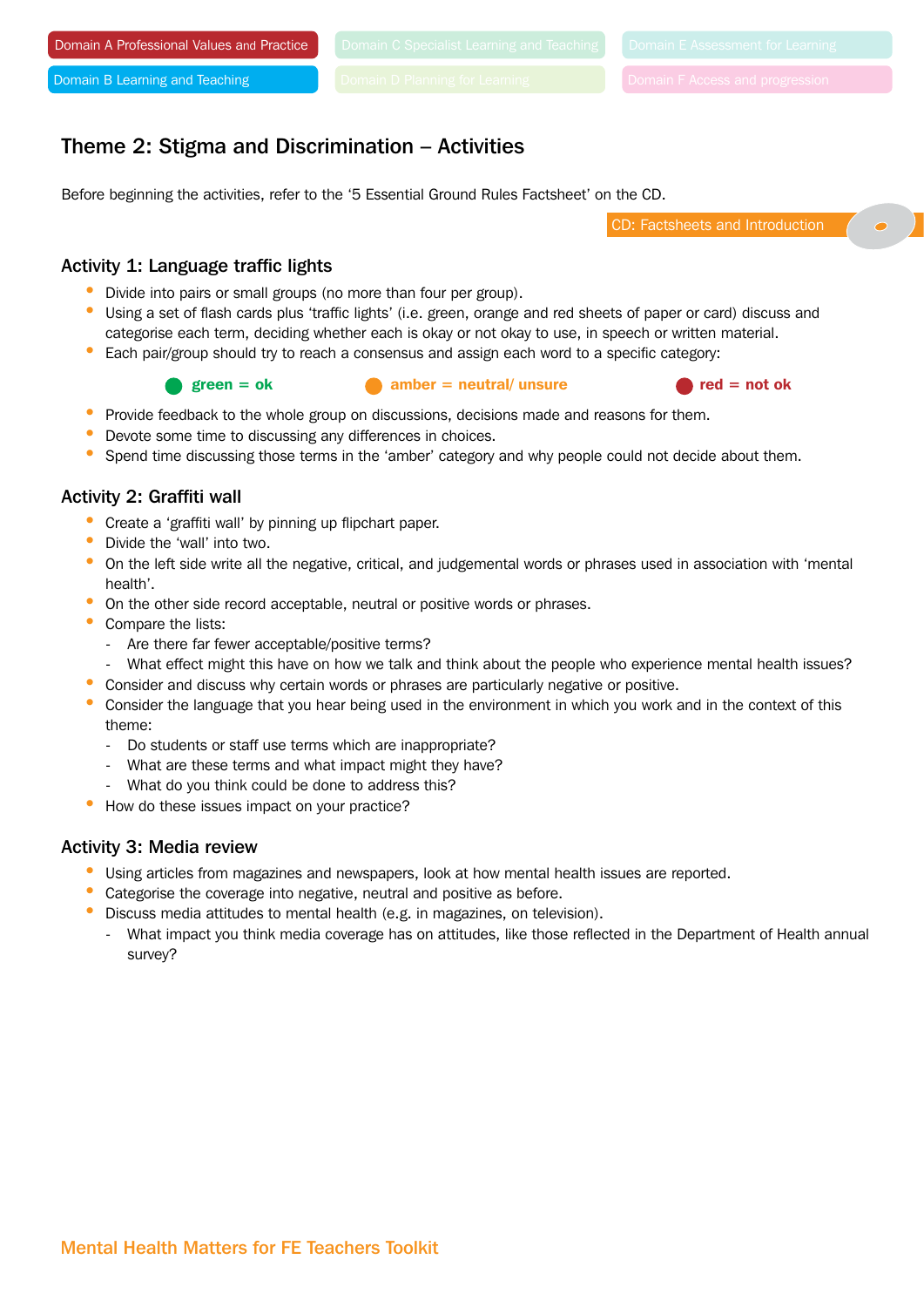Domain A Professional Values and Practice

Domain B Learning and Teaching

## Theme 2: Stigma and Discrimination – Activities

Before beginning the activities, refer to the '5 Essential Ground Rules Factsheet' on the CD.

CD: Factsheets and Introduction

### Activity 1: Language traffic lights

- Divide into pairs or small groups (no more than four per group).
- Using a set of flash cards plus 'traffic lights' (i.e. green, orange and red sheets of paper or card) discuss and categorise each term, deciding whether each is okay or not okay to use, in speech or written material.
- Each pair/group should try to reach a consensus and assign each word to a specific category:

**green = ok** **amber = neutral/ unsure** **red = not ok**

- Provide feedback to the whole group on discussions, decisions made and reasons for them.
- Devote some time to discussing any differences in choices.
- Spend time discussing those terms in the 'amber' category and why people could not decide about them.

### Activity 2: Graffiti wall

- Create a 'graffiti wall' by pinning up flipchart paper.
- Divide the 'wall' into two.
- On the left side write all the negative, critical, and judgemental words or phrases used in association with 'mental health'.
- On the other side record acceptable, neutral or positive words or phrases.
- Compare the lists:
  - Are there far fewer acceptable/positive terms?
  - What effect might this have on how we talk and think about the people who experience mental health issues?
- Consider and discuss why certain words or phrases are particularly negative or positive.
- Consider the language that you hear being used in the environment in which you work and in the context of this theme:
  - Do students or staff use terms which are inappropriate?
  - What are these terms and what impact might they have?
  - What do you think could be done to address this?
- How do these issues impact on your practice?

### Activity 3: Media review

- Using articles from magazines and newspapers, look at how mental health issues are reported.
- Categorise the coverage into negative, neutral and positive as before.
- Discuss media attitudes to mental health (e.g. in magazines, on television).
  - What impact you think media coverage has on attitudes, like those reflected in the Department of Health annual survey?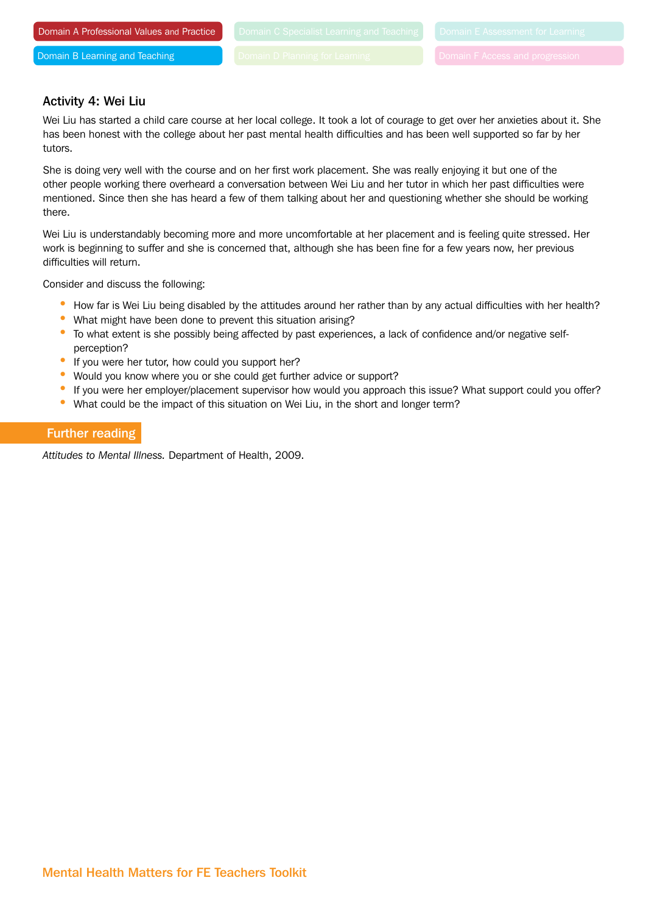Domain A Professional Values and Practice

Domain B Learning and Teaching

Domain C Specialist Learning and Teaching

Domain D Planning for Learning

Domain E Assessment for Learning

Domain F Access and progression

### Activity 4: Wei Liu

Wei Liu has started a child care course at her local college. It took a lot of courage to get over her anxieties about it. She has been honest with the college about her past mental health difficulties and has been well supported so far by her tutors.

She is doing very well with the course and on her first work placement. She was really enjoying it but one of the other people working there overheard a conversation between Wei Liu and her tutor in which her past difficulties were mentioned. Since then she has heard a few of them talking about her and questioning whether she should be working there.

Wei Liu is understandably becoming more and more uncomfortable at her placement and is feeling quite stressed. Her work is beginning to suffer and she is concerned that, although she has been fine for a few years now, her previous difficulties will return.

Consider and discuss the following:

- How far is Wei Liu being disabled by the attitudes around her rather than by any actual difficulties with her health?
- What might have been done to prevent this situation arising?
- To what extent is she possibly being affected by past experiences, a lack of confidence and/or negative self-perception?
- If you were her tutor, how could you support her?
- Would you know where you or she could get further advice or support?
- If you were her employer/placement supervisor how would you approach this issue? What support could you offer?
- What could be the impact of this situation on Wei Liu, in the short and longer term?

## Further reading

*Attitudes to Mental Illness.* Department of Health, 2009.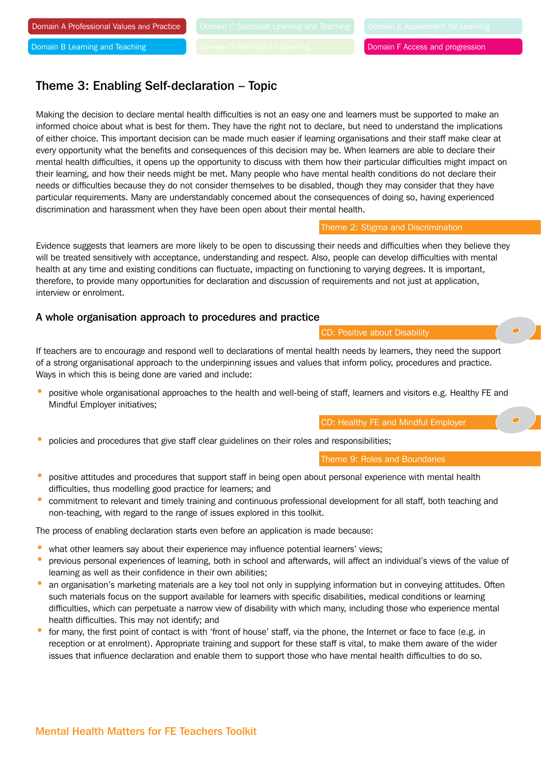Domain A Professional Values and Practice

Domain B Learning and Teaching

Domain F Access and progression

## Theme 3: Enabling Self-declaration – Topic

Making the decision to declare mental health difficulties is not an easy one and learners must be supported to make an informed choice about what is best for them. They have the right not to declare, but need to understand the implications of either choice. This important decision can be made much easier if learning organisations and their staff make clear at every opportunity what the benefits and consequences of this decision may be. When learners are able to declare their mental health difficulties, it opens up the opportunity to discuss with them how their particular difficulties might impact on their learning, and how their needs might be met. Many people who have mental health conditions do not declare their needs or difficulties because they do not consider themselves to be disabled, though they may consider that they have particular requirements. Many are understandably concerned about the consequences of doing so, having experienced discrimination and harassment when they have been open about their mental health.

Theme 2: Stigma and Discrimination

Evidence suggests that learners are more likely to be open to discussing their needs and difficulties when they believe they will be treated sensitively with acceptance, understanding and respect. Also, people can develop difficulties with mental health at any time and existing conditions can fluctuate, impacting on functioning to varying degrees. It is important, therefore, to provide many opportunities for declaration and discussion of requirements and not just at application, interview or enrolment.

### A whole organisation approach to procedures and practice

CD: Positive about Disability

If teachers are to encourage and respond well to declarations of mental health needs by learners, they need the support of a strong organisational approach to the underpinning issues and values that inform policy, procedures and practice. Ways in which this is being done are varied and include:

- positive whole organisational approaches to the health and well-being of staff, learners and visitors e.g. Healthy FE and Mindful Employer initiatives;

CD: Healthy FE and Mindful Employer

- policies and procedures that give staff clear guidelines on their roles and responsibilities;

Theme 9: Roles and Boundaries

- positive attitudes and procedures that support staff in being open about personal experience with mental health difficulties, thus modelling good practice for learners; and
- commitment to relevant and timely training and continuous professional development for all staff, both teaching and non-teaching, with regard to the range of issues explored in this toolkit.

The process of enabling declaration starts even before an application is made because:

- what other learners say about their experience may influence potential learners' views;
- previous personal experiences of learning, both in school and afterwards, will affect an individual's views of the value of learning as well as their confidence in their own abilities;
- an organisation's marketing materials are a key tool not only in supplying information but in conveying attitudes. Often such materials focus on the support available for learners with specific disabilities, medical conditions or learning difficulties, which can perpetuate a narrow view of disability with which many, including those who experience mental health difficulties. This may not identify; and
- for many, the first point of contact is with 'front of house' staff, via the phone, the Internet or face to face (e.g. in reception or at enrolment). Appropriate training and support for these staff is vital, to make them aware of the wider issues that influence declaration and enable them to support those who have mental health difficulties to do so.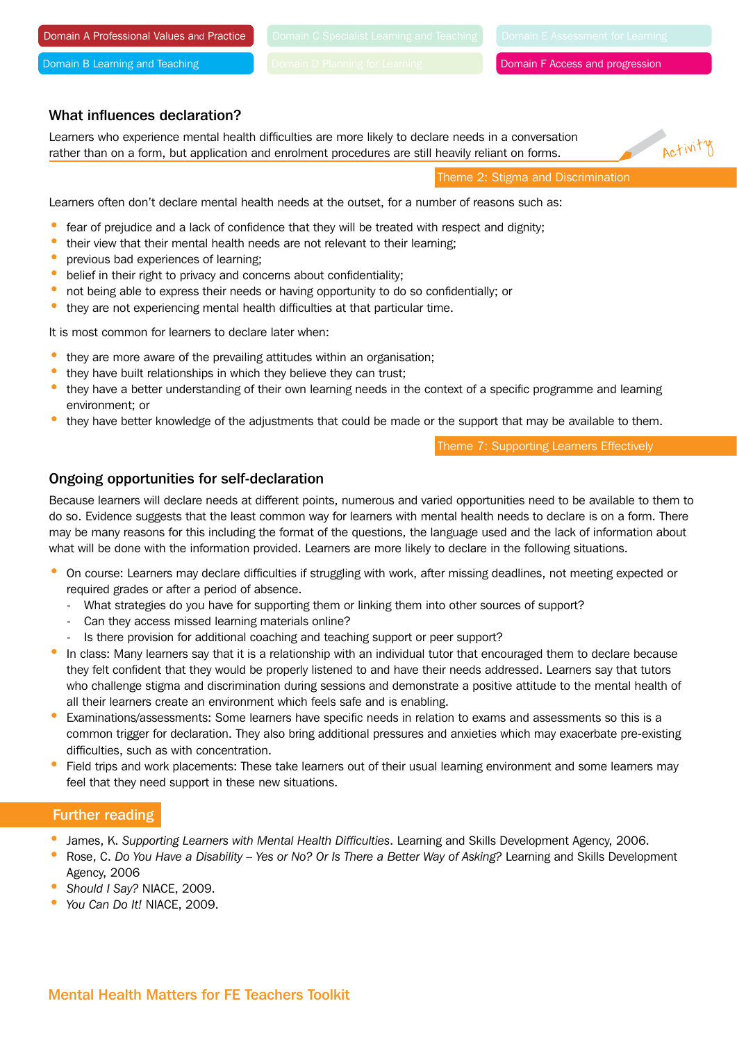Domain A Professional Values and Practice

Domain B Learning and Teaching

Domain F Access and progression

## What influences declaration?

Learners who experience mental health difficulties are more likely to declare needs in a conversation rather than on a form, but application and enrolment procedures are still heavily reliant on forms.

Activity

Theme 2: Stigma and Discrimination

Learners often don't declare mental health needs at the outset, for a number of reasons such as:

- fear of prejudice and a lack of confidence that they will be treated with respect and dignity;
- their view that their mental health needs are not relevant to their learning;
- previous bad experiences of learning;
- belief in their right to privacy and concerns about confidentiality;
- not being able to express their needs or having opportunity to do so confidentially; or
- they are not experiencing mental health difficulties at that particular time.

It is most common for learners to declare later when:

- they are more aware of the prevailing attitudes within an organisation;
- they have built relationships in which they believe they can trust;
- they have a better understanding of their own learning needs in the context of a specific programme and learning environment; or
- they have better knowledge of the adjustments that could be made or the support that may be available to them.

Theme 7: Supporting Learners Effectively

## Ongoing opportunities for self-declaration

Because learners will declare needs at different points, numerous and varied opportunities need to be available to them to do so. Evidence suggests that the least common way for learners with mental health needs to declare is on a form. There may be many reasons for this including the format of the questions, the language used and the lack of information about what will be done with the information provided. Learners are more likely to declare in the following situations.

- On course: Learners may declare difficulties if struggling with work, after missing deadlines, not meeting expected or required grades or after a period of absence.
  - What strategies do you have for supporting them or linking them into other sources of support?
  - Can they access missed learning materials online?
  - Is there provision for additional coaching and teaching support or peer support?
- In class: Many learners say that it is a relationship with an individual tutor that encouraged them to declare because they felt confident that they would be properly listened to and have their needs addressed. Learners say that tutors who challenge stigma and discrimination during sessions and demonstrate a positive attitude to the mental health of all their learners create an environment which feels safe and is enabling.
- Examinations/assessments: Some learners have specific needs in relation to exams and assessments so this is a common trigger for declaration. They also bring additional pressures and anxieties which may exacerbate pre-existing difficulties, such as with concentration.
- Field trips and work placements: These take learners out of their usual learning environment and some learners may feel that they need support in these new situations.

## Further reading

- James, K. *Supporting Learners with Mental Health Difficulties*. Learning and Skills Development Agency, 2006.
- Rose, C. *Do You Have a Disability – Yes or No? Or Is There a Better Way of Asking?* Learning and Skills Development Agency, 2006
- *Should I Say?* NIACE, 2009.
- *You Can Do It!* NIACE, 2009.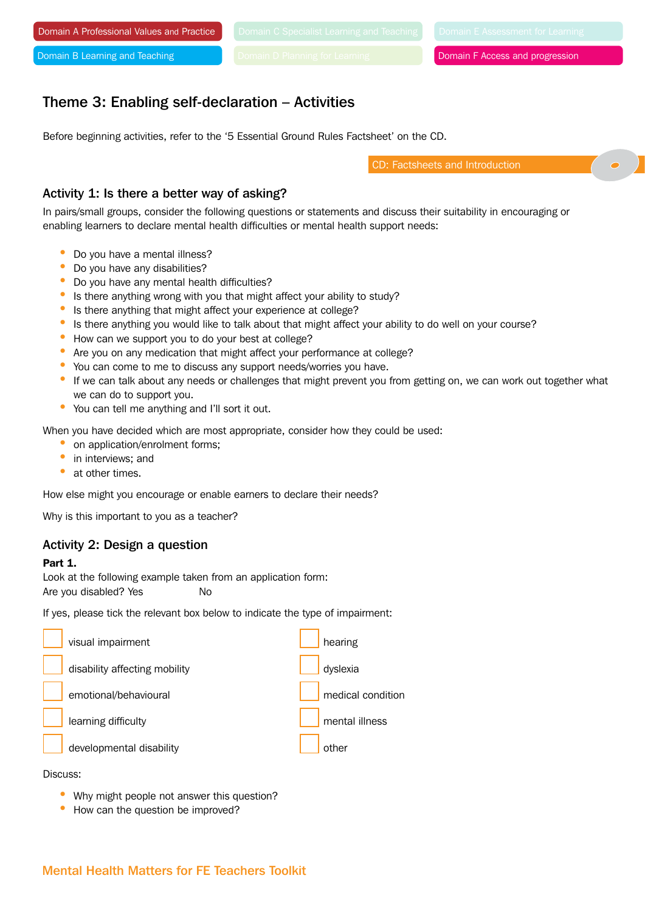Domain A Professional Values and Practice

Domain B Learning and Teaching

Domain C Specialist Learning and Teaching

Domain D Planning for Learning

Domain E Assessment for Learning

Domain F Access and progression

## Theme 3: Enabling self-declaration – Activities

Before beginning activities, refer to the '5 Essential Ground Rules Factsheet' on the CD.

CD: Factsheets and Introduction

### Activity 1: Is there a better way of asking?

In pairs/small groups, consider the following questions or statements and discuss their suitability in encouraging or enabling learners to declare mental health difficulties or mental health support needs:

- Do you have a mental illness?
- Do you have any disabilities?
- Do you have any mental health difficulties?
- Is there anything wrong with you that might affect your ability to study?
- Is there anything that might affect your experience at college?
- Is there anything you would like to talk about that might affect your ability to do well on your course?
- How can we support you to do your best at college?
- Are you on any medication that might affect your performance at college?
- You can come to me to discuss any support needs/worries you have.
- If we can talk about any needs or challenges that might prevent you from getting on, we can work out together what we can do to support you.
- You can tell me anything and I'll sort it out.

When you have decided which are most appropriate, consider how they could be used:

- on application/enrolment forms;
- in interviews; and
- at other times.

How else might you encourage or enable earners to declare their needs?

Why is this important to you as a teacher?

### Activity 2: Design a question

**Part 1.**

Look at the following example taken from an application form:

Are you disabled? Yes No

If yes, please tick the relevant box below to indicate the type of impairment:

- ☐ visual impairment
- ☐ disability affecting mobility
- ☐ emotional/behavioural
- ☐ learning difficulty
- ☐ developmental disability
- ☐ hearing
- ☐ dyslexia
- ☐ medical condition
- ☐ mental illness
- ☐ other

Discuss:

- Why might people not answer this question?
- How can the question be improved?

Mental Health Matters for FE Teachers Toolkit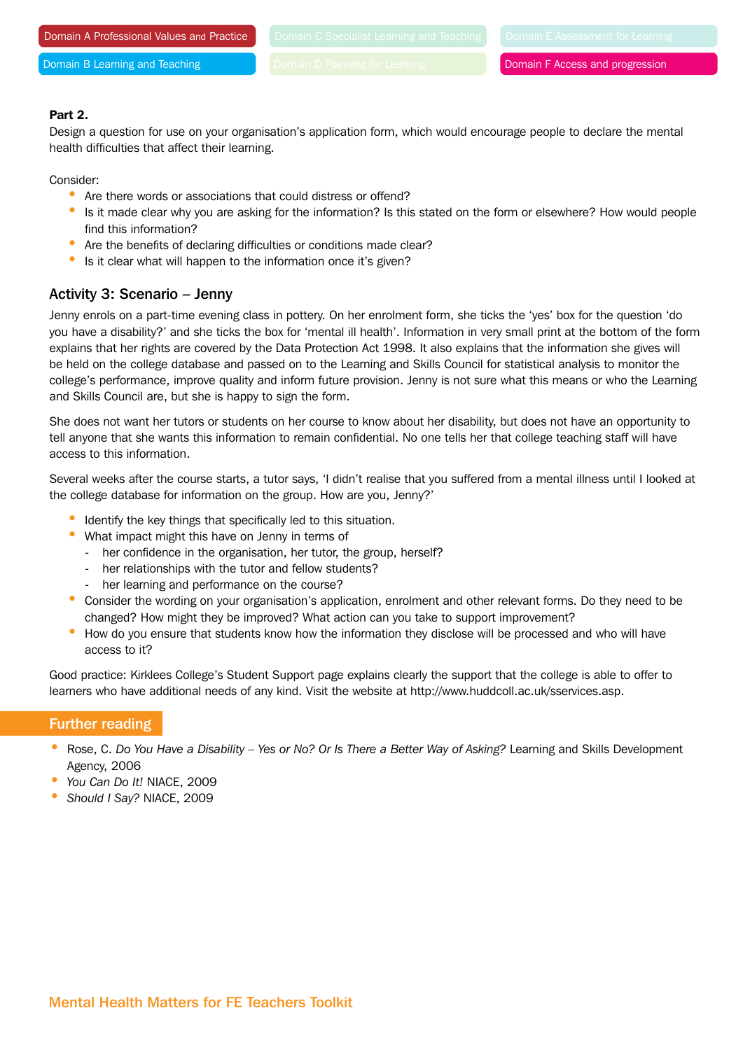**Part 2.**

Design a question for use on your organisation's application form, which would encourage people to declare the mental health difficulties that affect their learning.

Consider:

- Are there words or associations that could distress or offend?
- Is it made clear why you are asking for the information? Is this stated on the form or elsewhere? How would people find this information?
- Are the benefits of declaring difficulties or conditions made clear?
- Is it clear what will happen to the information once it's given?

## Activity 3: Scenario – Jenny

Jenny enrols on a part-time evening class in pottery. On her enrolment form, she ticks the 'yes' box for the question 'do you have a disability?' and she ticks the box for 'mental ill health'. Information in very small print at the bottom of the form explains that her rights are covered by the Data Protection Act 1998. It also explains that the information she gives will be held on the college database and passed on to the Learning and Skills Council for statistical analysis to monitor the college's performance, improve quality and inform future provision. Jenny is not sure what this means or who the Learning and Skills Council are, but she is happy to sign the form.

She does not want her tutors or students on her course to know about her disability, but does not have an opportunity to tell anyone that she wants this information to remain confidential. No one tells her that college teaching staff will have access to this information.

Several weeks after the course starts, a tutor says, 'I didn't realise that you suffered from a mental illness until I looked at the college database for information on the group. How are you, Jenny?'

- Identify the key things that specifically led to this situation.
- What impact might this have on Jenny in terms of
  - her confidence in the organisation, her tutor, the group, herself?
  - her relationships with the tutor and fellow students?
  - her learning and performance on the course?
- Consider the wording on your organisation's application, enrolment and other relevant forms. Do they need to be changed? How might they be improved? What action can you take to support improvement?
- How do you ensure that students know how the information they disclose will be processed and who will have access to it?

Good practice: Kirklees College's Student Support page explains clearly the support that the college is able to offer to learners who have additional needs of any kind. Visit the website at http://www.huddcoll.ac.uk/sservices.asp.

## Further reading

- Rose, C. *Do You Have a Disability – Yes or No? Or Is There a Better Way of Asking?* Learning and Skills Development Agency, 2006
- *You Can Do It!* NIACE, 2009
- *Should I Say?* NIACE, 2009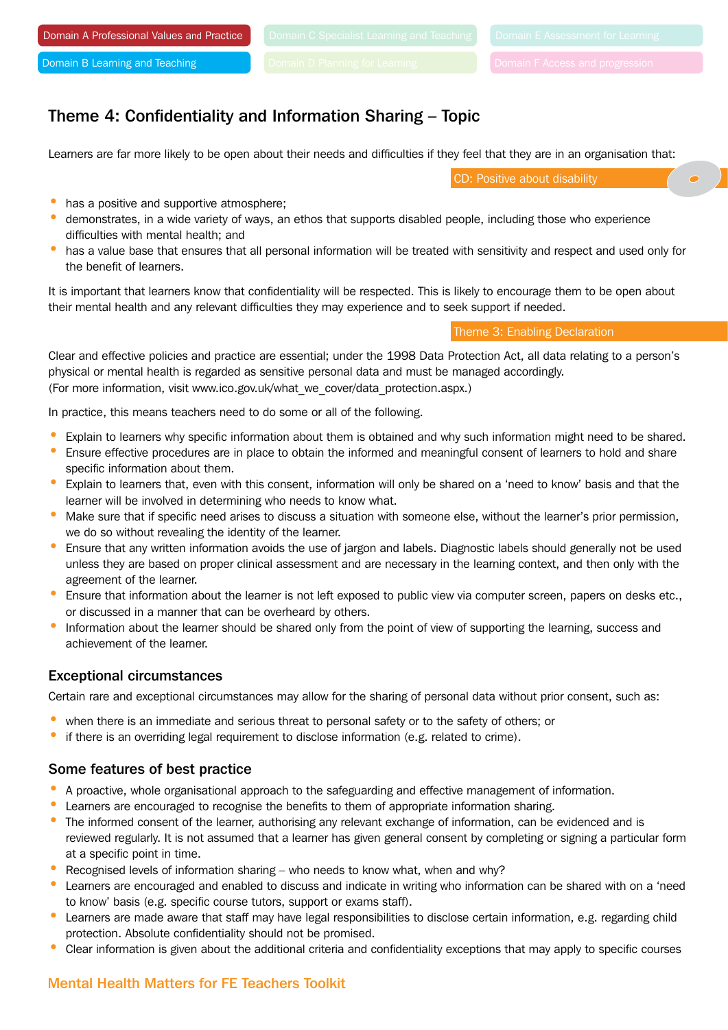# Theme 4: Confidentiality and Information Sharing – Topic

Learners are far more likely to be open about their needs and difficulties if they feel that they are in an organisation that:

CD: Positive about disability

- has a positive and supportive atmosphere;
- demonstrates, in a wide variety of ways, an ethos that supports disabled people, including those who experience difficulties with mental health; and
- has a value base that ensures that all personal information will be treated with sensitivity and respect and used only for the benefit of learners.

It is important that learners know that confidentiality will be respected. This is likely to encourage them to be open about their mental health and any relevant difficulties they may experience and to seek support if needed.

Theme 3: Enabling Declaration

Clear and effective policies and practice are essential; under the 1998 Data Protection Act, all data relating to a person's physical or mental health is regarded as sensitive personal data and must be managed accordingly. (For more information, visit www.ico.gov.uk/what_we_cover/data_protection.aspx.)

In practice, this means teachers need to do some or all of the following.

- Explain to learners why specific information about them is obtained and why such information might need to be shared.
- Ensure effective procedures are in place to obtain the informed and meaningful consent of learners to hold and share specific information about them.
- Explain to learners that, even with this consent, information will only be shared on a 'need to know' basis and that the learner will be involved in determining who needs to know what.
- Make sure that if specific need arises to discuss a situation with someone else, without the learner's prior permission, we do so without revealing the identity of the learner.
- Ensure that any written information avoids the use of jargon and labels. Diagnostic labels should generally not be used unless they are based on proper clinical assessment and are necessary in the learning context, and then only with the agreement of the learner.
- Ensure that information about the learner is not left exposed to public view via computer screen, papers on desks etc., or discussed in a manner that can be overheard by others.
- Information about the learner should be shared only from the point of view of supporting the learning, success and achievement of the learner.

## Exceptional circumstances

Certain rare and exceptional circumstances may allow for the sharing of personal data without prior consent, such as:

- when there is an immediate and serious threat to personal safety or to the safety of others; or
- if there is an overriding legal requirement to disclose information (e.g. related to crime).

## Some features of best practice

- A proactive, whole organisational approach to the safeguarding and effective management of information.
- Learners are encouraged to recognise the benefits to them of appropriate information sharing.
- The informed consent of the learner, authorising any relevant exchange of information, can be evidenced and is reviewed regularly. It is not assumed that a learner has given general consent by completing or signing a particular form at a specific point in time.
- Recognised levels of information sharing – who needs to know what, when and why?
- Learners are encouraged and enabled to discuss and indicate in writing who information can be shared with on a 'need to know' basis (e.g. specific course tutors, support or exams staff).
- Learners are made aware that staff may have legal responsibilities to disclose certain information, e.g. regarding child protection. Absolute confidentiality should not be promised.
- Clear information is given about the additional criteria and confidentiality exceptions that may apply to specific courses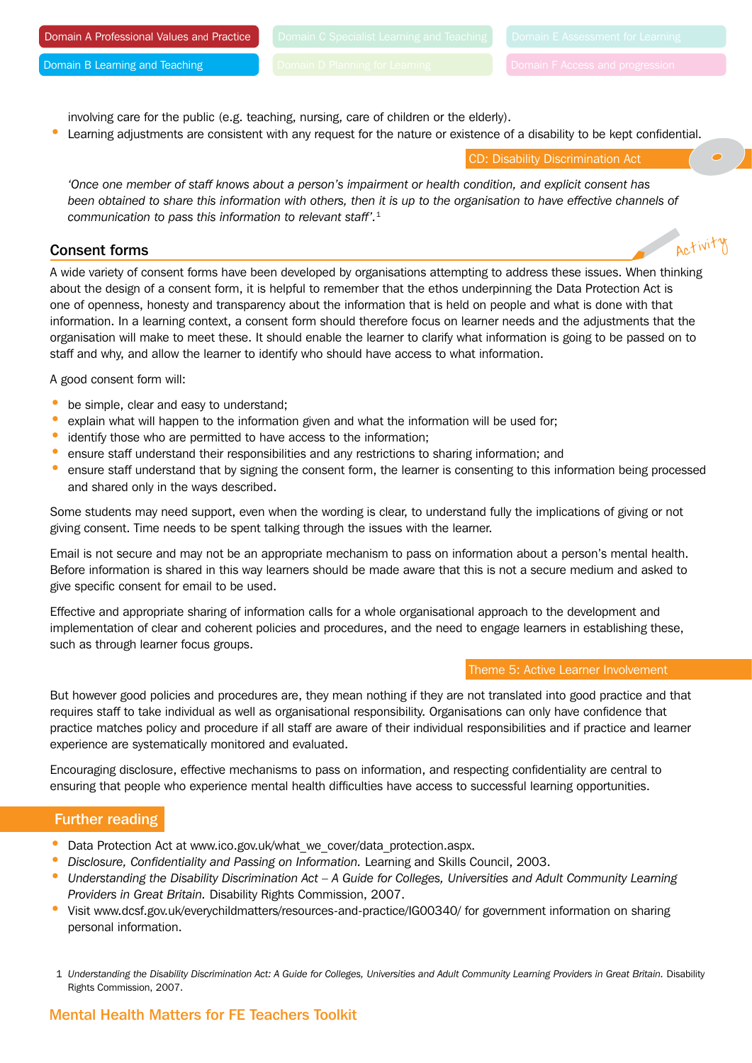involving care for the public (e.g. teaching, nursing, care of children or the elderly).

- Learning adjustments are consistent with any request for the nature or existence of a disability to be kept confidential.

CD: Disability Discrimination Act

*'Once one member of staff knows about a person's impairment or health condition, and explicit consent has been obtained to share this information with others, then it is up to the organisation to have effective channels of communication to pass this information to relevant staff'.*[1]

## Consent forms

Activity

A wide variety of consent forms have been developed by organisations attempting to address these issues. When thinking about the design of a consent form, it is helpful to remember that the ethos underpinning the Data Protection Act is one of openness, honesty and transparency about the information that is held on people and what is done with that information. In a learning context, a consent form should therefore focus on learner needs and the adjustments that the organisation will make to meet these. It should enable the learner to clarify what information is going to be passed on to staff and why, and allow the learner to identify who should have access to what information.

A good consent form will:

- be simple, clear and easy to understand;
- explain what will happen to the information given and what the information will be used for;
- identify those who are permitted to have access to the information;
- ensure staff understand their responsibilities and any restrictions to sharing information; and
- ensure staff understand that by signing the consent form, the learner is consenting to this information being processed and shared only in the ways described.

Some students may need support, even when the wording is clear, to understand fully the implications of giving or not giving consent. Time needs to be spent talking through the issues with the learner.

Email is not secure and may not be an appropriate mechanism to pass on information about a person's mental health. Before information is shared in this way learners should be made aware that this is not a secure medium and asked to give specific consent for email to be used.

Effective and appropriate sharing of information calls for a whole organisational approach to the development and implementation of clear and coherent policies and procedures, and the need to engage learners in establishing these, such as through learner focus groups.

Theme 5: Active Learner Involvement

But however good policies and procedures are, they mean nothing if they are not translated into good practice and that requires staff to take individual as well as organisational responsibility. Organisations can only have confidence that practice matches policy and procedure if all staff are aware of their individual responsibilities and if practice and learner experience are systematically monitored and evaluated.

Encouraging disclosure, effective mechanisms to pass on information, and respecting confidentiality are central to ensuring that people who experience mental health difficulties have access to successful learning opportunities.

## Further reading

- Data Protection Act at www.ico.gov.uk/what_we_cover/data_protection.aspx.
- *Disclosure, Confidentiality and Passing on Information.* Learning and Skills Council, 2003.
- *Understanding the Disability Discrimination Act – A Guide for Colleges, Universities and Adult Community Learning Providers in Great Britain.* Disability Rights Commission, 2007.
- Visit www.dcsf.gov.uk/everychildmatters/resources-and-practice/IG00340/ for government information on sharing personal information.

1 *Understanding the Disability Discrimination Act: A Guide for Colleges, Universities and Adult Community Learning Providers in Great Britain.* Disability Rights Commission, 2007.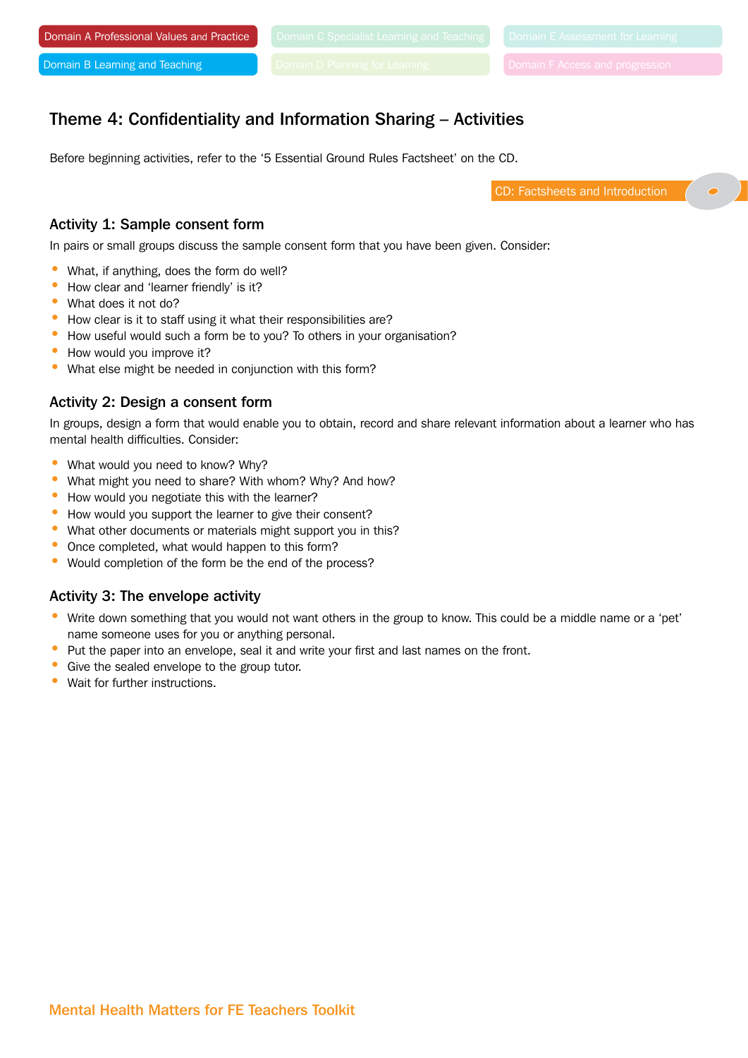Domain A Professional Values and Practice

Domain B Learning and Teaching

Domain C Specialist Learning and Teaching

Domain D Planning for Learning

Domain E Assessment for Learning

Domain F Access and progression

## Theme 4: Confidentiality and Information Sharing – Activities

Before beginning activities, refer to the '5 Essential Ground Rules Factsheet' on the CD.

CD: Factsheets and Introduction

### Activity 1: Sample consent form

In pairs or small groups discuss the sample consent form that you have been given. Consider:

- What, if anything, does the form do well?
- How clear and 'learner friendly' is it?
- What does it not do?
- How clear is it to staff using it what their responsibilities are?
- How useful would such a form be to you? To others in your organisation?
- How would you improve it?
- What else might be needed in conjunction with this form?

### Activity 2: Design a consent form

In groups, design a form that would enable you to obtain, record and share relevant information about a learner who has mental health difficulties. Consider:

- What would you need to know? Why?
- What might you need to share? With whom? Why? And how?
- How would you negotiate this with the learner?
- How would you support the learner to give their consent?
- What other documents or materials might support you in this?
- Once completed, what would happen to this form?
- Would completion of the form be the end of the process?

### Activity 3: The envelope activity

- Write down something that you would not want others in the group to know. This could be a middle name or a 'pet' name someone uses for you or anything personal.
- Put the paper into an envelope, seal it and write your first and last names on the front.
- Give the sealed envelope to the group tutor.
- Wait for further instructions.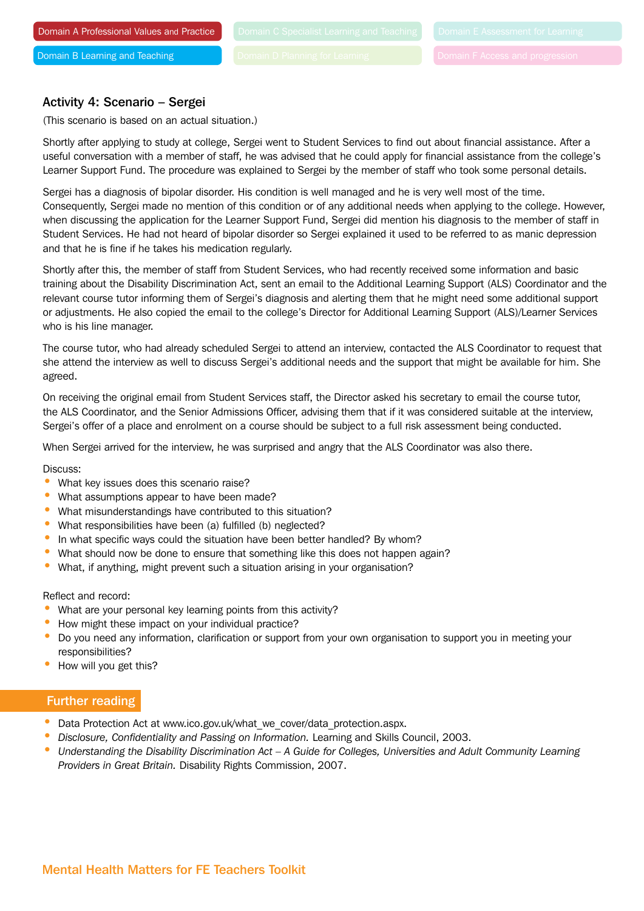## Activity 4: Scenario – Sergei

(This scenario is based on an actual situation.)

Shortly after applying to study at college, Sergei went to Student Services to find out about financial assistance. After a useful conversation with a member of staff, he was advised that he could apply for financial assistance from the college's Learner Support Fund. The procedure was explained to Sergei by the member of staff who took some personal details.

Sergei has a diagnosis of bipolar disorder. His condition is well managed and he is very well most of the time. Consequently, Sergei made no mention of this condition or of any additional needs when applying to the college. However, when discussing the application for the Learner Support Fund, Sergei did mention his diagnosis to the member of staff in Student Services. He had not heard of bipolar disorder so Sergei explained it used to be referred to as manic depression and that he is fine if he takes his medication regularly.

Shortly after this, the member of staff from Student Services, who had recently received some information and basic training about the Disability Discrimination Act, sent an email to the Additional Learning Support (ALS) Coordinator and the relevant course tutor informing them of Sergei's diagnosis and alerting them that he might need some additional support or adjustments. He also copied the email to the college's Director for Additional Learning Support (ALS)/Learner Services who is his line manager.

The course tutor, who had already scheduled Sergei to attend an interview, contacted the ALS Coordinator to request that she attend the interview as well to discuss Sergei's additional needs and the support that might be available for him. She agreed.

On receiving the original email from Student Services staff, the Director asked his secretary to email the course tutor, the ALS Coordinator, and the Senior Admissions Officer, advising them that if it was considered suitable at the interview, Sergei's offer of a place and enrolment on a course should be subject to a full risk assessment being conducted.

When Sergei arrived for the interview, he was surprised and angry that the ALS Coordinator was also there.

Discuss:

- What key issues does this scenario raise?
- What assumptions appear to have been made?
- What misunderstandings have contributed to this situation?
- What responsibilities have been (a) fulfilled (b) neglected?
- In what specific ways could the situation have been better handled? By whom?
- What should now be done to ensure that something like this does not happen again?
- What, if anything, might prevent such a situation arising in your organisation?

Reflect and record:

- What are your personal key learning points from this activity?
- How might these impact on your individual practice?
- Do you need any information, clarification or support from your own organisation to support you in meeting your responsibilities?
- How will you get this?

## Further reading

- Data Protection Act at www.ico.gov.uk/what_we_cover/data_protection.aspx.
- *Disclosure, Confidentiality and Passing on Information.* Learning and Skills Council, 2003.
- *Understanding the Disability Discrimination Act – A Guide for Colleges, Universities and Adult Community Learning Providers in Great Britain.* Disability Rights Commission, 2007.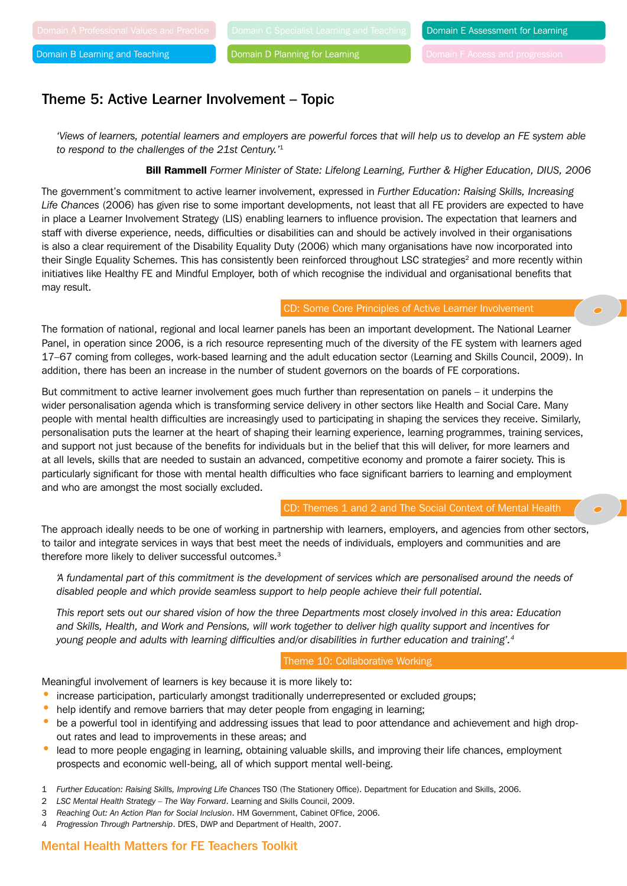Domain A Professional Values and Practice | Domain C Specialist Learning and Teaching | Domain E Assessment for Learning
Domain B Learning and Teaching | Domain D Planning for Learning | Domain F Access and progression

## Theme 5: Active Learner Involvement – Topic

*'Views of learners, potential learners and employers are powerful forces that will help us to develop an FE system able to respond to the challenges of the 21st Century.'*[1]

**Bill Rammell** *Former Minister of State: Lifelong Learning, Further & Higher Education, DIUS, 2006*

The government's commitment to active learner involvement, expressed in *Further Education: Raising Skills, Increasing Life Chances* (2006) has given rise to some important developments, not least that all FE providers are expected to have in place a Learner Involvement Strategy (LIS) enabling learners to influence provision. The expectation that learners and staff with diverse experience, needs, difficulties or disabilities can and should be actively involved in their organisations is also a clear requirement of the Disability Equality Duty (2006) which many organisations have now incorporated into their Single Equality Schemes. This has consistently been reinforced throughout LSC strategies[2] and more recently within initiatives like Healthy FE and Mindful Employer, both of which recognise the individual and organisational benefits that may result.

CD: Some Core Principles of Active Learner Involvement

The formation of national, regional and local learner panels has been an important development. The National Learner Panel, in operation since 2006, is a rich resource representing much of the diversity of the FE system with learners aged 17–67 coming from colleges, work-based learning and the adult education sector (Learning and Skills Council, 2009). In addition, there has been an increase in the number of student governors on the boards of FE corporations.

But commitment to active learner involvement goes much further than representation on panels – it underpins the wider personalisation agenda which is transforming service delivery in other sectors like Health and Social Care. Many people with mental health difficulties are increasingly used to participating in shaping the services they receive. Similarly, personalisation puts the learner at the heart of shaping their learning experience, learning programmes, training services, and support not just because of the benefits for individuals but in the belief that this will deliver, for more learners and at all levels, skills that are needed to sustain an advanced, competitive economy and promote a fairer society. This is particularly significant for those with mental health difficulties who face significant barriers to learning and employment and who are amongst the most socially excluded.

CD: Themes 1 and 2 and The Social Context of Mental Health

The approach ideally needs to be one of working in partnership with learners, employers, and agencies from other sectors, to tailor and integrate services in ways that best meet the needs of individuals, employers and communities and are therefore more likely to deliver successful outcomes.[3]

*'A fundamental part of this commitment is the development of services which are personalised around the needs of disabled people and which provide seamless support to help people achieve their full potential.*

*This report sets out our shared vision of how the three Departments most closely involved in this area: Education and Skills, Health, and Work and Pensions, will work together to deliver high quality support and incentives for young people and adults with learning difficulties and/or disabilities in further education and training'.*[4]

Theme 10: Collaborative Working

Meaningful involvement of learners is key because it is more likely to:

- increase participation, particularly amongst traditionally underrepresented or excluded groups;
- help identify and remove barriers that may deter people from engaging in learning;
- be a powerful tool in identifying and addressing issues that lead to poor attendance and achievement and high drop-out rates and lead to improvements in these areas; and
- lead to more people engaging in learning, obtaining valuable skills, and improving their life chances, employment prospects and economic well-being, all of which support mental well-being.

1 *Further Education: Raising Skills, Improving Life Chances* TSO (The Stationery Office). Department for Education and Skills, 2006.
2 *LSC Mental Health Strategy – The Way Forward*. Learning and Skills Council, 2009.
3 *Reaching Out: An Action Plan for Social Inclusion*. HM Government, Cabinet OFfice, 2006.
4 *Progression Through Partnership*. DfES, DWP and Department of Health, 2007.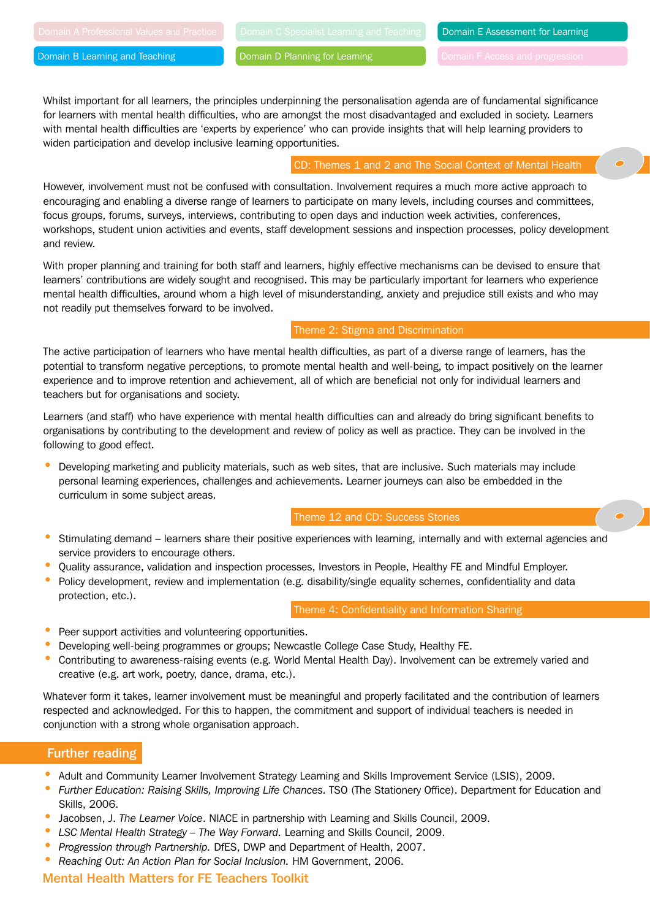Whilst important for all learners, the principles underpinning the personalisation agenda are of fundamental significance for learners with mental health difficulties, who are amongst the most disadvantaged and excluded in society. Learners with mental health difficulties are 'experts by experience' who can provide insights that will help learning providers to widen participation and develop inclusive learning opportunities.

CD: Themes 1 and 2 and The Social Context of Mental Health

However, involvement must not be confused with consultation. Involvement requires a much more active approach to encouraging and enabling a diverse range of learners to participate on many levels, including courses and committees, focus groups, forums, surveys, interviews, contributing to open days and induction week activities, conferences, workshops, student union activities and events, staff development sessions and inspection processes, policy development and review.

With proper planning and training for both staff and learners, highly effective mechanisms can be devised to ensure that learners' contributions are widely sought and recognised. This may be particularly important for learners who experience mental health difficulties, around whom a high level of misunderstanding, anxiety and prejudice still exists and who may not readily put themselves forward to be involved.

Theme 2: Stigma and Discrimination

The active participation of learners who have mental health difficulties, as part of a diverse range of learners, has the potential to transform negative perceptions, to promote mental health and well-being, to impact positively on the learner experience and to improve retention and achievement, all of which are beneficial not only for individual learners and teachers but for organisations and society.

Learners (and staff) who have experience with mental health difficulties can and already do bring significant benefits to organisations by contributing to the development and review of policy as well as practice. They can be involved in the following to good effect.

- Developing marketing and publicity materials, such as web sites, that are inclusive. Such materials may include personal learning experiences, challenges and achievements. Learner journeys can also be embedded in the curriculum in some subject areas.

Theme 12 and CD: Success Stories

- Stimulating demand – learners share their positive experiences with learning, internally and with external agencies and service providers to encourage others.
- Quality assurance, validation and inspection processes, Investors in People, Healthy FE and Mindful Employer.
- Policy development, review and implementation (e.g. disability/single equality schemes, confidentiality and data protection, etc.).

Theme 4: Confidentiality and Information Sharing

- Peer support activities and volunteering opportunities.
- Developing well-being programmes or groups; Newcastle College Case Study, Healthy FE.
- Contributing to awareness-raising events (e.g. World Mental Health Day). Involvement can be extremely varied and creative (e.g. art work, poetry, dance, drama, etc.).

Whatever form it takes, learner involvement must be meaningful and properly facilitated and the contribution of learners respected and acknowledged. For this to happen, the commitment and support of individual teachers is needed in conjunction with a strong whole organisation approach.

## Further reading

- Adult and Community Learner Involvement Strategy Learning and Skills Improvement Service (LSIS), 2009.
- *Further Education: Raising Skills, Improving Life Chances*. TSO (The Stationery Office). Department for Education and Skills, 2006.
- Jacobsen, J. *The Learner Voice*. NIACE in partnership with Learning and Skills Council, 2009.
- *LSC Mental Health Strategy – The Way Forward.* Learning and Skills Council, 2009.
- *Progression through Partnership.* DfES, DWP and Department of Health, 2007.
- *Reaching Out: An Action Plan for Social Inclusion.* HM Government, 2006.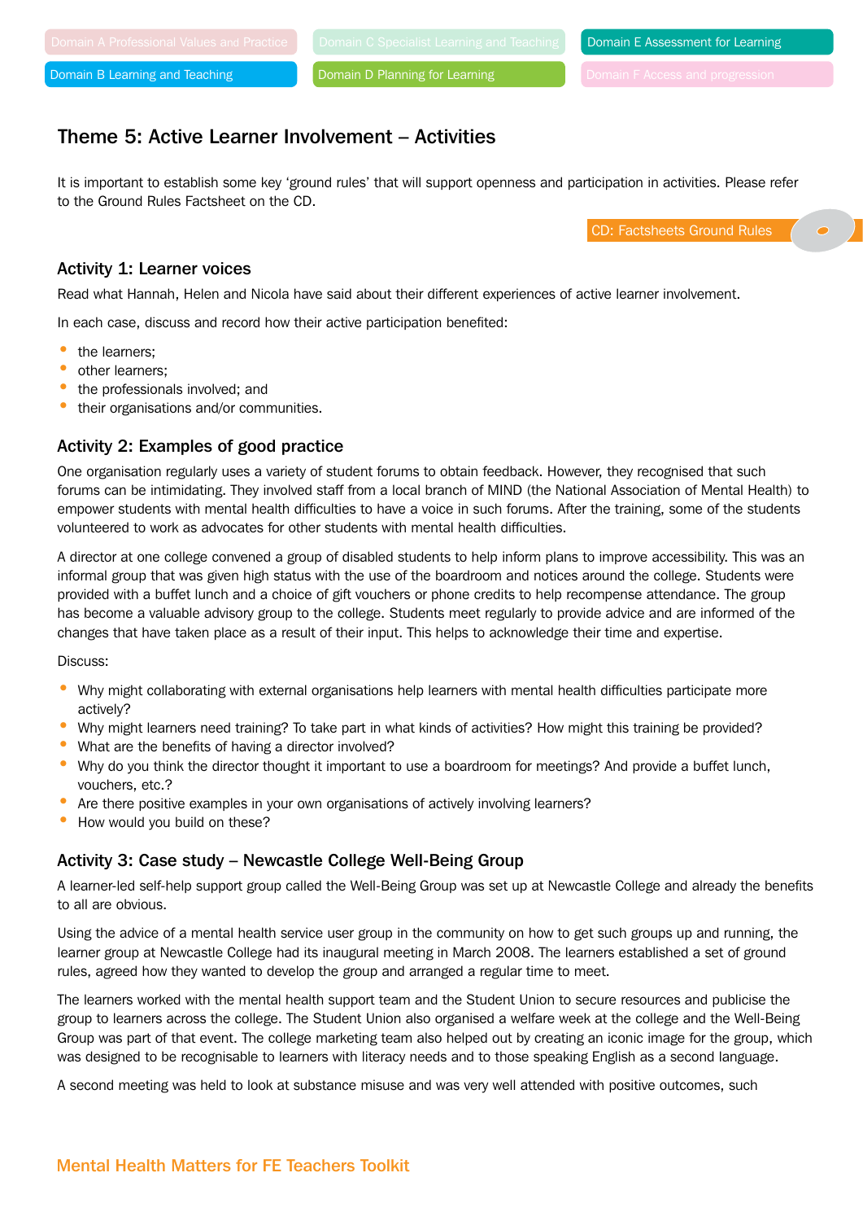Domain A Professional Values and Practice | Domain B Learning and Teaching | Domain C Specialist Learning and Teaching | Domain D Planning for Learning | Domain E Assessment for Learning | Domain F Access and progression

## Theme 5: Active Learner Involvement – Activities

It is important to establish some key 'ground rules' that will support openness and participation in activities. Please refer to the Ground Rules Factsheet on the CD.

CD: Factsheets Ground Rules

### Activity 1: Learner voices

Read what Hannah, Helen and Nicola have said about their different experiences of active learner involvement.

In each case, discuss and record how their active participation benefited:

- the learners;
- other learners;
- the professionals involved; and
- their organisations and/or communities.

### Activity 2: Examples of good practice

One organisation regularly uses a variety of student forums to obtain feedback. However, they recognised that such forums can be intimidating. They involved staff from a local branch of MIND (the National Association of Mental Health) to empower students with mental health difficulties to have a voice in such forums. After the training, some of the students volunteered to work as advocates for other students with mental health difficulties.

A director at one college convened a group of disabled students to help inform plans to improve accessibility. This was an informal group that was given high status with the use of the boardroom and notices around the college. Students were provided with a buffet lunch and a choice of gift vouchers or phone credits to help recompense attendance. The group has become a valuable advisory group to the college. Students meet regularly to provide advice and are informed of the changes that have taken place as a result of their input. This helps to acknowledge their time and expertise.

Discuss:

- Why might collaborating with external organisations help learners with mental health difficulties participate more actively?
- Why might learners need training? To take part in what kinds of activities? How might this training be provided?
- What are the benefits of having a director involved?
- Why do you think the director thought it important to use a boardroom for meetings? And provide a buffet lunch, vouchers, etc.?
- Are there positive examples in your own organisations of actively involving learners?
- How would you build on these?

### Activity 3: Case study – Newcastle College Well-Being Group

A learner-led self-help support group called the Well-Being Group was set up at Newcastle College and already the benefits to all are obvious.

Using the advice of a mental health service user group in the community on how to get such groups up and running, the learner group at Newcastle College had its inaugural meeting in March 2008. The learners established a set of ground rules, agreed how they wanted to develop the group and arranged a regular time to meet.

The learners worked with the mental health support team and the Student Union to secure resources and publicise the group to learners across the college. The Student Union also organised a welfare week at the college and the Well-Being Group was part of that event. The college marketing team also helped out by creating an iconic image for the group, which was designed to be recognisable to learners with literacy needs and to those speaking English as a second language.

A second meeting was held to look at substance misuse and was very well attended with positive outcomes, such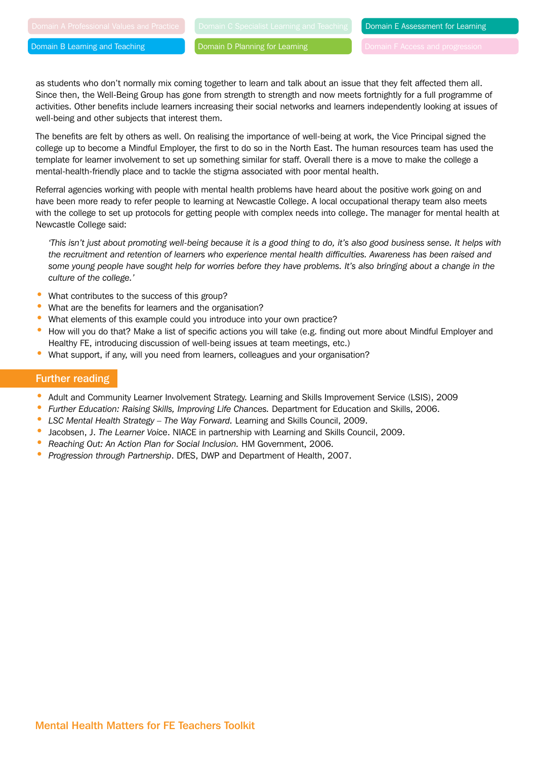as students who don't normally mix coming together to learn and talk about an issue that they felt affected them all. Since then, the Well-Being Group has gone from strength to strength and now meets fortnightly for a full programme of activities. Other benefits include learners increasing their social networks and learners independently looking at issues of well-being and other subjects that interest them.

The benefits are felt by others as well. On realising the importance of well-being at work, the Vice Principal signed the college up to become a Mindful Employer, the first to do so in the North East. The human resources team has used the template for learner involvement to set up something similar for staff. Overall there is a move to make the college a mental-health-friendly place and to tackle the stigma associated with poor mental health.

Referral agencies working with people with mental health problems have heard about the positive work going on and have been more ready to refer people to learning at Newcastle College. A local occupational therapy team also meets with the college to set up protocols for getting people with complex needs into college. The manager for mental health at Newcastle College said:

> *'This isn't just about promoting well-being because it is a good thing to do, it's also good business sense. It helps with the recruitment and retention of learners who experience mental health difficulties. Awareness has been raised and some young people have sought help for worries before they have problems. It's also bringing about a change in the culture of the college.'*

- What contributes to the success of this group?
- What are the benefits for learners and the organisation?
- What elements of this example could you introduce into your own practice?
- How will you do that? Make a list of specific actions you will take (e.g. finding out more about Mindful Employer and Healthy FE, introducing discussion of well-being issues at team meetings, etc.)
- What support, if any, will you need from learners, colleagues and your organisation?

## Further reading

- Adult and Community Learner Involvement Strategy. Learning and Skills Improvement Service (LSIS), 2009
- *Further Education: Raising Skills, Improving Life Chances.* Department for Education and Skills, 2006.
- *LSC Mental Health Strategy – The Way Forward.* Learning and Skills Council, 2009.
- Jacobsen, J. *The Learner Voice*. NIACE in partnership with Learning and Skills Council, 2009.
- *Reaching Out: An Action Plan for Social Inclusion.* HM Government, 2006.
- *Progression through Partnership*. DfES, DWP and Department of Health, 2007.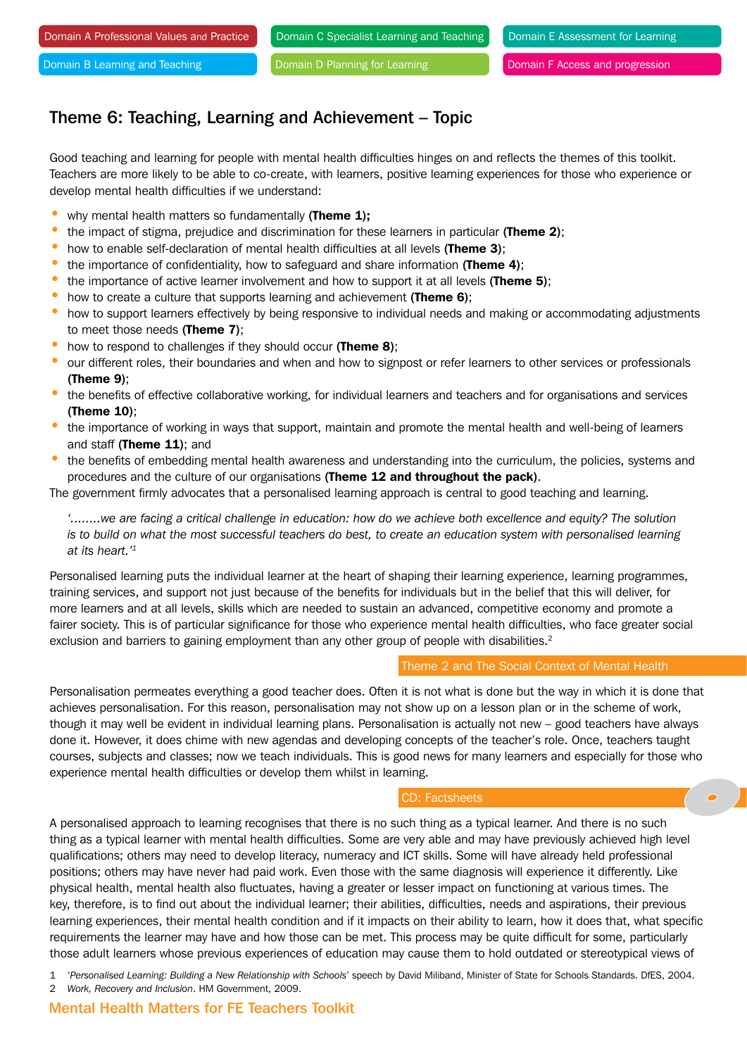Domain A Professional Values and Practice | Domain C Specialist Learning and Teaching | Domain E Assessment for Learning
Domain B Learning and Teaching | Domain D Planning for Learning | Domain F Access and progression

## Theme 6: Teaching, Learning and Achievement – Topic

Good teaching and learning for people with mental health difficulties hinges on and reflects the themes of this toolkit. Teachers are more likely to be able to co-create, with learners, positive learning experiences for those who experience or develop mental health difficulties if we understand:

- why mental health matters so fundamentally **(Theme 1);**
- the impact of stigma, prejudice and discrimination for these learners in particular (**Theme 2**);
- how to enable self-declaration of mental health difficulties at all levels (**Theme 3**);
- the importance of confidentiality, how to safeguard and share information (**Theme 4**);
- the importance of active learner involvement and how to support it at all levels (**Theme 5**);
- how to create a culture that supports learning and achievement (**Theme 6**);
- how to support learners effectively by being responsive to individual needs and making or accommodating adjustments to meet those needs (**Theme 7**);
- how to respond to challenges if they should occur (**Theme 8**);
- our different roles, their boundaries and when and how to signpost or refer learners to other services or professionals (**Theme 9**);
- the benefits of effective collaborative working, for individual learners and teachers and for organisations and services (**Theme 10**);
- the importance of working in ways that support, maintain and promote the mental health and well-being of learners and staff (**Theme 11**); and
- the benefits of embedding mental health awareness and understanding into the curriculum, the policies, systems and procedures and the culture of our organisations (**Theme 12 and throughout the pack**).

The government firmly advocates that a personalised learning approach is central to good teaching and learning.

> *'........we are facing a critical challenge in education: how do we achieve both excellence and equity? The solution is to build on what the most successful teachers do best, to create an education system with personalised learning at its heart.'*[1]

Personalised learning puts the individual learner at the heart of shaping their learning experience, learning programmes, training services, and support not just because of the benefits for individuals but in the belief that this will deliver, for more learners and at all levels, skills which are needed to sustain an advanced, competitive economy and promote a fairer society. This is of particular significance for those who experience mental health difficulties, who face greater social exclusion and barriers to gaining employment than any other group of people with disabilities.[2]

Theme 2 and The Social Context of Mental Health

Personalisation permeates everything a good teacher does. Often it is not what is done but the way in which it is done that achieves personalisation. For this reason, personalisation may not show up on a lesson plan or in the scheme of work, though it may well be evident in individual learning plans. Personalisation is actually not new – good teachers have always done it. However, it does chime with new agendas and developing concepts of the teacher's role. Once, teachers taught courses, subjects and classes; now we teach individuals. This is good news for many learners and especially for those who experience mental health difficulties or develop them whilst in learning.

CD: Factsheets

A personalised approach to learning recognises that there is no such thing as a typical learner. And there is no such thing as a typical learner with mental health difficulties. Some are very able and may have previously achieved high level qualifications; others may need to develop literacy, numeracy and ICT skills. Some will have already held professional positions; others may have never had paid work. Even those with the same diagnosis will experience it differently. Like physical health, mental health also fluctuates, having a greater or lesser impact on functioning at various times. The key, therefore, is to find out about the individual learner; their abilities, difficulties, needs and aspirations, their previous learning experiences, their mental health condition and if it impacts on their ability to learn, how it does that, what specific requirements the learner may have and how those can be met. This process may be quite difficult for some, particularly those adult learners whose previous experiences of education may cause them to hold outdated or stereotypical views of

1 '*Personalised Learning: Building a New Relationship with Schools*' speech by David Miliband, Minister of State for Schools Standards. DfES, 2004.
2 *Work, Recovery and Inclusion*. HM Government, 2009.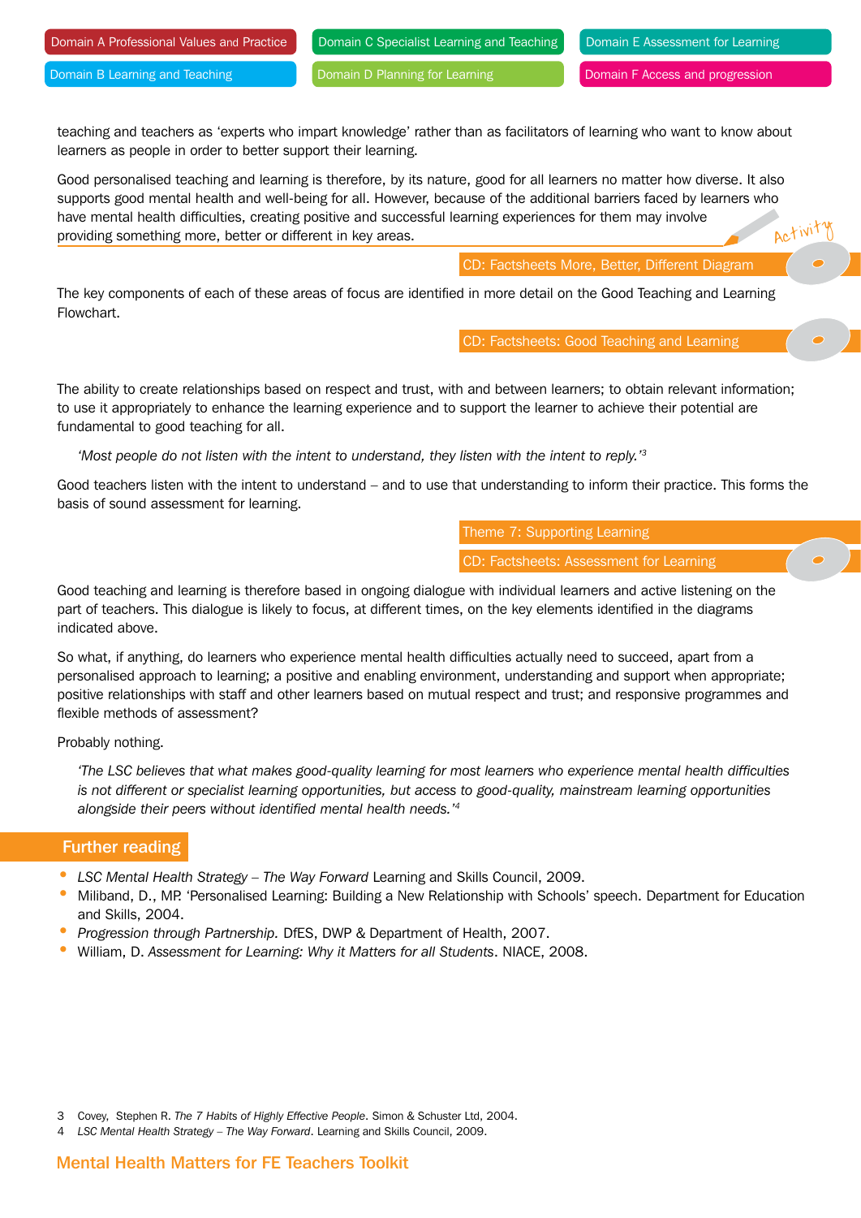teaching and teachers as 'experts who impart knowledge' rather than as facilitators of learning who want to know about learners as people in order to better support their learning.

Good personalised teaching and learning is therefore, by its nature, good for all learners no matter how diverse. It also supports good mental health and well-being for all. However, because of the additional barriers faced by learners who have mental health difficulties, creating positive and successful learning experiences for them may involve providing something more, better or different in key areas.

Activity

CD: Factsheets More, Better, Different Diagram

The key components of each of these areas of focus are identified in more detail on the Good Teaching and Learning Flowchart.

CD: Factsheets: Good Teaching and Learning

The ability to create relationships based on respect and trust, with and between learners; to obtain relevant information; to use it appropriately to enhance the learning experience and to support the learner to achieve their potential are fundamental to good teaching for all.

> *'Most people do not listen with the intent to understand, they listen with the intent to reply.'*[3]

Good teachers listen with the intent to understand – and to use that understanding to inform their practice. This forms the basis of sound assessment for learning.

Theme 7: Supporting Learning

CD: Factsheets: Assessment for Learning

Good teaching and learning is therefore based in ongoing dialogue with individual learners and active listening on the part of teachers. This dialogue is likely to focus, at different times, on the key elements identified in the diagrams indicated above.

So what, if anything, do learners who experience mental health difficulties actually need to succeed, apart from a personalised approach to learning; a positive and enabling environment, understanding and support when appropriate; positive relationships with staff and other learners based on mutual respect and trust; and responsive programmes and flexible methods of assessment?

Probably nothing.

> *'The LSC believes that what makes good-quality learning for most learners who experience mental health difficulties is not different or specialist learning opportunities, but access to good-quality, mainstream learning opportunities alongside their peers without identified mental health needs.'*[4]

## Further reading

- *LSC Mental Health Strategy – The Way Forward* Learning and Skills Council, 2009.
- Miliband, D., MP. 'Personalised Learning: Building a New Relationship with Schools' speech. Department for Education and Skills, 2004.
- *Progression through Partnership.* DfES, DWP & Department of Health, 2007.
- William, D. *Assessment for Learning: Why it Matters for all Students*. NIACE, 2008.

3 Covey, Stephen R. *The 7 Habits of Highly Effective People*. Simon & Schuster Ltd, 2004.
4 *LSC Mental Health Strategy – The Way Forward*. Learning and Skills Council, 2009.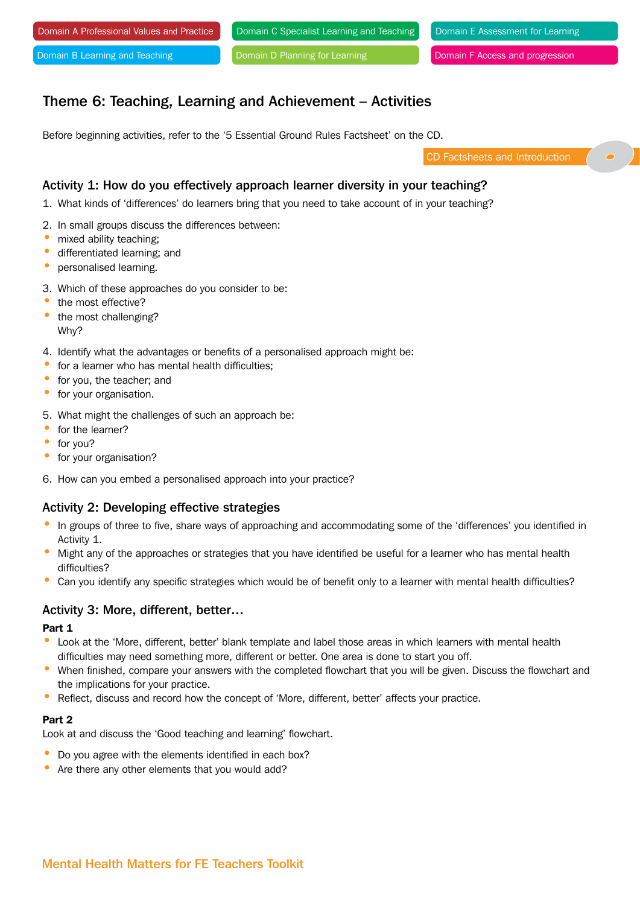Domain A Professional Values and Practice | Domain C Specialist Learning and Teaching | Domain E Assessment for Learning
Domain B Learning and Teaching | Domain D Planning for Learning | Domain F Access and progression

## Theme 6: Teaching, Learning and Achievement – Activities

Before beginning activities, refer to the '5 Essential Ground Rules Factsheet' on the CD.

CD Factsheets and Introduction

### Activity 1: How do you effectively approach learner diversity in your teaching?

1. What kinds of 'differences' do learners bring that you need to take account of in your teaching?

2. In small groups discuss the differences between:
   - mixed ability teaching;
   - differentiated learning; and
   - personalised learning.

3. Which of these approaches do you consider to be:
   - the most effective?
   - the most challenging?

   Why?

4. Identify what the advantages or benefits of a personalised approach might be:
   - for a learner who has mental health difficulties;
   - for you, the teacher; and
   - for your organisation.

5. What might the challenges of such an approach be:
   - for the learner?
   - for you?
   - for your organisation?

6. How can you embed a personalised approach into your practice?

### Activity 2: Developing effective strategies

- In groups of three to five, share ways of approaching and accommodating some of the 'differences' you identified in Activity 1.
- Might any of the approaches or strategies that you have identified be useful for a learner who has mental health difficulties?
- Can you identify any specific strategies which would be of benefit only to a learner with mental health difficulties?

### Activity 3: More, different, better…

**Part 1**

- Look at the 'More, different, better' blank template and label those areas in which learners with mental health difficulties may need something more, different or better. One area is done to start you off.
- When finished, compare your answers with the completed flowchart that you will be given. Discuss the flowchart and the implications for your practice.
- Reflect, discuss and record how the concept of 'More, different, better' affects your practice.

**Part 2**

Look at and discuss the 'Good teaching and learning' flowchart.

- Do you agree with the elements identified in each box?
- Are there any other elements that you would add?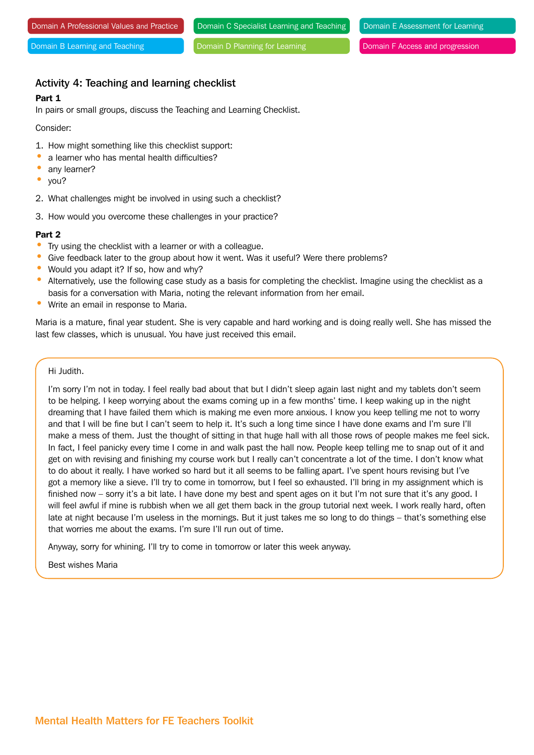Domain A Professional Values and Practice | Domain C Specialist Learning and Teaching | Domain E Assessment for Learning
Domain B Learning and Teaching | Domain D Planning for Learning | Domain F Access and progression

## Activity 4: Teaching and learning checklist

**Part 1**

In pairs or small groups, discuss the Teaching and Learning Checklist.

Consider:

1. How might something like this checklist support:
   - a learner who has mental health difficulties?
   - any learner?
   - you?
2. What challenges might be involved in using such a checklist?
3. How would you overcome these challenges in your practice?

**Part 2**

- Try using the checklist with a learner or with a colleague.
- Give feedback later to the group about how it went. Was it useful? Were there problems?
- Would you adapt it? If so, how and why?
- Alternatively, use the following case study as a basis for completing the checklist. Imagine using the checklist as a basis for a conversation with Maria, noting the relevant information from her email.
- Write an email in response to Maria.

Maria is a mature, final year student. She is very capable and hard working and is doing really well. She has missed the last few classes, which is unusual. You have just received this email.

> Hi Judith.
>
> I'm sorry I'm not in today. I feel really bad about that but I didn't sleep again last night and my tablets don't seem to be helping. I keep worrying about the exams coming up in a few months' time. I keep waking up in the night dreaming that I have failed them which is making me even more anxious. I know you keep telling me not to worry and that I will be fine but I can't seem to help it. It's such a long time since I have done exams and I'm sure I'll make a mess of them. Just the thought of sitting in that huge hall with all those rows of people makes me feel sick. In fact, I feel panicky every time I come in and walk past the hall now. People keep telling me to snap out of it and get on with revising and finishing my course work but I really can't concentrate a lot of the time. I don't know what to do about it really. I have worked so hard but it all seems to be falling apart. I've spent hours revising but I've got a memory like a sieve. I'll try to come in tomorrow, but I feel so exhausted. I'll bring in my assignment which is finished now – sorry it's a bit late. I have done my best and spent ages on it but I'm not sure that it's any good. I will feel awful if mine is rubbish when we all get them back in the group tutorial next week. I work really hard, often late at night because I'm useless in the mornings. But it just takes me so long to do things – that's something else that worries me about the exams. I'm sure I'll run out of time.
>
> Anyway, sorry for whining. I'll try to come in tomorrow or later this week anyway.
>
> Best wishes Maria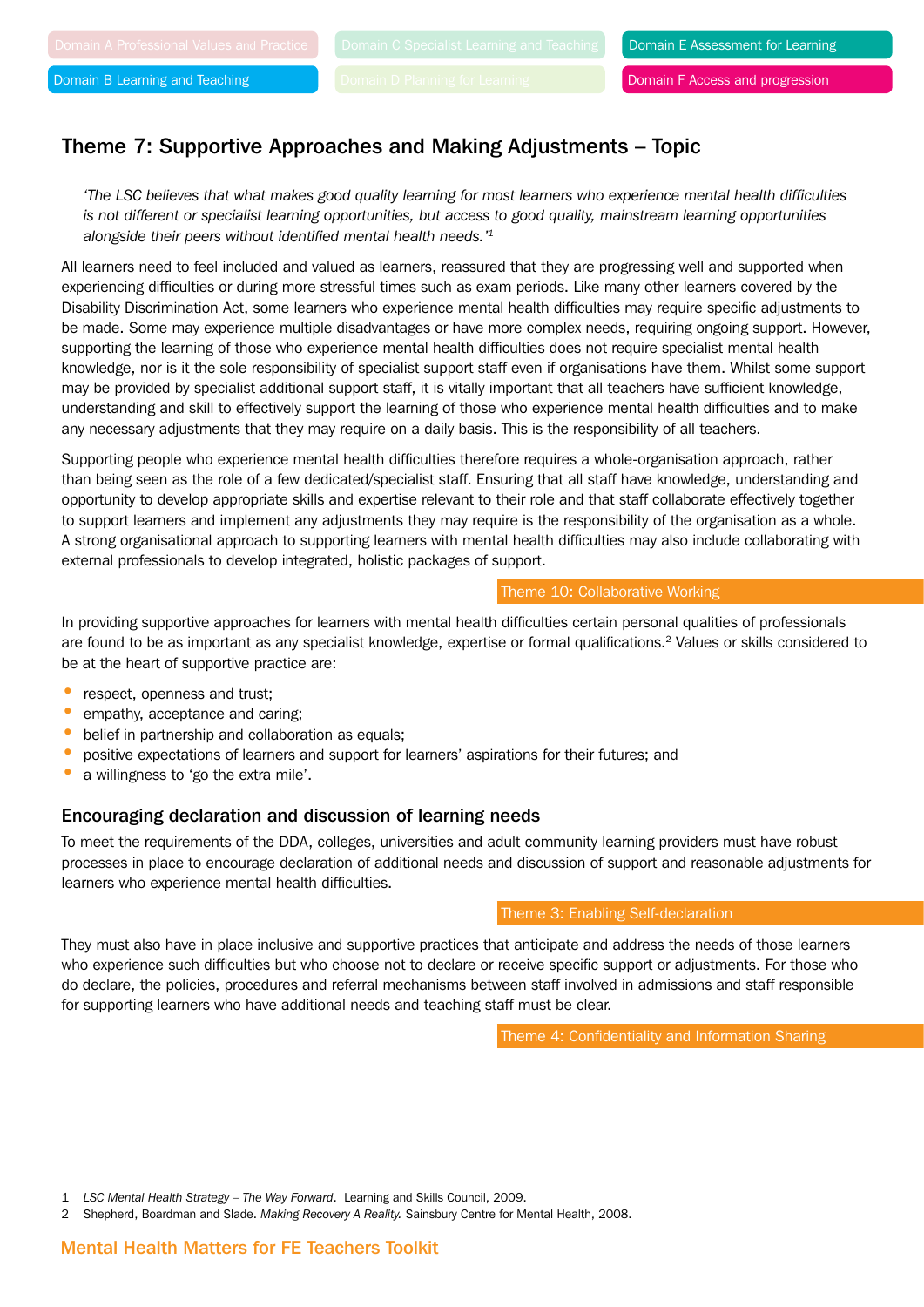Domain A Professional Values and Practice | Domain C Specialist Learning and Teaching | Domain E Assessment for Learning
Domain B Learning and Teaching | Domain D Planning for Learning | Domain F Access and progression

## Theme 7: Supportive Approaches and Making Adjustments – Topic

> *'The LSC believes that what makes good quality learning for most learners who experience mental health difficulties is not different or specialist learning opportunities, but access to good quality, mainstream learning opportunities alongside their peers without identified mental health needs.'*[1]

All learners need to feel included and valued as learners, reassured that they are progressing well and supported when experiencing difficulties or during more stressful times such as exam periods. Like many other learners covered by the Disability Discrimination Act, some learners who experience mental health difficulties may require specific adjustments to be made. Some may experience multiple disadvantages or have more complex needs, requiring ongoing support. However, supporting the learning of those who experience mental health difficulties does not require specialist mental health knowledge, nor is it the sole responsibility of specialist support staff even if organisations have them. Whilst some support may be provided by specialist additional support staff, it is vitally important that all teachers have sufficient knowledge, understanding and skill to effectively support the learning of those who experience mental health difficulties and to make any necessary adjustments that they may require on a daily basis. This is the responsibility of all teachers.

Supporting people who experience mental health difficulties therefore requires a whole-organisation approach, rather than being seen as the role of a few dedicated/specialist staff. Ensuring that all staff have knowledge, understanding and opportunity to develop appropriate skills and expertise relevant to their role and that staff collaborate effectively together to support learners and implement any adjustments they may require is the responsibility of the organisation as a whole. A strong organisational approach to supporting learners with mental health difficulties may also include collaborating with external professionals to develop integrated, holistic packages of support.

Theme 10: Collaborative Working

In providing supportive approaches for learners with mental health difficulties certain personal qualities of professionals are found to be as important as any specialist knowledge, expertise or formal qualifications.[2] Values or skills considered to be at the heart of supportive practice are:

- respect, openness and trust;
- empathy, acceptance and caring;
- belief in partnership and collaboration as equals;
- positive expectations of learners and support for learners' aspirations for their futures; and
- a willingness to 'go the extra mile'.

### Encouraging declaration and discussion of learning needs

To meet the requirements of the DDA, colleges, universities and adult community learning providers must have robust processes in place to encourage declaration of additional needs and discussion of support and reasonable adjustments for learners who experience mental health difficulties.

Theme 3: Enabling Self-declaration

They must also have in place inclusive and supportive practices that anticipate and address the needs of those learners who experience such difficulties but who choose not to declare or receive specific support or adjustments. For those who do declare, the policies, procedures and referral mechanisms between staff involved in admissions and staff responsible for supporting learners who have additional needs and teaching staff must be clear.

Theme 4: Confidentiality and Information Sharing

1 *LSC Mental Health Strategy – The Way Forward*. Learning and Skills Council, 2009.
2 Shepherd, Boardman and Slade. *Making Recovery A Reality.* Sainsbury Centre for Mental Health, 2008.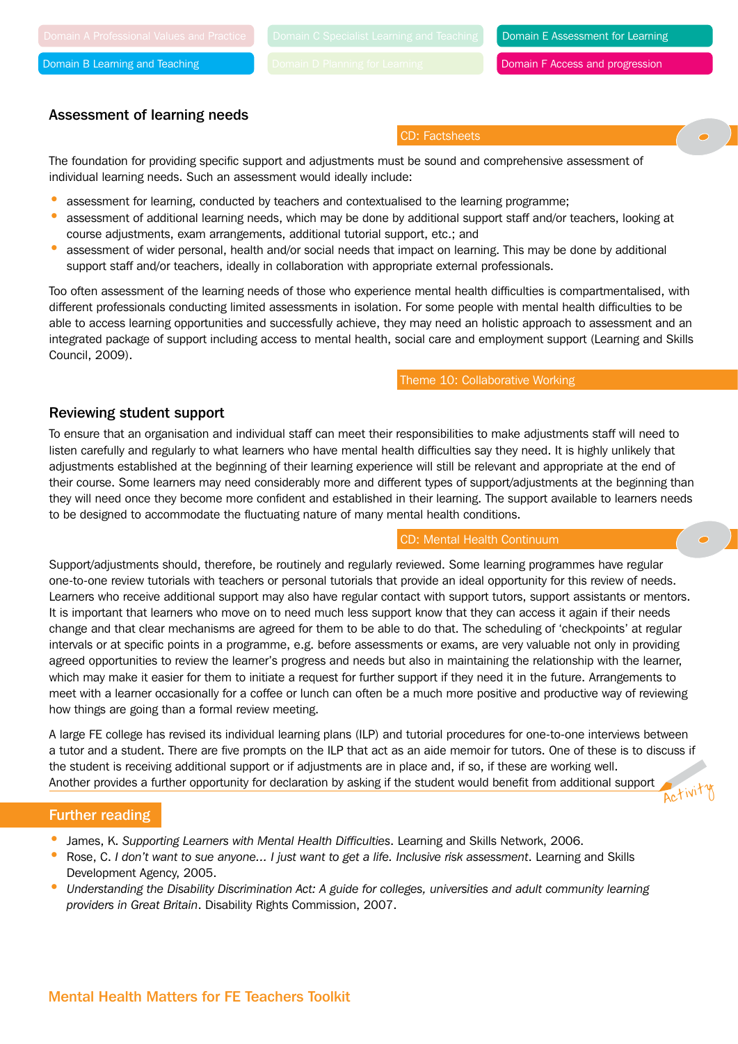## Assessment of learning needs

CD: Factsheets

The foundation for providing specific support and adjustments must be sound and comprehensive assessment of individual learning needs. Such an assessment would ideally include:

- assessment for learning, conducted by teachers and contextualised to the learning programme;
- assessment of additional learning needs, which may be done by additional support staff and/or teachers, looking at course adjustments, exam arrangements, additional tutorial support, etc.; and
- assessment of wider personal, health and/or social needs that impact on learning. This may be done by additional support staff and/or teachers, ideally in collaboration with appropriate external professionals.

Too often assessment of the learning needs of those who experience mental health difficulties is compartmentalised, with different professionals conducting limited assessments in isolation. For some people with mental health difficulties to be able to access learning opportunities and successfully achieve, they may need an holistic approach to assessment and an integrated package of support including access to mental health, social care and employment support (Learning and Skills Council, 2009).

Theme 10: Collaborative Working

## Reviewing student support

To ensure that an organisation and individual staff can meet their responsibilities to make adjustments staff will need to listen carefully and regularly to what learners who have mental health difficulties say they need. It is highly unlikely that adjustments established at the beginning of their learning experience will still be relevant and appropriate at the end of their course. Some learners may need considerably more and different types of support/adjustments at the beginning than they will need once they become more confident and established in their learning. The support available to learners needs to be designed to accommodate the fluctuating nature of many mental health conditions.

CD: Mental Health Continuum

Support/adjustments should, therefore, be routinely and regularly reviewed. Some learning programmes have regular one-to-one review tutorials with teachers or personal tutorials that provide an ideal opportunity for this review of needs. Learners who receive additional support may also have regular contact with support tutors, support assistants or mentors. It is important that learners who move on to need much less support know that they can access it again if their needs change and that clear mechanisms are agreed for them to be able to do that. The scheduling of 'checkpoints' at regular intervals or at specific points in a programme, e.g. before assessments or exams, are very valuable not only in providing agreed opportunities to review the learner's progress and needs but also in maintaining the relationship with the learner, which may make it easier for them to initiate a request for further support if they need it in the future. Arrangements to meet with a learner occasionally for a coffee or lunch can often be a much more positive and productive way of reviewing how things are going than a formal review meeting.

A large FE college has revised its individual learning plans (ILP) and tutorial procedures for one-to-one interviews between a tutor and a student. There are five prompts on the ILP that act as an aide memoir for tutors. One of these is to discuss if the student is receiving additional support or if adjustments are in place and, if so, if these are working well. Another provides a further opportunity for declaration by asking if the student would benefit from additional support

Activity

## Further reading

- James, K. *Supporting Learners with Mental Health Difficulties*. Learning and Skills Network, 2006.
- Rose, C. *I don't want to sue anyone... I just want to get a life. Inclusive risk assessment*. Learning and Skills Development Agency, 2005.
- *Understanding the Disability Discrimination Act: A guide for colleges, universities and adult community learning providers in Great Britain*. Disability Rights Commission, 2007.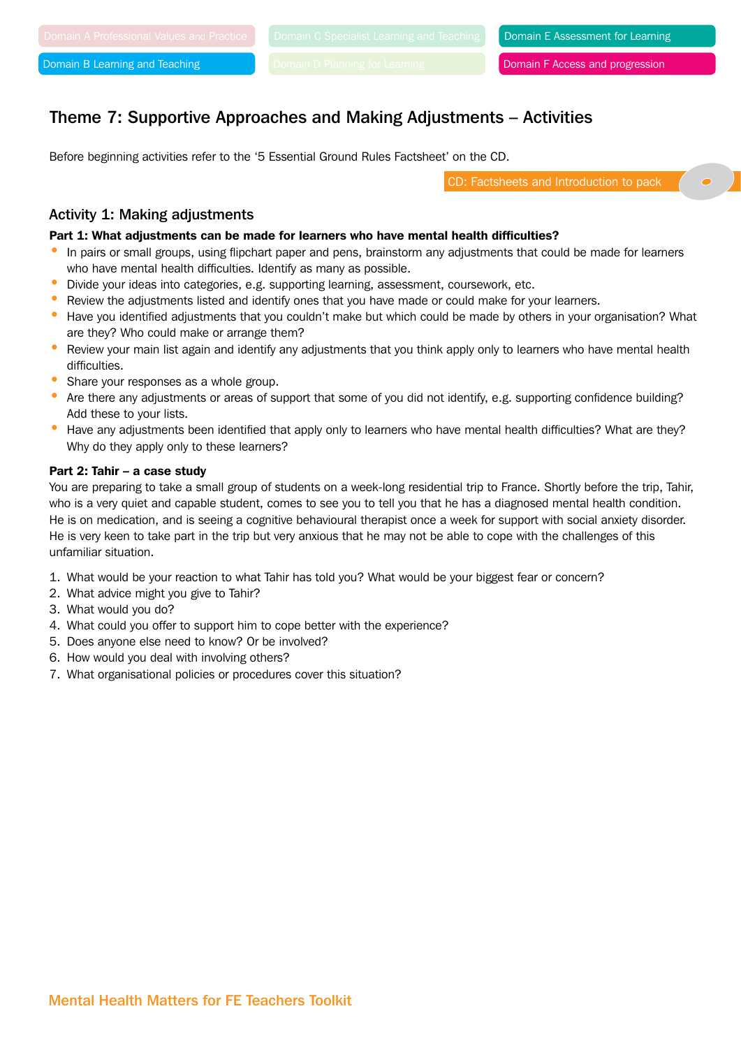Domain A Professional Values and Practice | Domain C Specialist Learning and Teaching | Domain E Assessment for Learning
Domain B Learning and Teaching | Domain D Planning for Learning | Domain F Access and progression

## Theme 7: Supportive Approaches and Making Adjustments – Activities

Before beginning activities refer to the '5 Essential Ground Rules Factsheet' on the CD.

CD: Factsheets and Introduction to pack

### Activity 1: Making adjustments

**Part 1: What adjustments can be made for learners who have mental health difficulties?**

- In pairs or small groups, using flipchart paper and pens, brainstorm any adjustments that could be made for learners who have mental health difficulties. Identify as many as possible.
- Divide your ideas into categories, e.g. supporting learning, assessment, coursework, etc.
- Review the adjustments listed and identify ones that you have made or could make for your learners.
- Have you identified adjustments that you couldn't make but which could be made by others in your organisation? What are they? Who could make or arrange them?
- Review your main list again and identify any adjustments that you think apply only to learners who have mental health difficulties.
- Share your responses as a whole group.
- Are there any adjustments or areas of support that some of you did not identify, e.g. supporting confidence building? Add these to your lists.
- Have any adjustments been identified that apply only to learners who have mental health difficulties? What are they? Why do they apply only to these learners?

**Part 2: Tahir – a case study**

You are preparing to take a small group of students on a week-long residential trip to France. Shortly before the trip, Tahir, who is a very quiet and capable student, comes to see you to tell you that he has a diagnosed mental health condition. He is on medication, and is seeing a cognitive behavioural therapist once a week for support with social anxiety disorder. He is very keen to take part in the trip but very anxious that he may not be able to cope with the challenges of this unfamiliar situation.

1. What would be your reaction to what Tahir has told you? What would be your biggest fear or concern?
2. What advice might you give to Tahir?
3. What would you do?
4. What could you offer to support him to cope better with the experience?
5. Does anyone else need to know? Or be involved?
6. How would you deal with involving others?
7. What organisational policies or procedures cover this situation?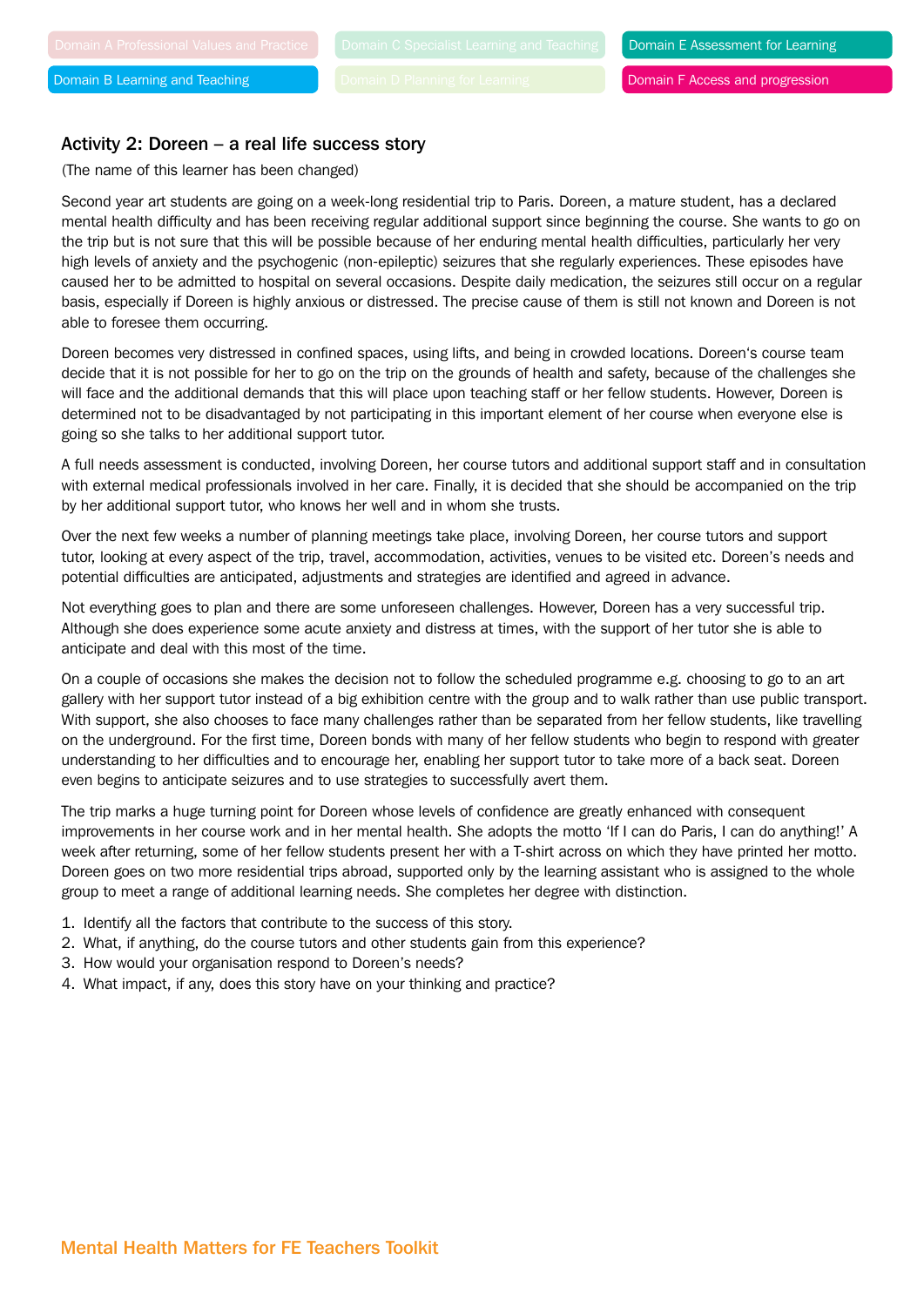Domain A Professional Values and Practice | Domain C Specialist Learning and Teaching | Domain E Assessment for Learning
Domain B Learning and Teaching | Domain D Planning for Learning | Domain F Access and progression

### Activity 2: Doreen – a real life success story

(The name of this learner has been changed)

Second year art students are going on a week-long residential trip to Paris. Doreen, a mature student, has a declared mental health difficulty and has been receiving regular additional support since beginning the course. She wants to go on the trip but is not sure that this will be possible because of her enduring mental health difficulties, particularly her very high levels of anxiety and the psychogenic (non-epileptic) seizures that she regularly experiences. These episodes have caused her to be admitted to hospital on several occasions. Despite daily medication, the seizures still occur on a regular basis, especially if Doreen is highly anxious or distressed. The precise cause of them is still not known and Doreen is not able to foresee them occurring.

Doreen becomes very distressed in confined spaces, using lifts, and being in crowded locations. Doreen's course team decide that it is not possible for her to go on the trip on the grounds of health and safety, because of the challenges she will face and the additional demands that this will place upon teaching staff or her fellow students. However, Doreen is determined not to be disadvantaged by not participating in this important element of her course when everyone else is going so she talks to her additional support tutor.

A full needs assessment is conducted, involving Doreen, her course tutors and additional support staff and in consultation with external medical professionals involved in her care. Finally, it is decided that she should be accompanied on the trip by her additional support tutor, who knows her well and in whom she trusts.

Over the next few weeks a number of planning meetings take place, involving Doreen, her course tutors and support tutor, looking at every aspect of the trip, travel, accommodation, activities, venues to be visited etc. Doreen's needs and potential difficulties are anticipated, adjustments and strategies are identified and agreed in advance.

Not everything goes to plan and there are some unforeseen challenges. However, Doreen has a very successful trip. Although she does experience some acute anxiety and distress at times, with the support of her tutor she is able to anticipate and deal with this most of the time.

On a couple of occasions she makes the decision not to follow the scheduled programme e.g. choosing to go to an art gallery with her support tutor instead of a big exhibition centre with the group and to walk rather than use public transport. With support, she also chooses to face many challenges rather than be separated from her fellow students, like travelling on the underground. For the first time, Doreen bonds with many of her fellow students who begin to respond with greater understanding to her difficulties and to encourage her, enabling her support tutor to take more of a back seat. Doreen even begins to anticipate seizures and to use strategies to successfully avert them.

The trip marks a huge turning point for Doreen whose levels of confidence are greatly enhanced with consequent improvements in her course work and in her mental health. She adopts the motto 'If I can do Paris, I can do anything!' A week after returning, some of her fellow students present her with a T-shirt across on which they have printed her motto. Doreen goes on two more residential trips abroad, supported only by the learning assistant who is assigned to the whole group to meet a range of additional learning needs. She completes her degree with distinction.

1. Identify all the factors that contribute to the success of this story.
2. What, if anything, do the course tutors and other students gain from this experience?
3. How would your organisation respond to Doreen's needs?
4. What impact, if any, does this story have on your thinking and practice?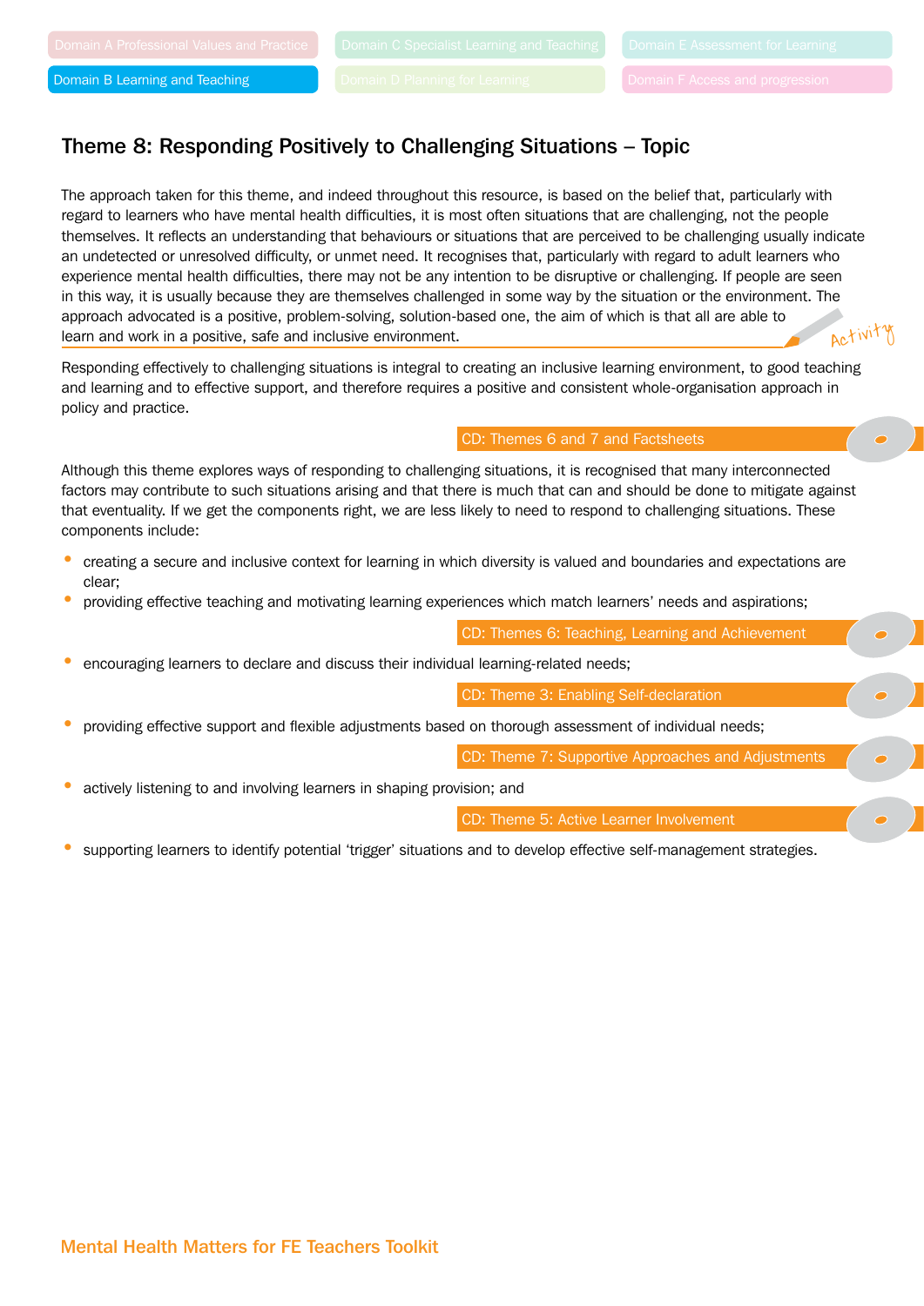Domain A Professional Values and Practice | Domain B Learning and Teaching | Domain C Specialist Learning and Teaching | Domain D Planning for Learning | Domain E Assessment for Learning | Domain F Access and progression

## Theme 8: Responding Positively to Challenging Situations – Topic

The approach taken for this theme, and indeed throughout this resource, is based on the belief that, particularly with regard to learners who have mental health difficulties, it is most often situations that are challenging, not the people themselves. It reflects an understanding that behaviours or situations that are perceived to be challenging usually indicate an undetected or unresolved difficulty, or unmet need. It recognises that, particularly with regard to adult learners who experience mental health difficulties, there may not be any intention to be disruptive or challenging. If people are seen in this way, it is usually because they are themselves challenged in some way by the situation or the environment. The approach advocated is a positive, problem-solving, solution-based one, the aim of which is that all are able to learn and work in a positive, safe and inclusive environment.

Activity

Responding effectively to challenging situations is integral to creating an inclusive learning environment, to good teaching and learning and to effective support, and therefore requires a positive and consistent whole-organisation approach in policy and practice.

CD: Themes 6 and 7 and Factsheets

Although this theme explores ways of responding to challenging situations, it is recognised that many interconnected factors may contribute to such situations arising and that there is much that can and should be done to mitigate against that eventuality. If we get the components right, we are less likely to need to respond to challenging situations. These components include:

- creating a secure and inclusive context for learning in which diversity is valued and boundaries and expectations are clear;
- providing effective teaching and motivating learning experiences which match learners' needs and aspirations;

CD: Themes 6: Teaching, Learning and Achievement

- encouraging learners to declare and discuss their individual learning-related needs;

CD: Theme 3: Enabling Self-declaration

- providing effective support and flexible adjustments based on thorough assessment of individual needs;

CD: Theme 7: Supportive Approaches and Adjustments

- actively listening to and involving learners in shaping provision; and

CD: Theme 5: Active Learner Involvement

- supporting learners to identify potential 'trigger' situations and to develop effective self-management strategies.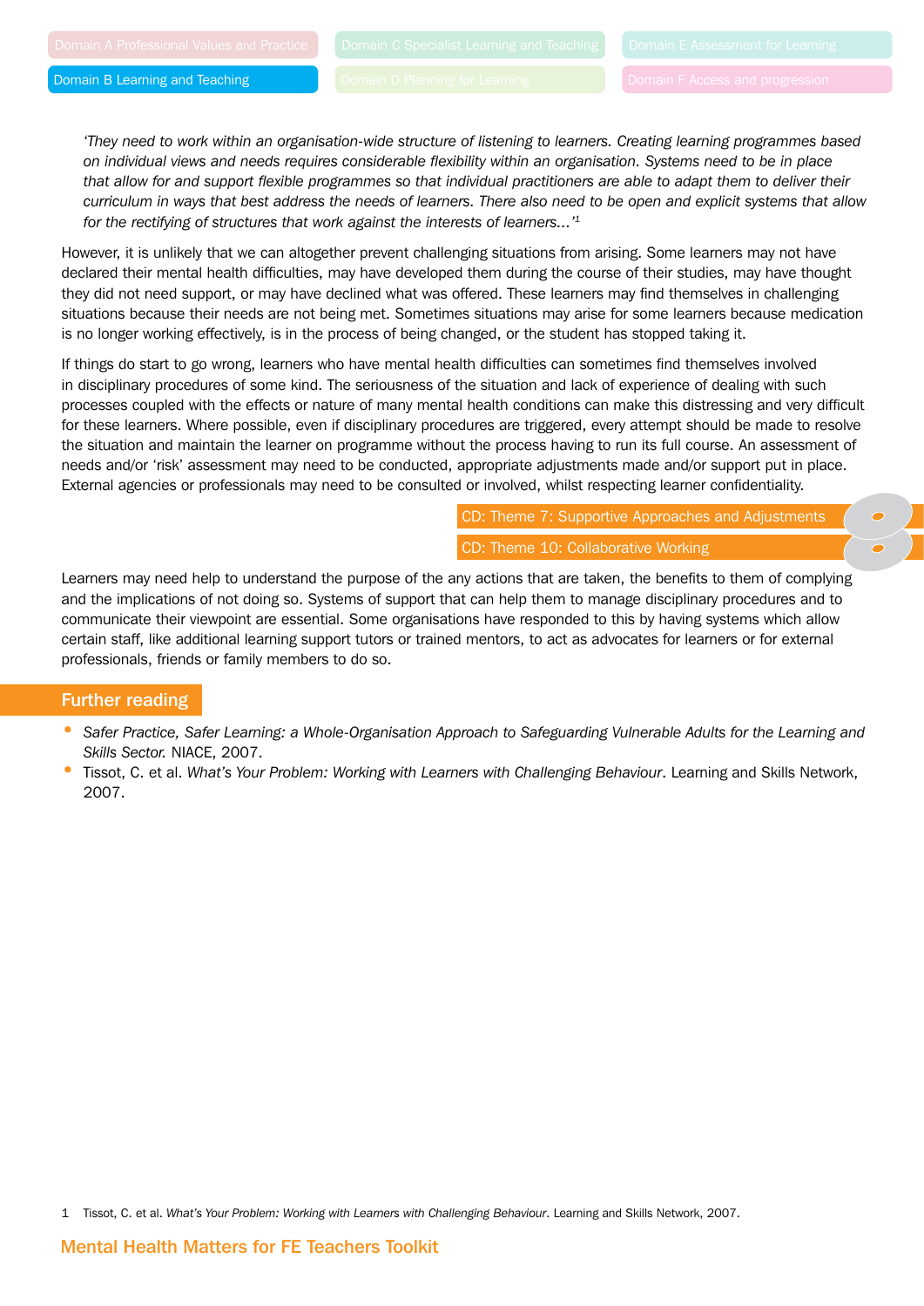> *'They need to work within an organisation-wide structure of listening to learners. Creating learning programmes based on individual views and needs requires considerable flexibility within an organisation. Systems need to be in place that allow for and support flexible programmes so that individual practitioners are able to adapt them to deliver their curriculum in ways that best address the needs of learners. There also need to be open and explicit systems that allow for the rectifying of structures that work against the interests of learners...'*[1]

However, it is unlikely that we can altogether prevent challenging situations from arising. Some learners may not have declared their mental health difficulties, may have developed them during the course of their studies, may have thought they did not need support, or may have declined what was offered. These learners may find themselves in challenging situations because their needs are not being met. Sometimes situations may arise for some learners because medication is no longer working effectively, is in the process of being changed, or the student has stopped taking it.

If things do start to go wrong, learners who have mental health difficulties can sometimes find themselves involved in disciplinary procedures of some kind. The seriousness of the situation and lack of experience of dealing with such processes coupled with the effects or nature of many mental health conditions can make this distressing and very difficult for these learners. Where possible, even if disciplinary procedures are triggered, every attempt should be made to resolve the situation and maintain the learner on programme without the process having to run its full course. An assessment of needs and/or 'risk' assessment may need to be conducted, appropriate adjustments made and/or support put in place. External agencies or professionals may need to be consulted or involved, whilst respecting learner confidentiality.

CD: Theme 7: Supportive Approaches and Adjustments

CD: Theme 10: Collaborative Working

Learners may need help to understand the purpose of the any actions that are taken, the benefits to them of complying and the implications of not doing so. Systems of support that can help them to manage disciplinary procedures and to communicate their viewpoint are essential. Some organisations have responded to this by having systems which allow certain staff, like additional learning support tutors or trained mentors, to act as advocates for learners or for external professionals, friends or family members to do so.

## Further reading

- *Safer Practice, Safer Learning: a Whole-Organisation Approach to Safeguarding Vulnerable Adults for the Learning and Skills Sector.* NIACE, 2007.
- Tissot, C. et al. *What's Your Problem: Working with Learners with Challenging Behaviour*. Learning and Skills Network, 2007.

1 Tissot, C. et al. *What's Your Problem: Working with Learners with Challenging Behaviour*. Learning and Skills Network, 2007.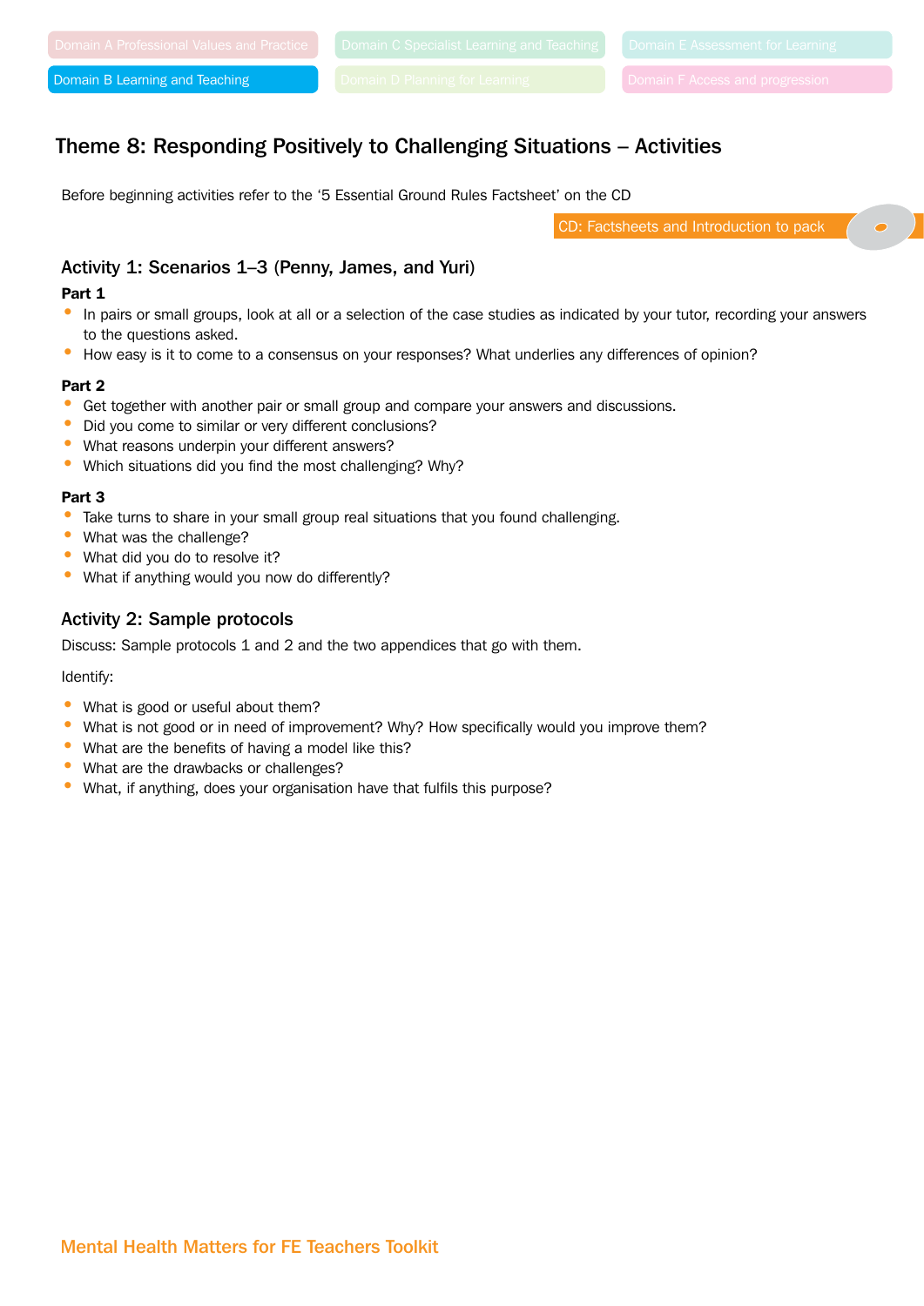Domain A Professional Values and Practice | Domain C Specialist Learning and Teaching | Domain E Assessment for Learning
Domain B Learning and Teaching | Domain D Planning for Learning | Domain F Access and progression

## Theme 8: Responding Positively to Challenging Situations – Activities

Before beginning activities refer to the '5 Essential Ground Rules Factsheet' on the CD

CD: Factsheets and Introduction to pack

### Activity 1: Scenarios 1–3 (Penny, James, and Yuri)

**Part 1**

- In pairs or small groups, look at all or a selection of the case studies as indicated by your tutor, recording your answers to the questions asked.
- How easy is it to come to a consensus on your responses? What underlies any differences of opinion?

**Part 2**

- Get together with another pair or small group and compare your answers and discussions.
- Did you come to similar or very different conclusions?
- What reasons underpin your different answers?
- Which situations did you find the most challenging? Why?

**Part 3**

- Take turns to share in your small group real situations that you found challenging.
- What was the challenge?
- What did you do to resolve it?
- What if anything would you now do differently?

### Activity 2: Sample protocols

Discuss: Sample protocols 1 and 2 and the two appendices that go with them.

Identify:

- What is good or useful about them?
- What is not good or in need of improvement? Why? How specifically would you improve them?
- What are the benefits of having a model like this?
- What are the drawbacks or challenges?
- What, if anything, does your organisation have that fulfils this purpose?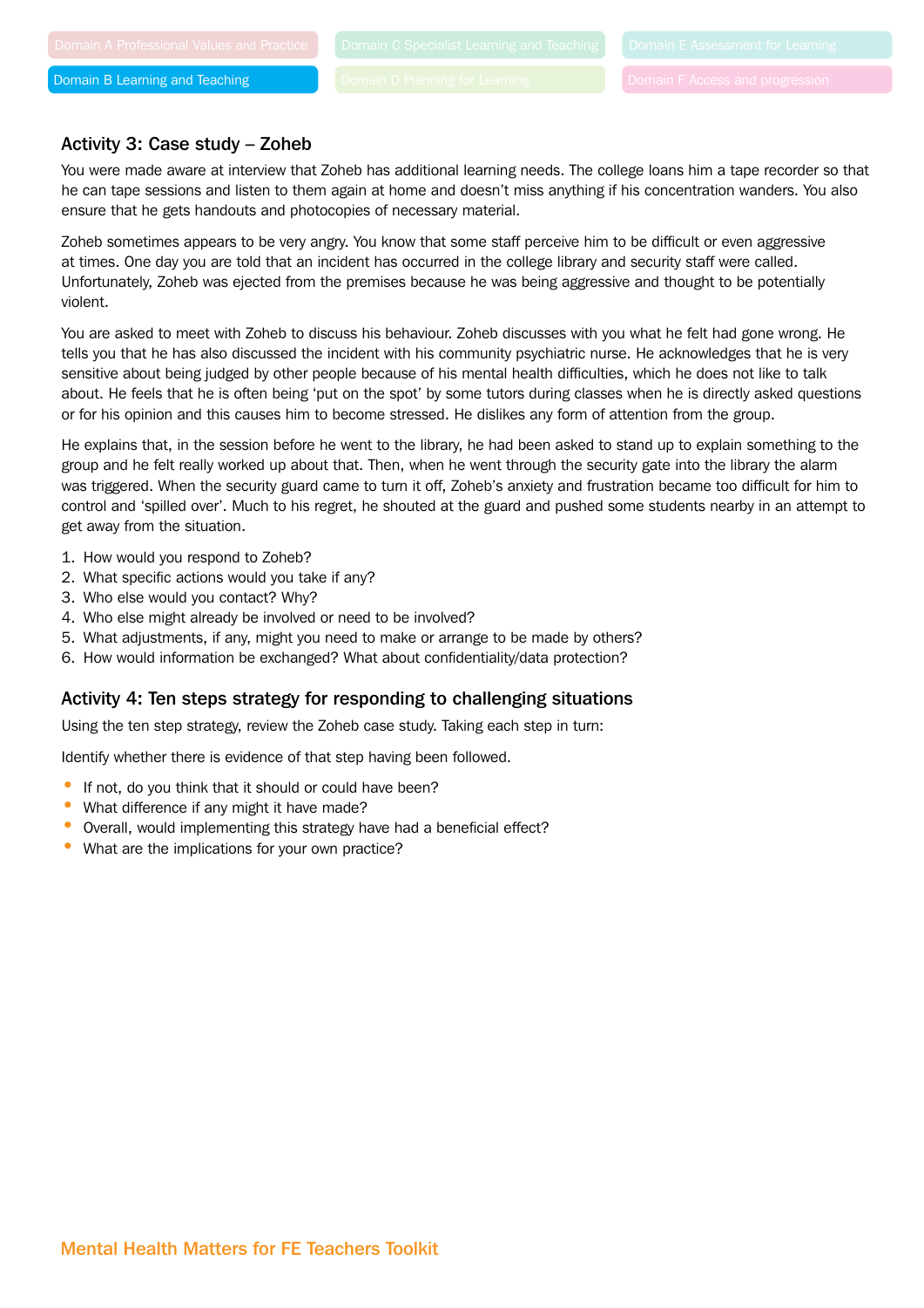## Activity 3: Case study – Zoheb

You were made aware at interview that Zoheb has additional learning needs. The college loans him a tape recorder so that he can tape sessions and listen to them again at home and doesn't miss anything if his concentration wanders. You also ensure that he gets handouts and photocopies of necessary material.

Zoheb sometimes appears to be very angry. You know that some staff perceive him to be difficult or even aggressive at times. One day you are told that an incident has occurred in the college library and security staff were called. Unfortunately, Zoheb was ejected from the premises because he was being aggressive and thought to be potentially violent.

You are asked to meet with Zoheb to discuss his behaviour. Zoheb discusses with you what he felt had gone wrong. He tells you that he has also discussed the incident with his community psychiatric nurse. He acknowledges that he is very sensitive about being judged by other people because of his mental health difficulties, which he does not like to talk about. He feels that he is often being 'put on the spot' by some tutors during classes when he is directly asked questions or for his opinion and this causes him to become stressed. He dislikes any form of attention from the group.

He explains that, in the session before he went to the library, he had been asked to stand up to explain something to the group and he felt really worked up about that. Then, when he went through the security gate into the library the alarm was triggered. When the security guard came to turn it off, Zoheb's anxiety and frustration became too difficult for him to control and 'spilled over'. Much to his regret, he shouted at the guard and pushed some students nearby in an attempt to get away from the situation.

1. How would you respond to Zoheb?
2. What specific actions would you take if any?
3. Who else would you contact? Why?
4. Who else might already be involved or need to be involved?
5. What adjustments, if any, might you need to make or arrange to be made by others?
6. How would information be exchanged? What about confidentiality/data protection?

## Activity 4: Ten steps strategy for responding to challenging situations

Using the ten step strategy, review the Zoheb case study. Taking each step in turn:

Identify whether there is evidence of that step having been followed.

- If not, do you think that it should or could have been?
- What difference if any might it have made?
- Overall, would implementing this strategy have had a beneficial effect?
- What are the implications for your own practice?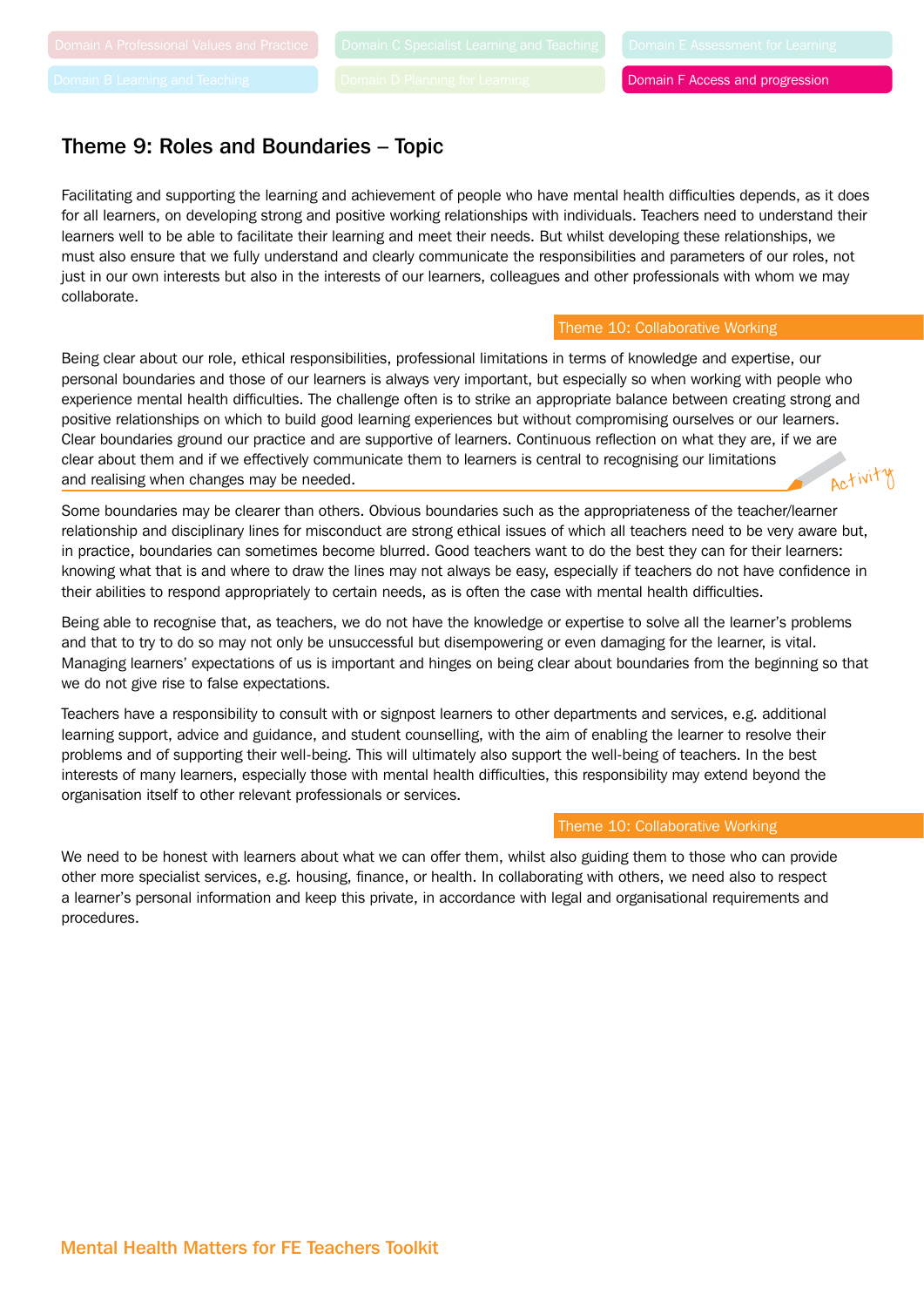Domain A Professional Values and Practice | Domain C Specialist Learning and Teaching | Domain E Assessment for Learning
Domain B Learning and Teaching | Domain D Planning for Learning | **Domain F Access and progression**

## Theme 9: Roles and Boundaries – Topic

Facilitating and supporting the learning and achievement of people who have mental health difficulties depends, as it does for all learners, on developing strong and positive working relationships with individuals. Teachers need to understand their learners well to be able to facilitate their learning and meet their needs. But whilst developing these relationships, we must also ensure that we fully understand and clearly communicate the responsibilities and parameters of our roles, not just in our own interests but also in the interests of our learners, colleagues and other professionals with whom we may collaborate.

Theme 10: Collaborative Working

Being clear about our role, ethical responsibilities, professional limitations in terms of knowledge and expertise, our personal boundaries and those of our learners is always very important, but especially so when working with people who experience mental health difficulties. The challenge often is to strike an appropriate balance between creating strong and positive relationships on which to build good learning experiences but without compromising ourselves or our learners. Clear boundaries ground our practice and are supportive of learners. Continuous reflection on what they are, if we are clear about them and if we effectively communicate them to learners is central to recognising our limitations and realising when changes may be needed.

Activity

Some boundaries may be clearer than others. Obvious boundaries such as the appropriateness of the teacher/learner relationship and disciplinary lines for misconduct are strong ethical issues of which all teachers need to be very aware but, in practice, boundaries can sometimes become blurred. Good teachers want to do the best they can for their learners: knowing what that is and where to draw the lines may not always be easy, especially if teachers do not have confidence in their abilities to respond appropriately to certain needs, as is often the case with mental health difficulties.

Being able to recognise that, as teachers, we do not have the knowledge or expertise to solve all the learner's problems and that to try to do so may not only be unsuccessful but disempowering or even damaging for the learner, is vital. Managing learners' expectations of us is important and hinges on being clear about boundaries from the beginning so that we do not give rise to false expectations.

Teachers have a responsibility to consult with or signpost learners to other departments and services, e.g. additional learning support, advice and guidance, and student counselling, with the aim of enabling the learner to resolve their problems and of supporting their well-being. This will ultimately also support the well-being of teachers. In the best interests of many learners, especially those with mental health difficulties, this responsibility may extend beyond the organisation itself to other relevant professionals or services.

Theme 10: Collaborative Working

We need to be honest with learners about what we can offer them, whilst also guiding them to those who can provide other more specialist services, e.g. housing, finance, or health. In collaborating with others, we need also to respect a learner's personal information and keep this private, in accordance with legal and organisational requirements and procedures.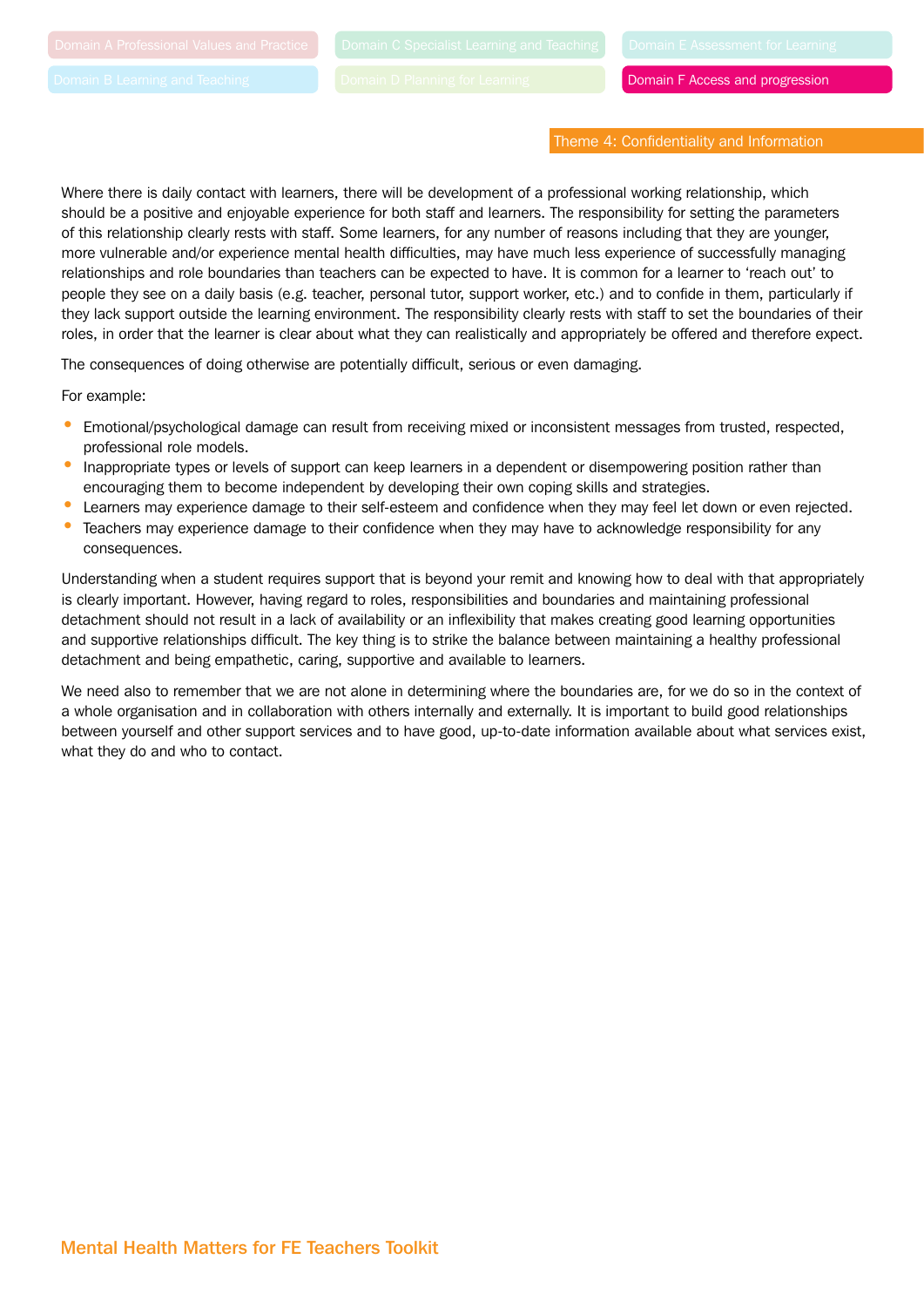Where there is daily contact with learners, there will be development of a professional working relationship, which should be a positive and enjoyable experience for both staff and learners. The responsibility for setting the parameters of this relationship clearly rests with staff. Some learners, for any number of reasons including that they are younger, more vulnerable and/or experience mental health difficulties, may have much less experience of successfully managing relationships and role boundaries than teachers can be expected to have. It is common for a learner to 'reach out' to people they see on a daily basis (e.g. teacher, personal tutor, support worker, etc.) and to confide in them, particularly if they lack support outside the learning environment. The responsibility clearly rests with staff to set the boundaries of their roles, in order that the learner is clear about what they can realistically and appropriately be offered and therefore expect.

The consequences of doing otherwise are potentially difficult, serious or even damaging.

For example:

- Emotional/psychological damage can result from receiving mixed or inconsistent messages from trusted, respected, professional role models.
- Inappropriate types or levels of support can keep learners in a dependent or disempowering position rather than encouraging them to become independent by developing their own coping skills and strategies.
- Learners may experience damage to their self-esteem and confidence when they may feel let down or even rejected.
- Teachers may experience damage to their confidence when they may have to acknowledge responsibility for any consequences.

Understanding when a student requires support that is beyond your remit and knowing how to deal with that appropriately is clearly important. However, having regard to roles, responsibilities and boundaries and maintaining professional detachment should not result in a lack of availability or an inflexibility that makes creating good learning opportunities and supportive relationships difficult. The key thing is to strike the balance between maintaining a healthy professional detachment and being empathetic, caring, supportive and available to learners.

We need also to remember that we are not alone in determining where the boundaries are, for we do so in the context of a whole organisation and in collaboration with others internally and externally. It is important to build good relationships between yourself and other support services and to have good, up-to-date information available about what services exist, what they do and who to contact.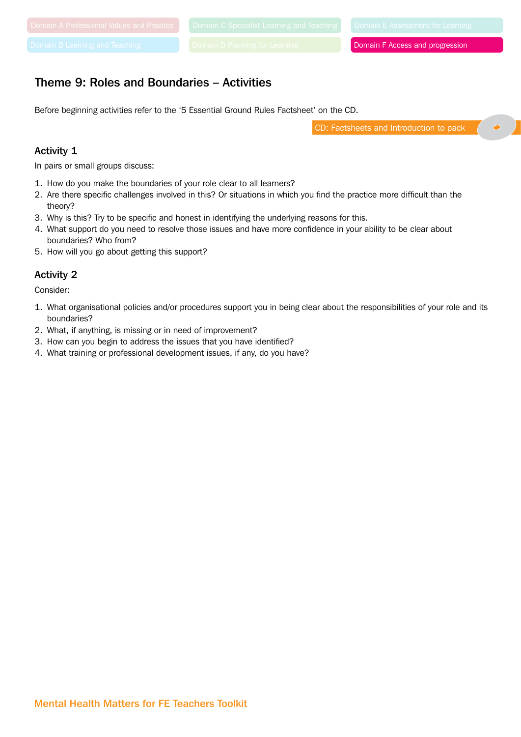## Theme 9: Roles and Boundaries – Activities

Before beginning activities refer to the '5 Essential Ground Rules Factsheet' on the CD.

CD: Factsheets and Introduction to pack

### Activity 1

In pairs or small groups discuss:

1. How do you make the boundaries of your role clear to all learners?
2. Are there specific challenges involved in this? Or situations in which you find the practice more difficult than the theory?
3. Why is this? Try to be specific and honest in identifying the underlying reasons for this.
4. What support do you need to resolve those issues and have more confidence in your ability to be clear about boundaries? Who from?
5. How will you go about getting this support?

### Activity 2

Consider:

1. What organisational policies and/or procedures support you in being clear about the responsibilities of your role and its boundaries?
2. What, if anything, is missing or in need of improvement?
3. How can you begin to address the issues that you have identified?
4. What training or professional development issues, if any, do you have?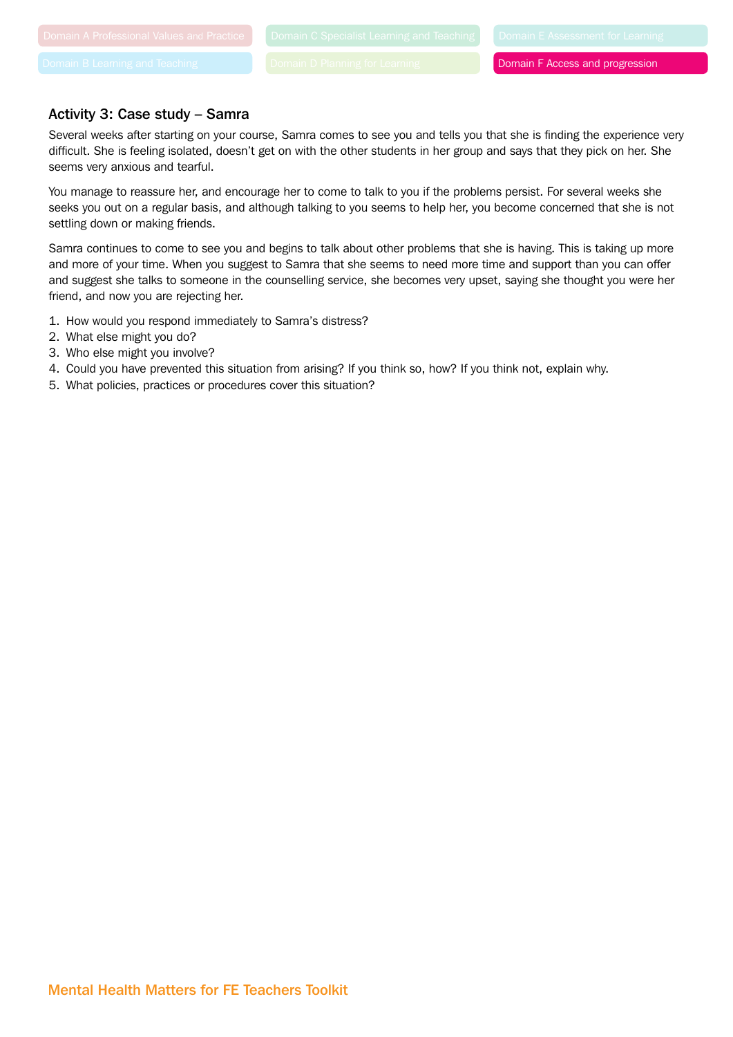### Activity 3: Case study – Samra

Several weeks after starting on your course, Samra comes to see you and tells you that she is finding the experience very difficult. She is feeling isolated, doesn't get on with the other students in her group and says that they pick on her. She seems very anxious and tearful.

You manage to reassure her, and encourage her to come to talk to you if the problems persist. For several weeks she seeks you out on a regular basis, and although talking to you seems to help her, you become concerned that she is not settling down or making friends.

Samra continues to come to see you and begins to talk about other problems that she is having. This is taking up more and more of your time. When you suggest to Samra that she seems to need more time and support than you can offer and suggest she talks to someone in the counselling service, she becomes very upset, saying she thought you were her friend, and now you are rejecting her.

1. How would you respond immediately to Samra's distress?
2. What else might you do?
3. Who else might you involve?
4. Could you have prevented this situation from arising? If you think so, how? If you think not, explain why.
5. What policies, practices or procedures cover this situation?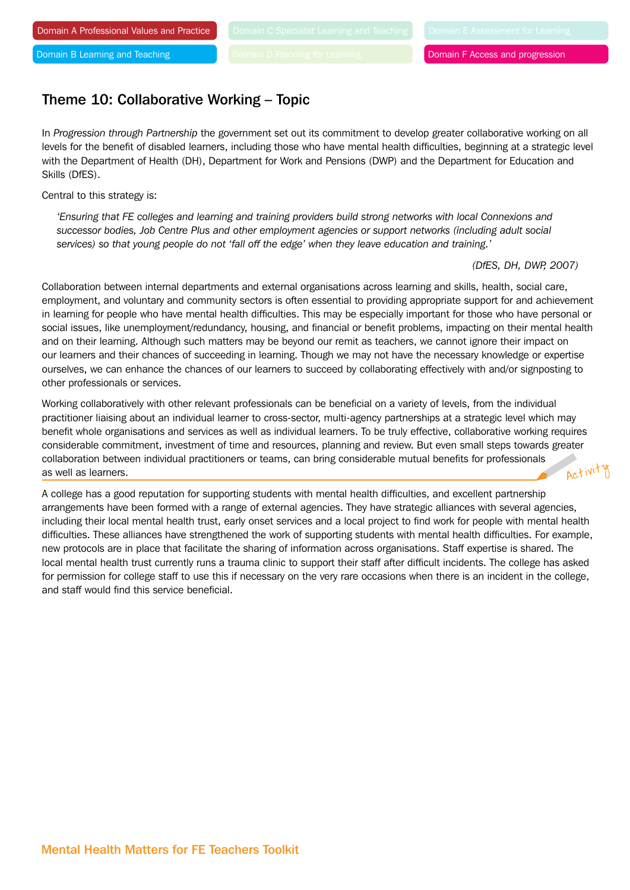Domain A Professional Values and Practice

Domain B Learning and Teaching

Domain F Access and progression

## Theme 10: Collaborative Working – Topic

In *Progression through Partnership* the government set out its commitment to develop greater collaborative working on all levels for the benefit of disabled learners, including those who have mental health difficulties, beginning at a strategic level with the Department of Health (DH), Department for Work and Pensions (DWP) and the Department for Education and Skills (DfES).

Central to this strategy is:

> *'Ensuring that FE colleges and learning and training providers build strong networks with local Connexions and successor bodies, Job Centre Plus and other employment agencies or support networks (including adult social services) so that young people do not 'fall off the edge' when they leave education and training.'*
>
> *(DfES, DH, DWP, 2007)*

Collaboration between internal departments and external organisations across learning and skills, health, social care, employment, and voluntary and community sectors is often essential to providing appropriate support for and achievement in learning for people who have mental health difficulties. This may be especially important for those who have personal or social issues, like unemployment/redundancy, housing, and financial or benefit problems, impacting on their mental health and on their learning. Although such matters may be beyond our remit as teachers, we cannot ignore their impact on our learners and their chances of succeeding in learning. Though we may not have the necessary knowledge or expertise ourselves, we can enhance the chances of our learners to succeed by collaborating effectively with and/or signposting to other professionals or services.

Working collaboratively with other relevant professionals can be beneficial on a variety of levels, from the individual practitioner liaising about an individual learner to cross-sector, multi-agency partnerships at a strategic level which may benefit whole organisations and services as well as individual learners. To be truly effective, collaborative working requires considerable commitment, investment of time and resources, planning and review. But even small steps towards greater collaboration between individual practitioners or teams, can bring considerable mutual benefits for professionals as well as learners.

*Activity*

A college has a good reputation for supporting students with mental health difficulties, and excellent partnership arrangements have been formed with a range of external agencies. They have strategic alliances with several agencies, including their local mental health trust, early onset services and a local project to find work for people with mental health difficulties. These alliances have strengthened the work of supporting students with mental health difficulties. For example, new protocols are in place that facilitate the sharing of information across organisations. Staff expertise is shared. The local mental health trust currently runs a trauma clinic to support their staff after difficult incidents. The college has asked for permission for college staff to use this if necessary on the very rare occasions when there is an incident in the college, and staff would find this service beneficial.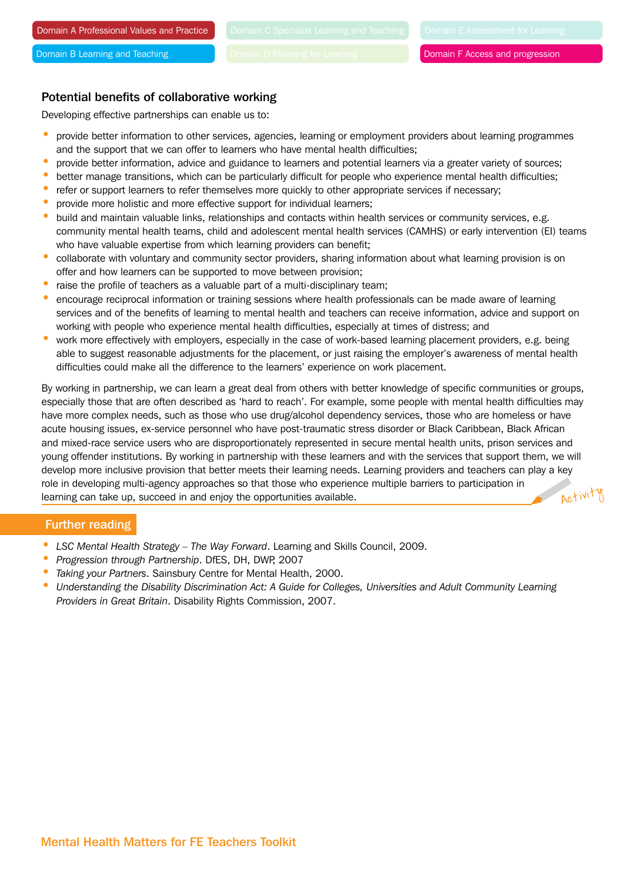## Potential benefits of collaborative working

Developing effective partnerships can enable us to:

- provide better information to other services, agencies, learning or employment providers about learning programmes and the support that we can offer to learners who have mental health difficulties;
- provide better information, advice and guidance to learners and potential learners via a greater variety of sources;
- better manage transitions, which can be particularly difficult for people who experience mental health difficulties;
- refer or support learners to refer themselves more quickly to other appropriate services if necessary;
- provide more holistic and more effective support for individual learners;
- build and maintain valuable links, relationships and contacts within health services or community services, e.g. community mental health teams, child and adolescent mental health services (CAMHS) or early intervention (EI) teams who have valuable expertise from which learning providers can benefit;
- collaborate with voluntary and community sector providers, sharing information about what learning provision is on offer and how learners can be supported to move between provision;
- raise the profile of teachers as a valuable part of a multi-disciplinary team;
- encourage reciprocal information or training sessions where health professionals can be made aware of learning services and of the benefits of learning to mental health and teachers can receive information, advice and support on working with people who experience mental health difficulties, especially at times of distress; and
- work more effectively with employers, especially in the case of work-based learning placement providers, e.g. being able to suggest reasonable adjustments for the placement, or just raising the employer's awareness of mental health difficulties could make all the difference to the learners' experience on work placement.

By working in partnership, we can learn a great deal from others with better knowledge of specific communities or groups, especially those that are often described as 'hard to reach'. For example, some people with mental health difficulties may have more complex needs, such as those who use drug/alcohol dependency services, those who are homeless or have acute housing issues, ex-service personnel who have post-traumatic stress disorder or Black Caribbean, Black African and mixed-race service users who are disproportionately represented in secure mental health units, prison services and young offender institutions. By working in partnership with these learners and with the services that support them, we will develop more inclusive provision that better meets their learning needs. Learning providers and teachers can play a key role in developing multi-agency approaches so that those who experience multiple barriers to participation in learning can take up, succeed in and enjoy the opportunities available.

Activity

## Further reading

- *LSC Mental Health Strategy – The Way Forward*. Learning and Skills Council, 2009.
- *Progression through Partnership*. DfES, DH, DWP, 2007
- *Taking your Partners*. Sainsbury Centre for Mental Health, 2000.
- *Understanding the Disability Discrimination Act: A Guide for Colleges, Universities and Adult Community Learning Providers in Great Britain*. Disability Rights Commission, 2007.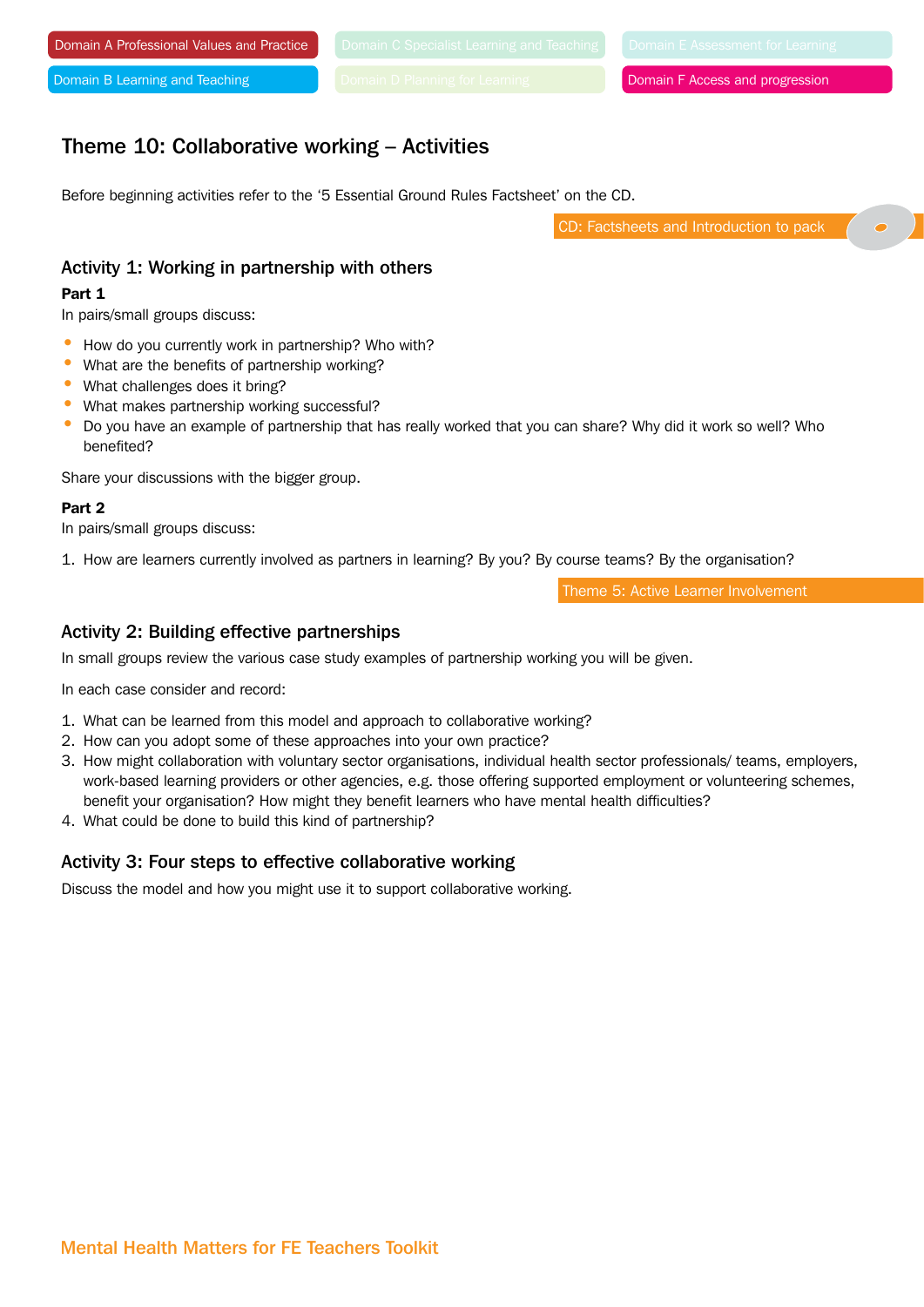Domain A Professional Values and Practice

Domain B Learning and Teaching

Domain C Specialist Learning and Teaching

Domain D Planning for Learning

Domain E Assessment for Learning

Domain F Access and progression

## Theme 10: Collaborative working – Activities

Before beginning activities refer to the '5 Essential Ground Rules Factsheet' on the CD.

CD: Factsheets and Introduction to pack

### Activity 1: Working in partnership with others

**Part 1**

In pairs/small groups discuss:

- How do you currently work in partnership? Who with?
- What are the benefits of partnership working?
- What challenges does it bring?
- What makes partnership working successful?
- Do you have an example of partnership that has really worked that you can share? Why did it work so well? Who benefited?

Share your discussions with the bigger group.

**Part 2**

In pairs/small groups discuss:

1. How are learners currently involved as partners in learning? By you? By course teams? By the organisation?

Theme 5: Active Learner Involvement

### Activity 2: Building effective partnerships

In small groups review the various case study examples of partnership working you will be given.

In each case consider and record:

1. What can be learned from this model and approach to collaborative working?
2. How can you adopt some of these approaches into your own practice?
3. How might collaboration with voluntary sector organisations, individual health sector professionals/ teams, employers, work-based learning providers or other agencies, e.g. those offering supported employment or volunteering schemes, benefit your organisation? How might they benefit learners who have mental health difficulties?
4. What could be done to build this kind of partnership?

### Activity 3: Four steps to effective collaborative working

Discuss the model and how you might use it to support collaborative working.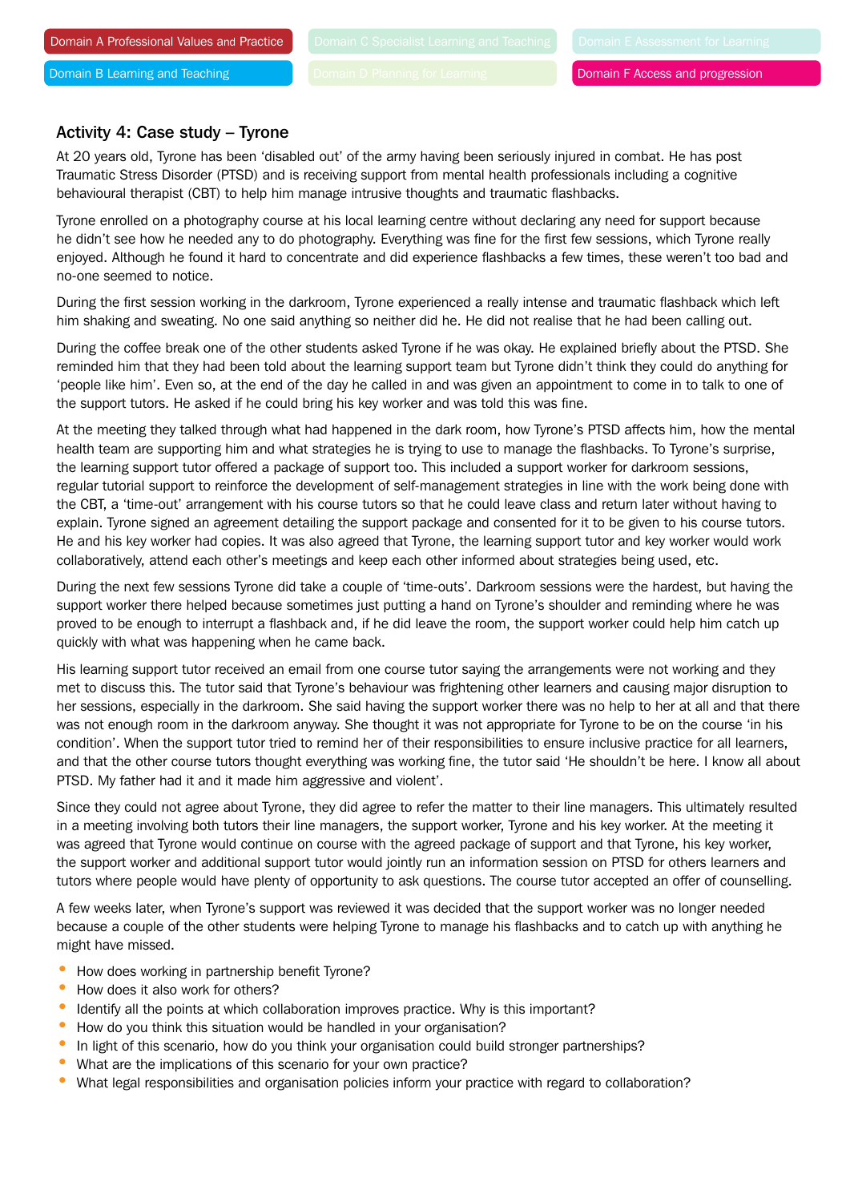Domain A Professional Values and Practice | Domain B Learning and Teaching | Domain F Access and progression

### Activity 4: Case study – Tyrone

At 20 years old, Tyrone has been 'disabled out' of the army having been seriously injured in combat. He has post Traumatic Stress Disorder (PTSD) and is receiving support from mental health professionals including a cognitive behavioural therapist (CBT) to help him manage intrusive thoughts and traumatic flashbacks.

Tyrone enrolled on a photography course at his local learning centre without declaring any need for support because he didn't see how he needed any to do photography. Everything was fine for the first few sessions, which Tyrone really enjoyed. Although he found it hard to concentrate and did experience flashbacks a few times, these weren't too bad and no-one seemed to notice.

During the first session working in the darkroom, Tyrone experienced a really intense and traumatic flashback which left him shaking and sweating. No one said anything so neither did he. He did not realise that he had been calling out.

During the coffee break one of the other students asked Tyrone if he was okay. He explained briefly about the PTSD. She reminded him that they had been told about the learning support team but Tyrone didn't think they could do anything for 'people like him'. Even so, at the end of the day he called in and was given an appointment to come in to talk to one of the support tutors. He asked if he could bring his key worker and was told this was fine.

At the meeting they talked through what had happened in the dark room, how Tyrone's PTSD affects him, how the mental health team are supporting him and what strategies he is trying to use to manage the flashbacks. To Tyrone's surprise, the learning support tutor offered a package of support too. This included a support worker for darkroom sessions, regular tutorial support to reinforce the development of self-management strategies in line with the work being done with the CBT, a 'time-out' arrangement with his course tutors so that he could leave class and return later without having to explain. Tyrone signed an agreement detailing the support package and consented for it to be given to his course tutors. He and his key worker had copies. It was also agreed that Tyrone, the learning support tutor and key worker would work collaboratively, attend each other's meetings and keep each other informed about strategies being used, etc.

During the next few sessions Tyrone did take a couple of 'time-outs'. Darkroom sessions were the hardest, but having the support worker there helped because sometimes just putting a hand on Tyrone's shoulder and reminding where he was proved to be enough to interrupt a flashback and, if he did leave the room, the support worker could help him catch up quickly with what was happening when he came back.

His learning support tutor received an email from one course tutor saying the arrangements were not working and they met to discuss this. The tutor said that Tyrone's behaviour was frightening other learners and causing major disruption to her sessions, especially in the darkroom. She said having the support worker there was no help to her at all and that there was not enough room in the darkroom anyway. She thought it was not appropriate for Tyrone to be on the course 'in his condition'. When the support tutor tried to remind her of their responsibilities to ensure inclusive practice for all learners, and that the other course tutors thought everything was working fine, the tutor said 'He shouldn't be here. I know all about PTSD. My father had it and it made him aggressive and violent'.

Since they could not agree about Tyrone, they did agree to refer the matter to their line managers. This ultimately resulted in a meeting involving both tutors their line managers, the support worker, Tyrone and his key worker. At the meeting it was agreed that Tyrone would continue on course with the agreed package of support and that Tyrone, his key worker, the support worker and additional support tutor would jointly run an information session on PTSD for others learners and tutors where people would have plenty of opportunity to ask questions. The course tutor accepted an offer of counselling.

A few weeks later, when Tyrone's support was reviewed it was decided that the support worker was no longer needed because a couple of the other students were helping Tyrone to manage his flashbacks and to catch up with anything he might have missed.

- How does working in partnership benefit Tyrone?
- How does it also work for others?
- Identify all the points at which collaboration improves practice. Why is this important?
- How do you think this situation would be handled in your organisation?
- In light of this scenario, how do you think your organisation could build stronger partnerships?
- What are the implications of this scenario for your own practice?
- What legal responsibilities and organisation policies inform your practice with regard to collaboration?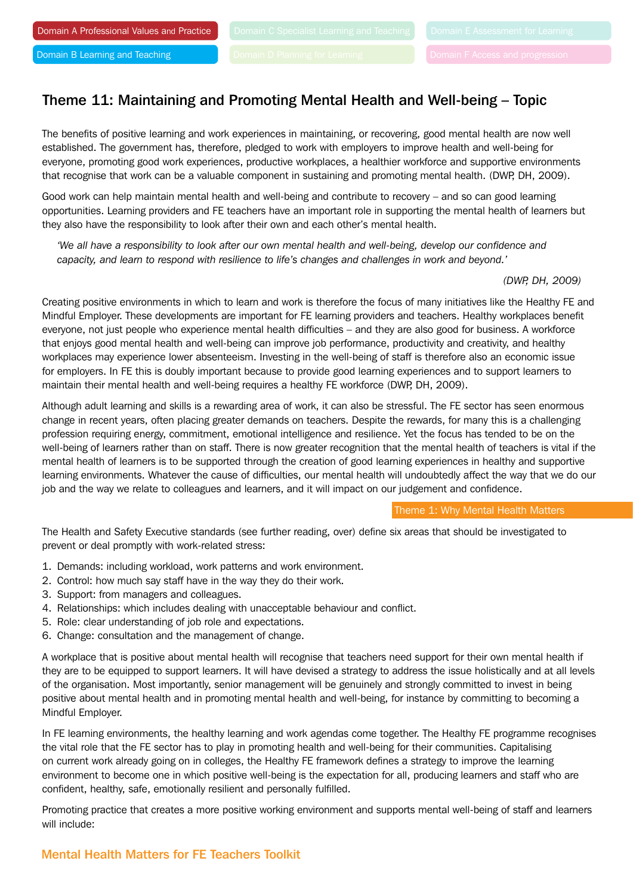# Theme 11: Maintaining and Promoting Mental Health and Well-being – Topic

The benefits of positive learning and work experiences in maintaining, or recovering, good mental health are now well established. The government has, therefore, pledged to work with employers to improve health and well-being for everyone, promoting good work experiences, productive workplaces, a healthier workforce and supportive environments that recognise that work can be a valuable component in sustaining and promoting mental health. (DWP, DH, 2009).

Good work can help maintain mental health and well-being and contribute to recovery – and so can good learning opportunities. Learning providers and FE teachers have an important role in supporting the mental health of learners but they also have the responsibility to look after their own and each other's mental health.

> 'We all have a responsibility to look after our own mental health and well-being, develop our confidence and capacity, and learn to respond with resilience to life's changes and challenges in work and beyond.'
>
> (DWP, DH, 2009)

Creating positive environments in which to learn and work is therefore the focus of many initiatives like the Healthy FE and Mindful Employer. These developments are important for FE learning providers and teachers. Healthy workplaces benefit everyone, not just people who experience mental health difficulties – and they are also good for business. A workforce that enjoys good mental health and well-being can improve job performance, productivity and creativity, and healthy workplaces may experience lower absenteeism. Investing in the well-being of staff is therefore also an economic issue for employers. In FE this is doubly important because to provide good learning experiences and to support learners to maintain their mental health and well-being requires a healthy FE workforce (DWP, DH, 2009).

Although adult learning and skills is a rewarding area of work, it can also be stressful. The FE sector has seen enormous change in recent years, often placing greater demands on teachers. Despite the rewards, for many this is a challenging profession requiring energy, commitment, emotional intelligence and resilience. Yet the focus has tended to be on the well-being of learners rather than on staff. There is now greater recognition that the mental health of teachers is vital if the mental health of learners is to be supported through the creation of good learning experiences in healthy and supportive learning environments. Whatever the cause of difficulties, our mental health will undoubtedly affect the way that we do our job and the way we relate to colleagues and learners, and it will impact on our judgement and confidence.

Theme 1: Why Mental Health Matters

The Health and Safety Executive standards (see further reading, over) define six areas that should be investigated to prevent or deal promptly with work-related stress:

1. Demands: including workload, work patterns and work environment.
2. Control: how much say staff have in the way they do their work.
3. Support: from managers and colleagues.
4. Relationships: which includes dealing with unacceptable behaviour and conflict.
5. Role: clear understanding of job role and expectations.
6. Change: consultation and the management of change.

A workplace that is positive about mental health will recognise that teachers need support for their own mental health if they are to be equipped to support learners. It will have devised a strategy to address the issue holistically and at all levels of the organisation. Most importantly, senior management will be genuinely and strongly committed to invest in being positive about mental health and in promoting mental health and well-being, for instance by committing to becoming a Mindful Employer.

In FE learning environments, the healthy learning and work agendas come together. The Healthy FE programme recognises the vital role that the FE sector has to play in promoting health and well-being for their communities. Capitalising on current work already going on in colleges, the Healthy FE framework defines a strategy to improve the learning environment to become one in which positive well-being is the expectation for all, producing learners and staff who are confident, healthy, safe, emotionally resilient and personally fulfilled.

Promoting practice that creates a more positive working environment and supports mental well-being of staff and learners will include: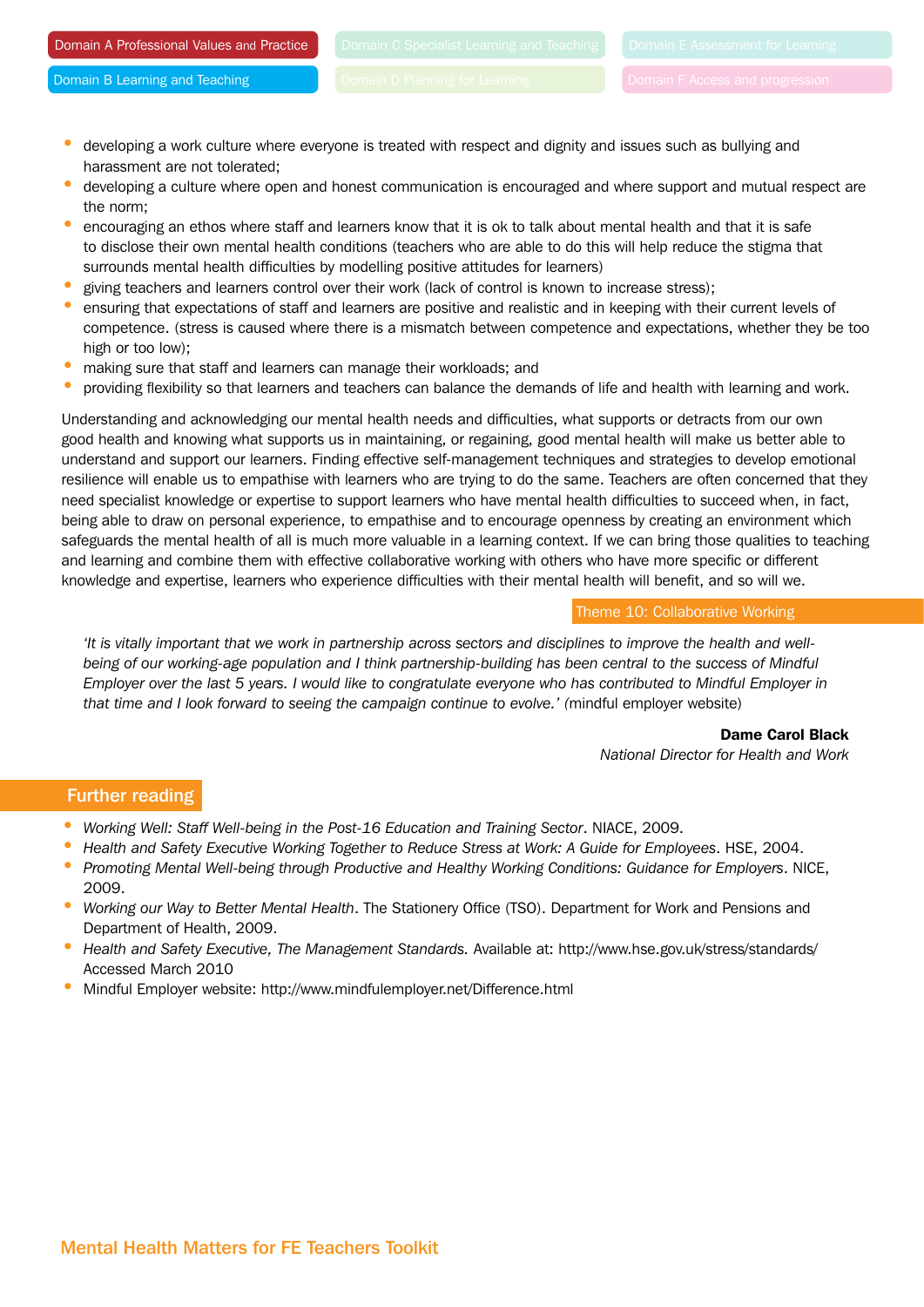- developing a work culture where everyone is treated with respect and dignity and issues such as bullying and harassment are not tolerated;
- developing a culture where open and honest communication is encouraged and where support and mutual respect are the norm;
- encouraging an ethos where staff and learners know that it is ok to talk about mental health and that it is safe to disclose their own mental health conditions (teachers who are able to do this will help reduce the stigma that surrounds mental health difficulties by modelling positive attitudes for learners)
- giving teachers and learners control over their work (lack of control is known to increase stress);
- ensuring that expectations of staff and learners are positive and realistic and in keeping with their current levels of competence. (stress is caused where there is a mismatch between competence and expectations, whether they be too high or too low);
- making sure that staff and learners can manage their workloads; and
- providing flexibility so that learners and teachers can balance the demands of life and health with learning and work.

Understanding and acknowledging our mental health needs and difficulties, what supports or detracts from our own good health and knowing what supports us in maintaining, or regaining, good mental health will make us better able to understand and support our learners. Finding effective self-management techniques and strategies to develop emotional resilience will enable us to empathise with learners who are trying to do the same. Teachers are often concerned that they need specialist knowledge or expertise to support learners who have mental health difficulties to succeed when, in fact, being able to draw on personal experience, to empathise and to encourage openness by creating an environment which safeguards the mental health of all is much more valuable in a learning context. If we can bring those qualities to teaching and learning and combine them with effective collaborative working with others who have more specific or different knowledge and expertise, learners who experience difficulties with their mental health will benefit, and so will we.

Theme 10: Collaborative Working

*'It is vitally important that we work in partnership across sectors and disciplines to improve the health and well-being of our working-age population and I think partnership-building has been central to the success of Mindful Employer over the last 5 years. I would like to congratulate everyone who has contributed to Mindful Employer in that time and I look forward to seeing the campaign continue to evolve.'* (mindful employer website)

**Dame Carol Black**
*National Director for Health and Work*

## Further reading

- *Working Well: Staff Well-being in the Post-16 Education and Training Sector*. NIACE, 2009.
- *Health and Safety Executive Working Together to Reduce Stress at Work: A Guide for Employees*. HSE, 2004.
- *Promoting Mental Well-being through Productive and Healthy Working Conditions: Guidance for Employers*. NICE, 2009.
- *Working our Way to Better Mental Health*. The Stationery Office (TSO). Department for Work and Pensions and Department of Health, 2009.
- *Health and Safety Executive, The Management Standards*. Available at: http://www.hse.gov.uk/stress/standards/ Accessed March 2010
- Mindful Employer website: http://www.mindfulemployer.net/Difference.html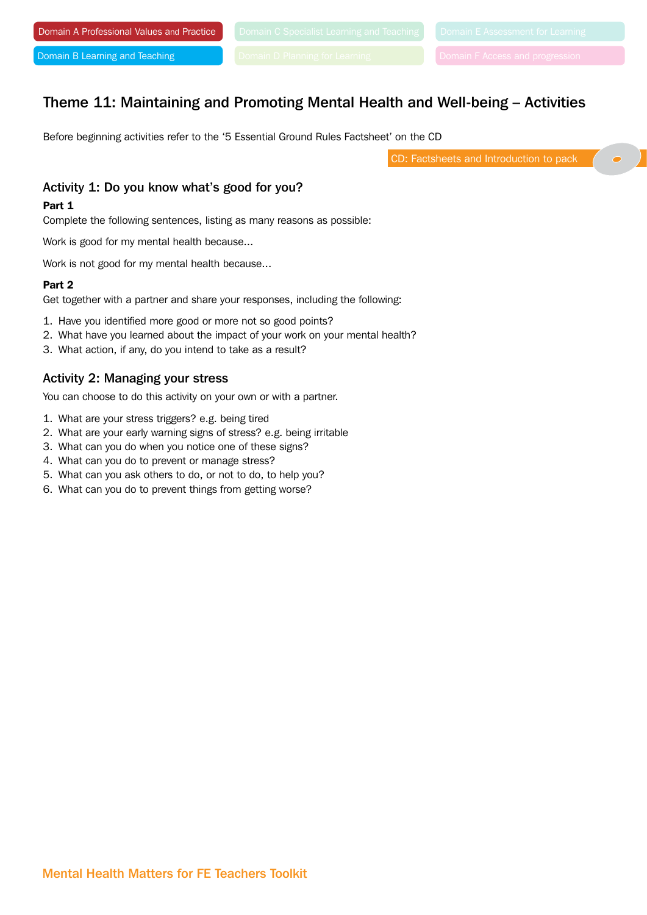Domain A Professional Values and Practice

Domain B Learning and Teaching

Domain C Specialist Learning and Teaching

Domain D Planning for Learning

Domain E Assessment for Learning

Domain F Access and progression

## Theme 11: Maintaining and Promoting Mental Health and Well-being – Activities

Before beginning activities refer to the '5 Essential Ground Rules Factsheet' on the CD

CD: Factsheets and Introduction to pack

### Activity 1: Do you know what's good for you?

**Part 1**

Complete the following sentences, listing as many reasons as possible:

Work is good for my mental health because...

Work is not good for my mental health because...

**Part 2**

Get together with a partner and share your responses, including the following:

1. Have you identified more good or more not so good points?
2. What have you learned about the impact of your work on your mental health?
3. What action, if any, do you intend to take as a result?

### Activity 2: Managing your stress

You can choose to do this activity on your own or with a partner.

1. What are your stress triggers? e.g. being tired
2. What are your early warning signs of stress? e.g. being irritable
3. What can you do when you notice one of these signs?
4. What can you do to prevent or manage stress?
5. What can you ask others to do, or not to do, to help you?
6. What can you do to prevent things from getting worse?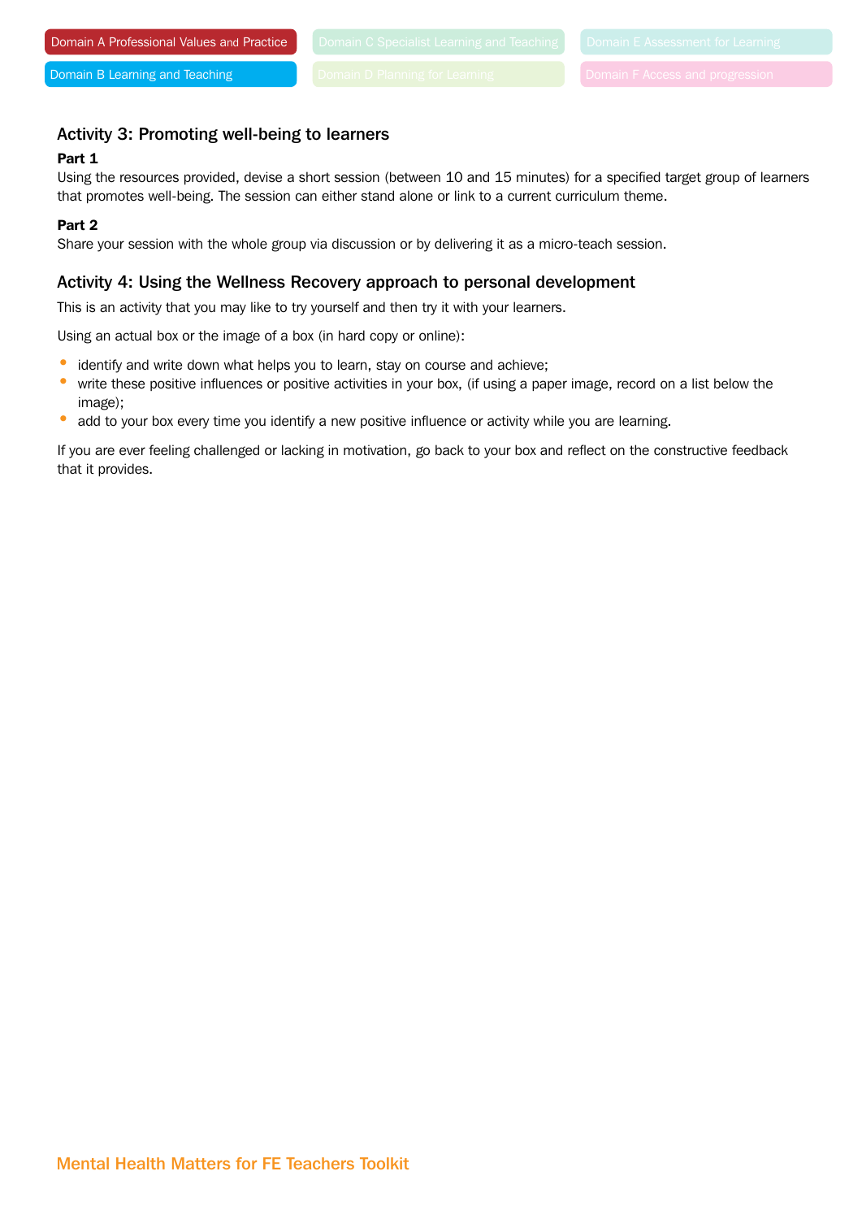Domain A Professional Values and Practice | Domain B Learning and Teaching | Domain C Specialist Learning and Teaching | Domain D Planning for Learning | Domain E Assessment for Learning | Domain F Access and progression

## Activity 3: Promoting well-being to learners

**Part 1**

Using the resources provided, devise a short session (between 10 and 15 minutes) for a specified target group of learners that promotes well-being. The session can either stand alone or link to a current curriculum theme.

**Part 2**

Share your session with the whole group via discussion or by delivering it as a micro-teach session.

## Activity 4: Using the Wellness Recovery approach to personal development

This is an activity that you may like to try yourself and then try it with your learners.

Using an actual box or the image of a box (in hard copy or online):

- identify and write down what helps you to learn, stay on course and achieve;
- write these positive influences or positive activities in your box, (if using a paper image, record on a list below the image);
- add to your box every time you identify a new positive influence or activity while you are learning.

If you are ever feeling challenged or lacking in motivation, go back to your box and reflect on the constructive feedback that it provides.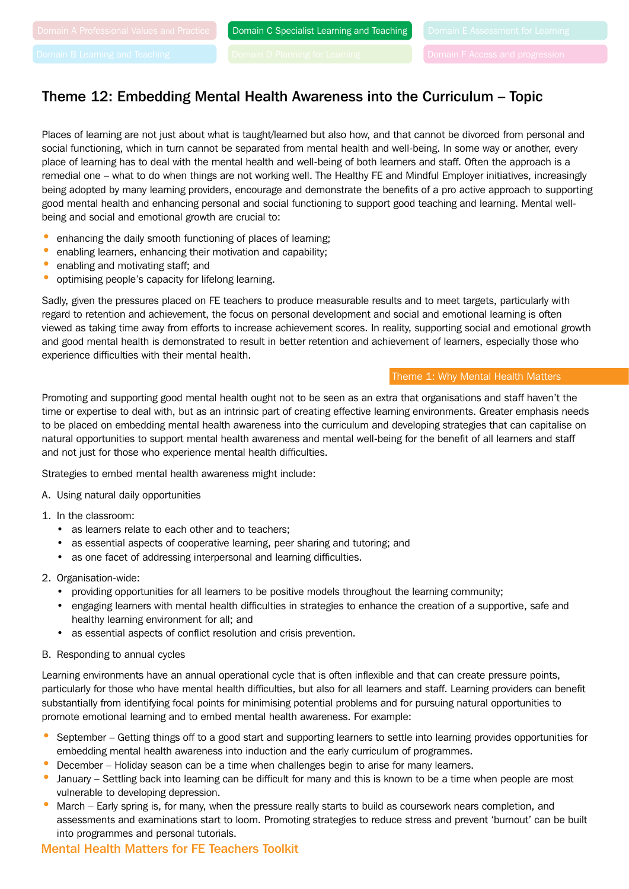# Theme 12: Embedding Mental Health Awareness into the Curriculum – Topic

Places of learning are not just about what is taught/learned but also how, and that cannot be divorced from personal and social functioning, which in turn cannot be separated from mental health and well-being. In some way or another, every place of learning has to deal with the mental health and well-being of both learners and staff. Often the approach is a remedial one – what to do when things are not working well. The Healthy FE and Mindful Employer initiatives, increasingly being adopted by many learning providers, encourage and demonstrate the benefits of a pro active approach to supporting good mental health and enhancing personal and social functioning to support good teaching and learning. Mental well-being and social and emotional growth are crucial to:

- enhancing the daily smooth functioning of places of learning;
- enabling learners, enhancing their motivation and capability;
- enabling and motivating staff; and
- optimising people's capacity for lifelong learning.

Sadly, given the pressures placed on FE teachers to produce measurable results and to meet targets, particularly with regard to retention and achievement, the focus on personal development and social and emotional learning is often viewed as taking time away from efforts to increase achievement scores. In reality, supporting social and emotional growth and good mental health is demonstrated to result in better retention and achievement of learners, especially those who experience difficulties with their mental health.

Theme 1: Why Mental Health Matters

Promoting and supporting good mental health ought not to be seen as an extra that organisations and staff haven't the time or expertise to deal with, but as an intrinsic part of creating effective learning environments. Greater emphasis needs to be placed on embedding mental health awareness into the curriculum and developing strategies that can capitalise on natural opportunities to support mental health awareness and mental well-being for the benefit of all learners and staff and not just for those who experience mental health difficulties.

Strategies to embed mental health awareness might include:

A. Using natural daily opportunities

1. In the classroom:
   - as learners relate to each other and to teachers;
   - as essential aspects of cooperative learning, peer sharing and tutoring; and
   - as one facet of addressing interpersonal and learning difficulties.
2. Organisation-wide:
   - providing opportunities for all learners to be positive models throughout the learning community;
   - engaging learners with mental health difficulties in strategies to enhance the creation of a supportive, safe and healthy learning environment for all; and
   - as essential aspects of conflict resolution and crisis prevention.

B. Responding to annual cycles

Learning environments have an annual operational cycle that is often inflexible and that can create pressure points, particularly for those who have mental health difficulties, but also for all learners and staff. Learning providers can benefit substantially from identifying focal points for minimising potential problems and for pursuing natural opportunities to promote emotional learning and to embed mental health awareness. For example:

- September – Getting things off to a good start and supporting learners to settle into learning provides opportunities for embedding mental health awareness into induction and the early curriculum of programmes.
- December – Holiday season can be a time when challenges begin to arise for many learners.
- January – Settling back into learning can be difficult for many and this is known to be a time when people are most vulnerable to developing depression.
- March – Early spring is, for many, when the pressure really starts to build as coursework nears completion, and assessments and examinations start to loom. Promoting strategies to reduce stress and prevent 'burnout' can be built into programmes and personal tutorials.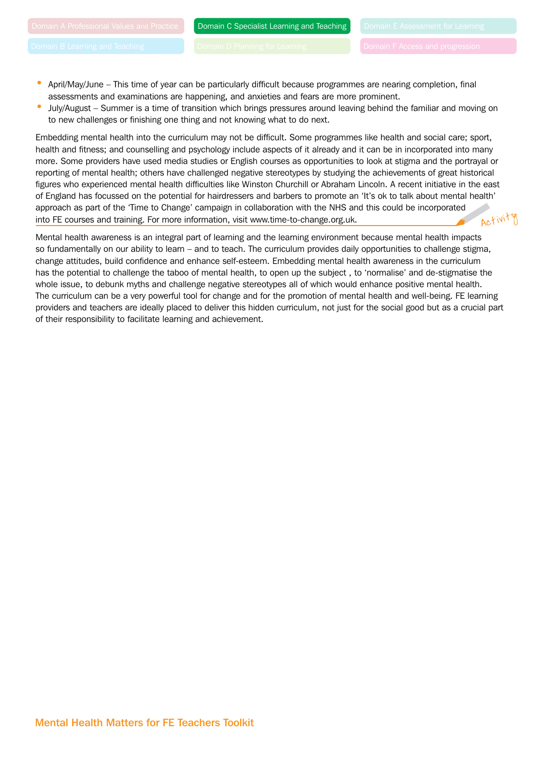- April/May/June – This time of year can be particularly difficult because programmes are nearing completion, final assessments and examinations are happening, and anxieties and fears are more prominent.
- July/August – Summer is a time of transition which brings pressures around leaving behind the familiar and moving on to new challenges or finishing one thing and not knowing what to do next.

Embedding mental health into the curriculum may not be difficult. Some programmes like health and social care; sport, health and fitness; and counselling and psychology include aspects of it already and it can be in incorporated into many more. Some providers have used media studies or English courses as opportunities to look at stigma and the portrayal or reporting of mental health; others have challenged negative stereotypes by studying the achievements of great historical figures who experienced mental health difficulties like Winston Churchill or Abraham Lincoln. A recent initiative in the east of England has focussed on the potential for hairdressers and barbers to promote an 'It's ok to talk about mental health' approach as part of the 'Time to Change' campaign in collaboration with the NHS and this could be incorporated into FE courses and training. For more information, visit www.time-to-change.org.uk.

Activity

Mental health awareness is an integral part of learning and the learning environment because mental health impacts so fundamentally on our ability to learn – and to teach. The curriculum provides daily opportunities to challenge stigma, change attitudes, build confidence and enhance self-esteem. Embedding mental health awareness in the curriculum has the potential to challenge the taboo of mental health, to open up the subject , to 'normalise' and de-stigmatise the whole issue, to debunk myths and challenge negative stereotypes all of which would enhance positive mental health. The curriculum can be a very powerful tool for change and for the promotion of mental health and well-being. FE learning providers and teachers are ideally placed to deliver this hidden curriculum, not just for the social good but as a crucial part of their responsibility to facilitate learning and achievement.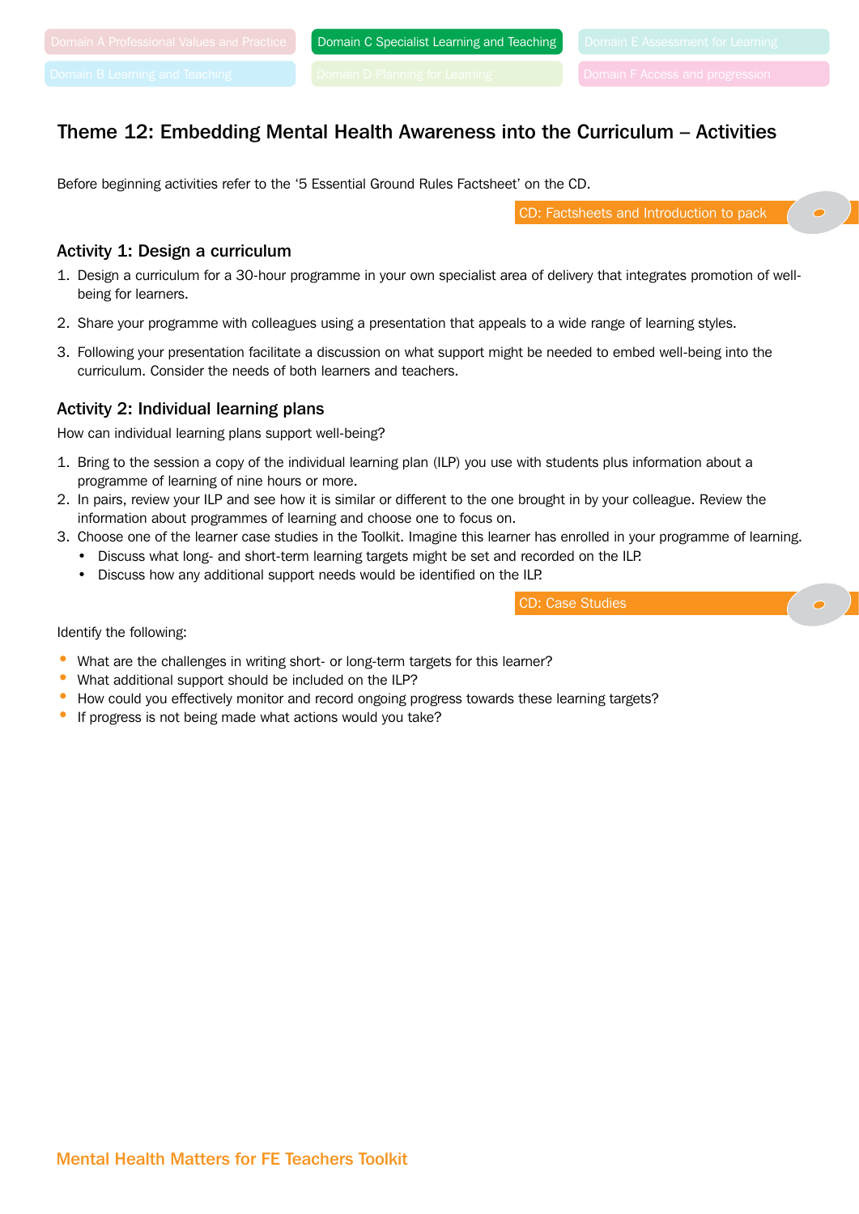Domain A Professional Values and Practice | Domain B Learning and Teaching | Domain C Specialist Learning and Teaching | Domain D Planning for Learning | Domain E Assessment for Learning | Domain F Access and progression

## Theme 12: Embedding Mental Health Awareness into the Curriculum – Activities

Before beginning activities refer to the ‘5 Essential Ground Rules Factsheet’ on the CD.

CD: Factsheets and Introduction to pack

### Activity 1: Design a curriculum

1. Design a curriculum for a 30-hour programme in your own specialist area of delivery that integrates promotion of well-being for learners.
2. Share your programme with colleagues using a presentation that appeals to a wide range of learning styles.
3. Following your presentation facilitate a discussion on what support might be needed to embed well-being into the curriculum. Consider the needs of both learners and teachers.

### Activity 2: Individual learning plans

How can individual learning plans support well-being?

1. Bring to the session a copy of the individual learning plan (ILP) you use with students plus information about a programme of learning of nine hours or more.
2. In pairs, review your ILP and see how it is similar or different to the one brought in by your colleague. Review the information about programmes of learning and choose one to focus on.
3. Choose one of the learner case studies in the Toolkit. Imagine this learner has enrolled in your programme of learning.
   - Discuss what long- and short-term learning targets might be set and recorded on the ILP.
   - Discuss how any additional support needs would be identified on the ILP.

CD: Case Studies

Identify the following:

- What are the challenges in writing short- or long-term targets for this learner?
- What additional support should be included on the ILP?
- How could you effectively monitor and record ongoing progress towards these learning targets?
- If progress is not being made what actions would you take?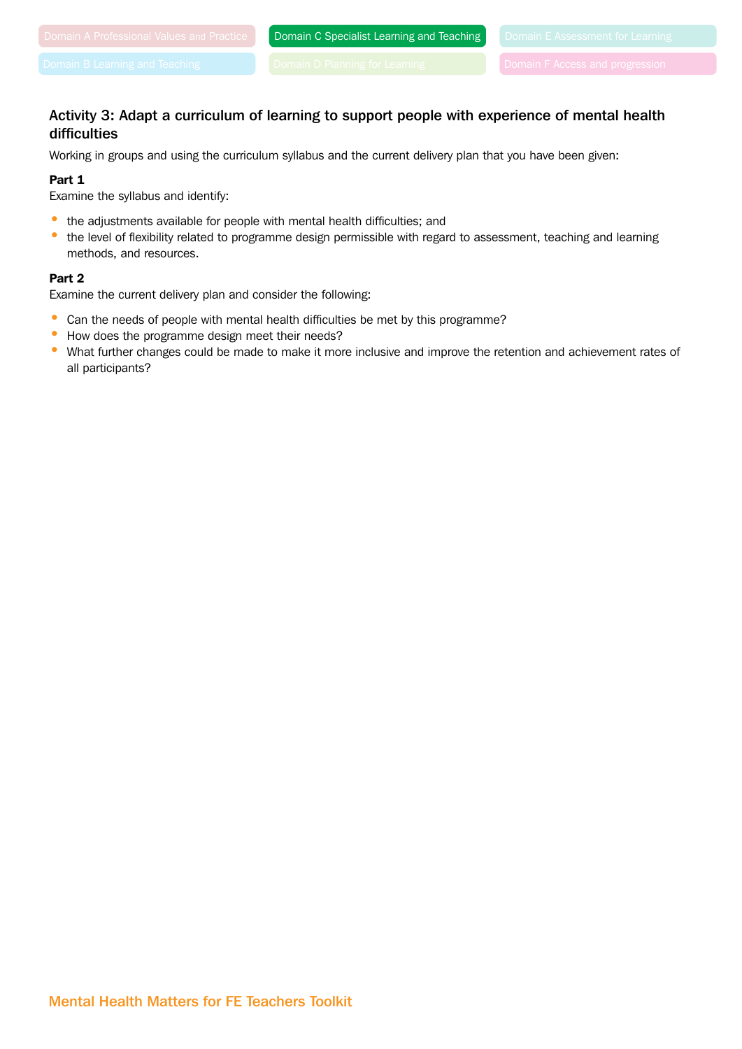Domain A Professional Values and Practice
Domain B Learning and Teaching
Domain C Specialist Learning and Teaching
Domain D Planning for Learning
Domain E Assessment for Learning
Domain F Access and progression

## Activity 3: Adapt a curriculum of learning to support people with experience of mental health difficulties

Working in groups and using the curriculum syllabus and the current delivery plan that you have been given:

**Part 1**

Examine the syllabus and identify:

- the adjustments available for people with mental health difficulties; and
- the level of flexibility related to programme design permissible with regard to assessment, teaching and learning methods, and resources.

**Part 2**

Examine the current delivery plan and consider the following:

- Can the needs of people with mental health difficulties be met by this programme?
- How does the programme design meet their needs?
- What further changes could be made to make it more inclusive and improve the retention and achievement rates of all participants?